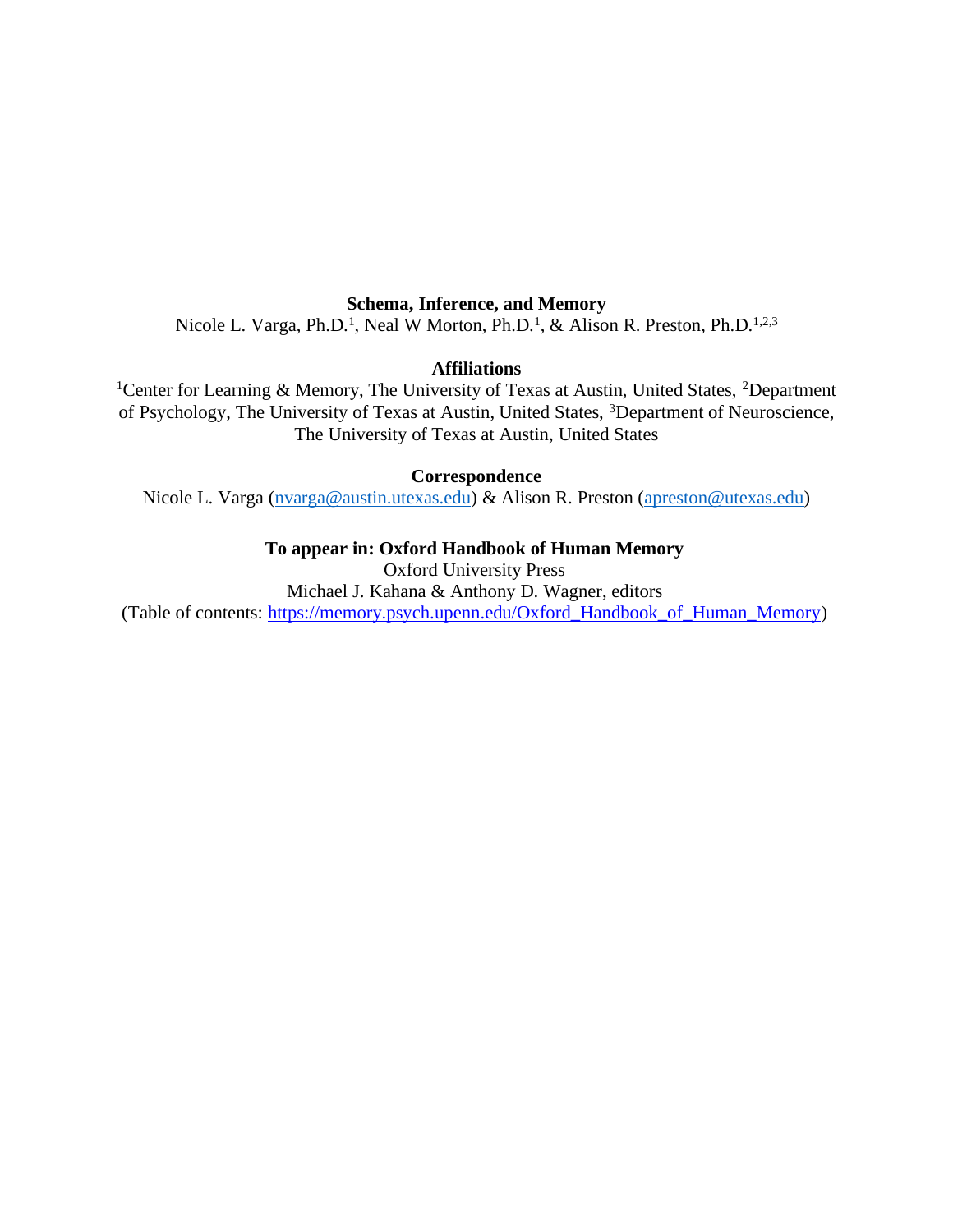# Schema, Inference, and Memory

Nicole L. Varga, Ph.D.[1], Neal W Morton, Ph.D.[1], & Alison R. Preston, Ph.D.[1,2,3]

**Affiliations**

[1]Center for Learning & Memory, The University of Texas at Austin, United States, [2]Department of Psychology, The University of Texas at Austin, United States, [3]Department of Neuroscience, The University of Texas at Austin, United States

**Correspondence**

Nicole L. Varga (nvarga@austin.utexas.edu) & Alison R. Preston (apreston@utexas.edu)

**To appear in: Oxford Handbook of Human Memory**

Oxford University Press

Michael J. Kahana & Anthony D. Wagner, editors

(Table of contents: https://memory.psych.upenn.edu/Oxford_Handbook_of_Human_Memory)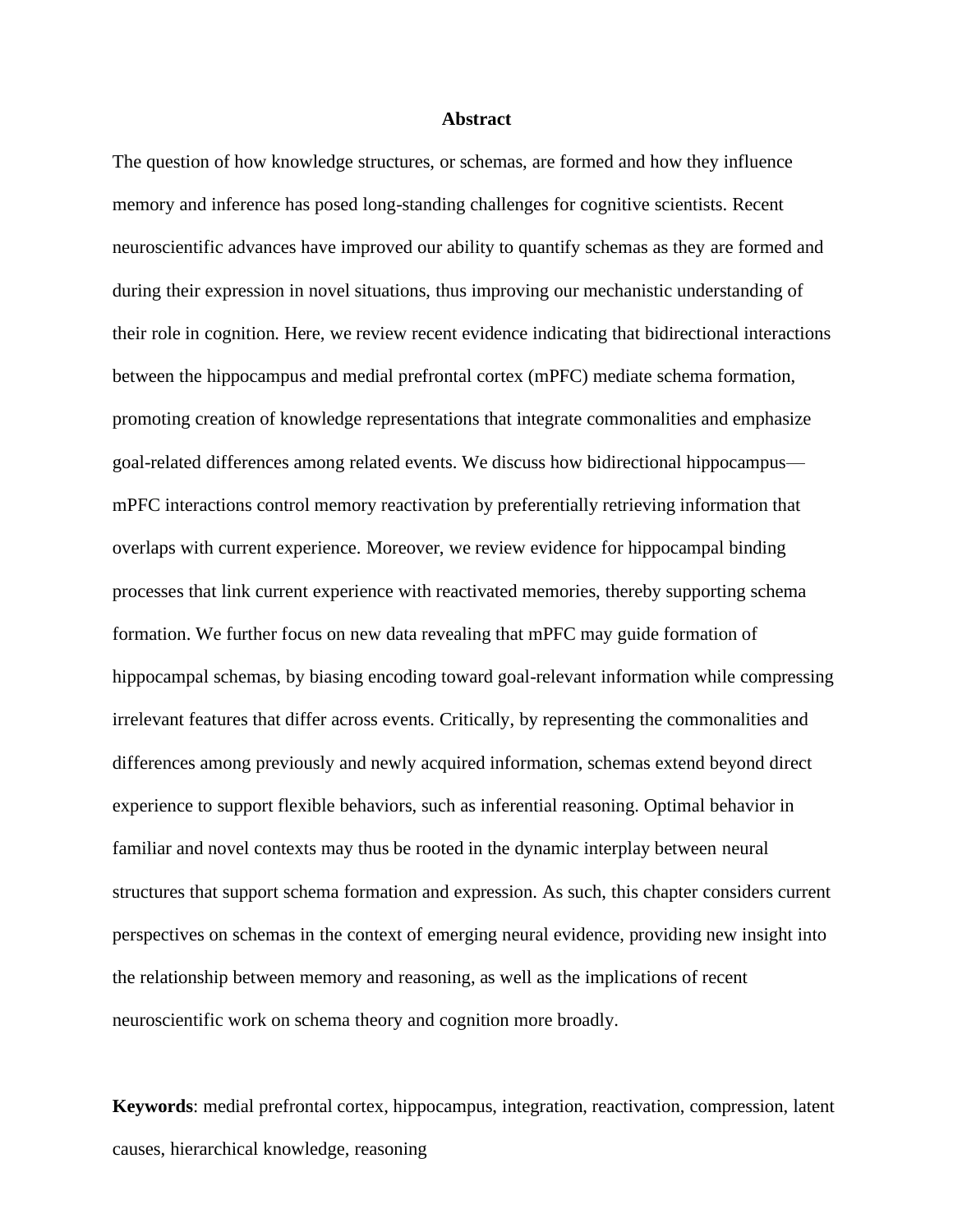## Abstract

The question of how knowledge structures, or schemas, are formed and how they influence memory and inference has posed long-standing challenges for cognitive scientists. Recent neuroscientific advances have improved our ability to quantify schemas as they are formed and during their expression in novel situations, thus improving our mechanistic understanding of their role in cognition. Here, we review recent evidence indicating that bidirectional interactions between the hippocampus and medial prefrontal cortex (mPFC) mediate schema formation, promoting creation of knowledge representations that integrate commonalities and emphasize goal-related differences among related events. We discuss how bidirectional hippocampus—mPFC interactions control memory reactivation by preferentially retrieving information that overlaps with current experience. Moreover, we review evidence for hippocampal binding processes that link current experience with reactivated memories, thereby supporting schema formation. We further focus on new data revealing that mPFC may guide formation of hippocampal schemas, by biasing encoding toward goal-relevant information while compressing irrelevant features that differ across events. Critically, by representing the commonalities and differences among previously and newly acquired information, schemas extend beyond direct experience to support flexible behaviors, such as inferential reasoning. Optimal behavior in familiar and novel contexts may thus be rooted in the dynamic interplay between neural structures that support schema formation and expression. As such, this chapter considers current perspectives on schemas in the context of emerging neural evidence, providing new insight into the relationship between memory and reasoning, as well as the implications of recent neuroscientific work on schema theory and cognition more broadly.

**Keywords**: medial prefrontal cortex, hippocampus, integration, reactivation, compression, latent causes, hierarchical knowledge, reasoning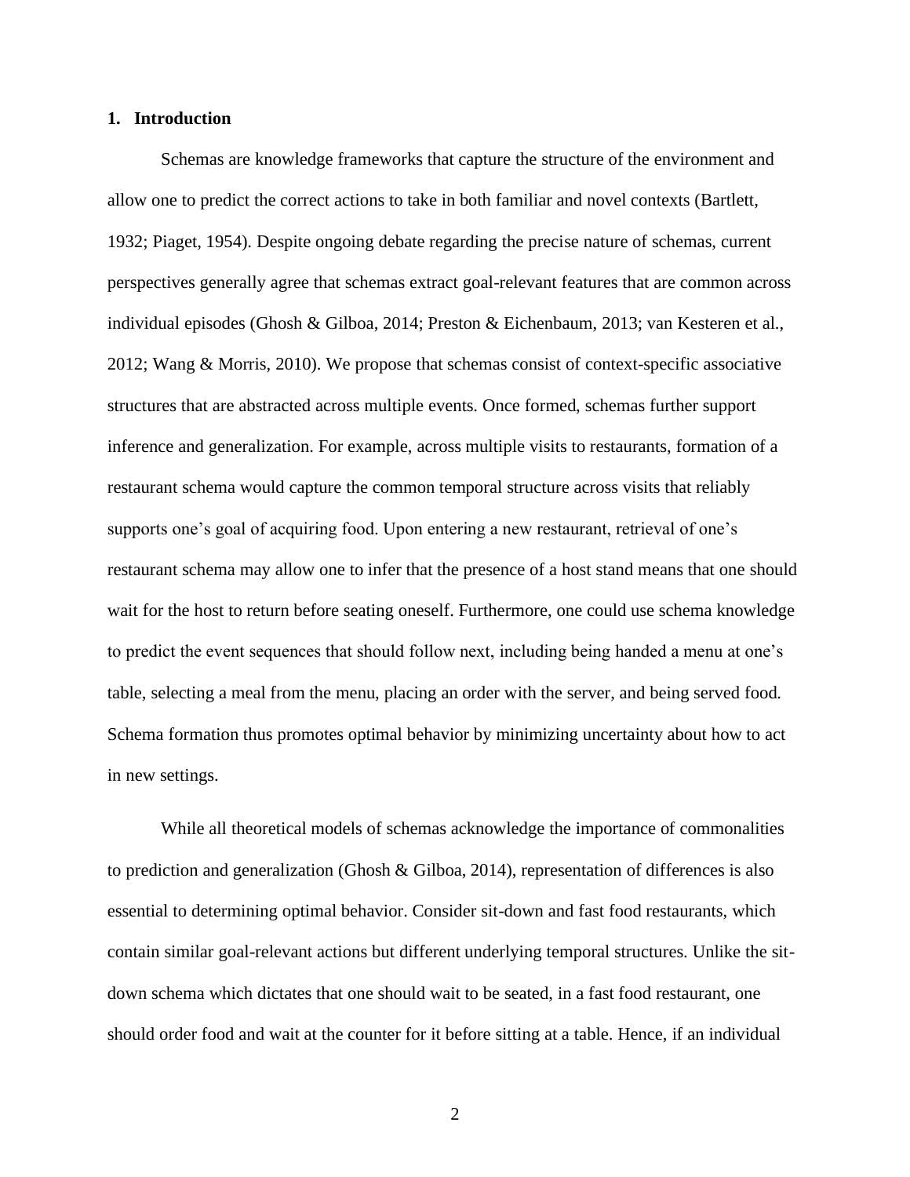## 1. Introduction

Schemas are knowledge frameworks that capture the structure of the environment and allow one to predict the correct actions to take in both familiar and novel contexts (Bartlett, 1932; Piaget, 1954). Despite ongoing debate regarding the precise nature of schemas, current perspectives generally agree that schemas extract goal-relevant features that are common across individual episodes (Ghosh & Gilboa, 2014; Preston & Eichenbaum, 2013; van Kesteren et al., 2012; Wang & Morris, 2010). We propose that schemas consist of context-specific associative structures that are abstracted across multiple events. Once formed, schemas further support inference and generalization. For example, across multiple visits to restaurants, formation of a restaurant schema would capture the common temporal structure across visits that reliably supports one's goal of acquiring food. Upon entering a new restaurant, retrieval of one's restaurant schema may allow one to infer that the presence of a host stand means that one should wait for the host to return before seating oneself. Furthermore, one could use schema knowledge to predict the event sequences that should follow next, including being handed a menu at one's table, selecting a meal from the menu, placing an order with the server, and being served food. Schema formation thus promotes optimal behavior by minimizing uncertainty about how to act in new settings.

While all theoretical models of schemas acknowledge the importance of commonalities to prediction and generalization (Ghosh & Gilboa, 2014), representation of differences is also essential to determining optimal behavior. Consider sit-down and fast food restaurants, which contain similar goal-relevant actions but different underlying temporal structures. Unlike the sit-down schema which dictates that one should wait to be seated, in a fast food restaurant, one should order food and wait at the counter for it before sitting at a table. Hence, if an individual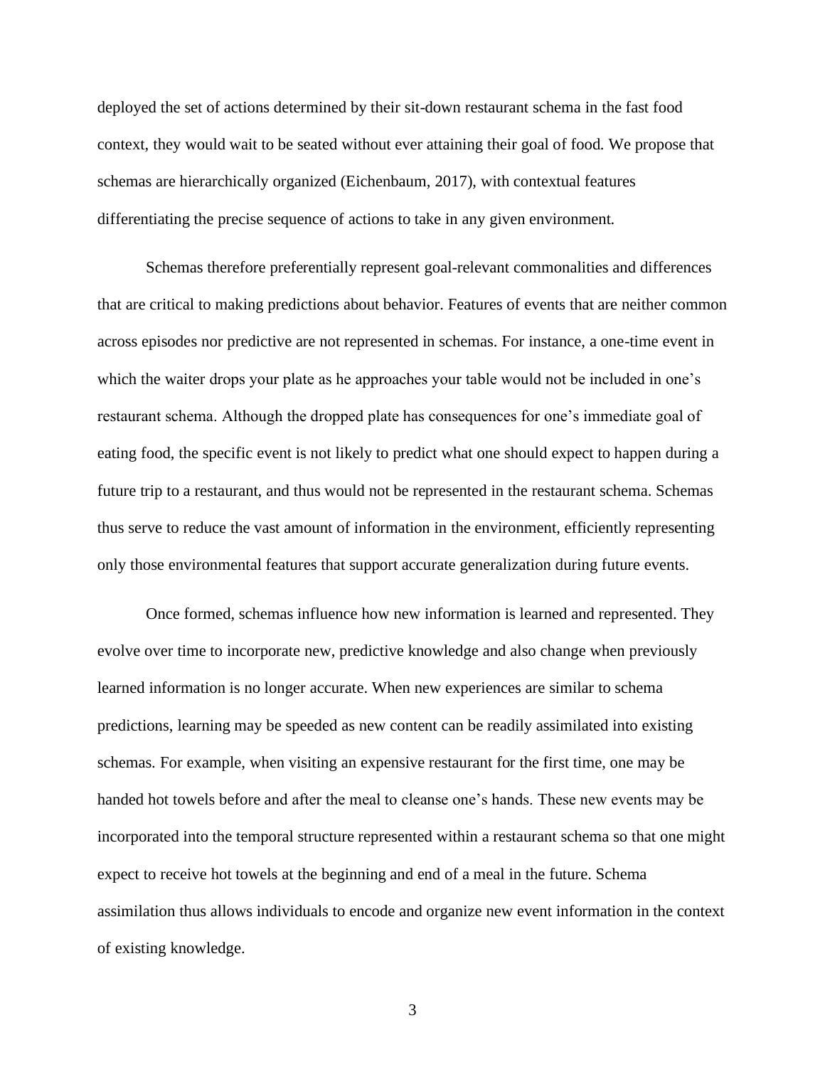deployed the set of actions determined by their sit-down restaurant schema in the fast food context, they would wait to be seated without ever attaining their goal of food. We propose that schemas are hierarchically organized (Eichenbaum, 2017), with contextual features differentiating the precise sequence of actions to take in any given environment.

Schemas therefore preferentially represent goal-relevant commonalities and differences that are critical to making predictions about behavior. Features of events that are neither common across episodes nor predictive are not represented in schemas. For instance, a one-time event in which the waiter drops your plate as he approaches your table would not be included in one's restaurant schema. Although the dropped plate has consequences for one's immediate goal of eating food, the specific event is not likely to predict what one should expect to happen during a future trip to a restaurant, and thus would not be represented in the restaurant schema. Schemas thus serve to reduce the vast amount of information in the environment, efficiently representing only those environmental features that support accurate generalization during future events.

Once formed, schemas influence how new information is learned and represented. They evolve over time to incorporate new, predictive knowledge and also change when previously learned information is no longer accurate. When new experiences are similar to schema predictions, learning may be speeded as new content can be readily assimilated into existing schemas. For example, when visiting an expensive restaurant for the first time, one may be handed hot towels before and after the meal to cleanse one's hands. These new events may be incorporated into the temporal structure represented within a restaurant schema so that one might expect to receive hot towels at the beginning and end of a meal in the future. Schema assimilation thus allows individuals to encode and organize new event information in the context of existing knowledge.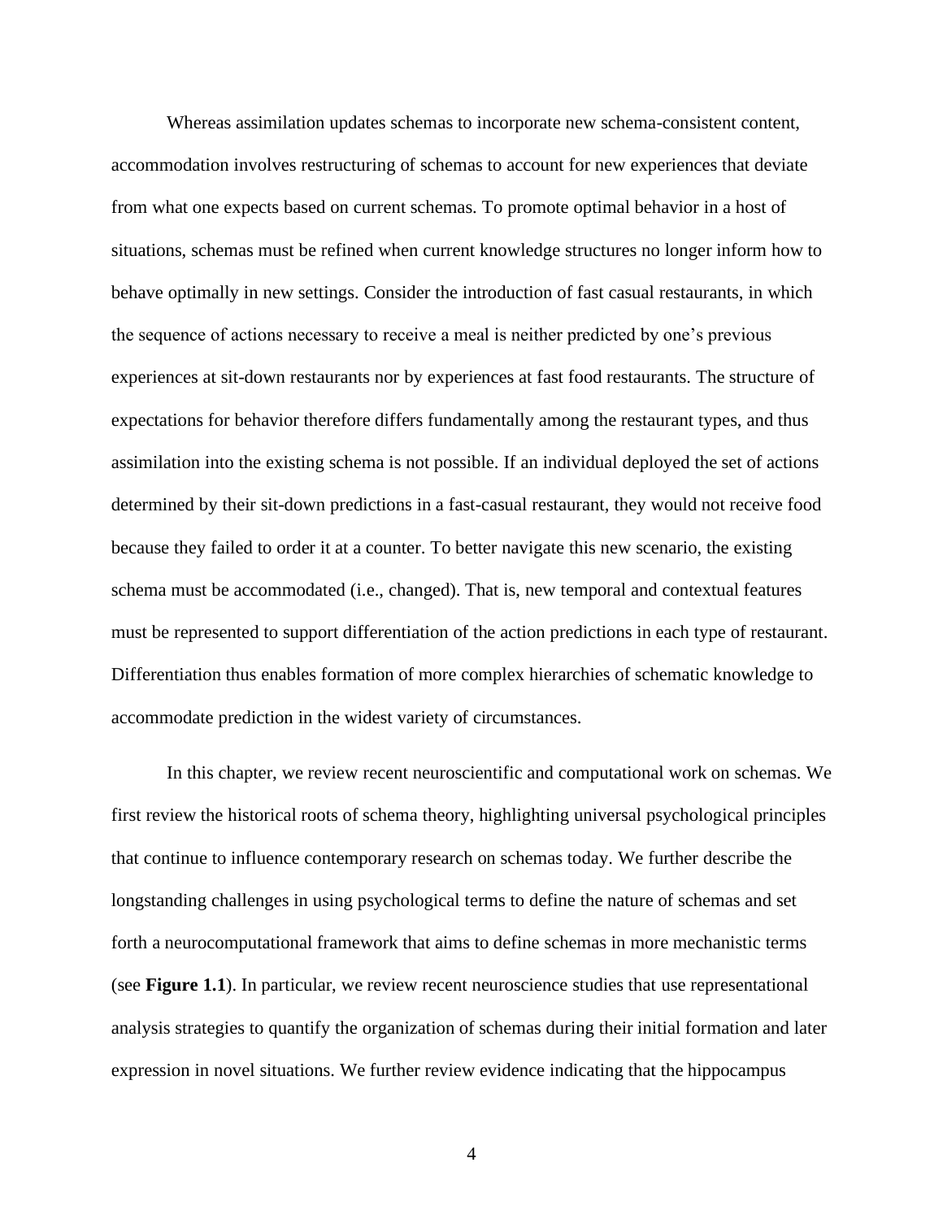Whereas assimilation updates schemas to incorporate new schema-consistent content, accommodation involves restructuring of schemas to account for new experiences that deviate from what one expects based on current schemas. To promote optimal behavior in a host of situations, schemas must be refined when current knowledge structures no longer inform how to behave optimally in new settings. Consider the introduction of fast casual restaurants, in which the sequence of actions necessary to receive a meal is neither predicted by one's previous experiences at sit-down restaurants nor by experiences at fast food restaurants. The structure of expectations for behavior therefore differs fundamentally among the restaurant types, and thus assimilation into the existing schema is not possible. If an individual deployed the set of actions determined by their sit-down predictions in a fast-casual restaurant, they would not receive food because they failed to order it at a counter. To better navigate this new scenario, the existing schema must be accommodated (i.e., changed). That is, new temporal and contextual features must be represented to support differentiation of the action predictions in each type of restaurant. Differentiation thus enables formation of more complex hierarchies of schematic knowledge to accommodate prediction in the widest variety of circumstances.

In this chapter, we review recent neuroscientific and computational work on schemas. We first review the historical roots of schema theory, highlighting universal psychological principles that continue to influence contemporary research on schemas today. We further describe the longstanding challenges in using psychological terms to define the nature of schemas and set forth a neurocomputational framework that aims to define schemas in more mechanistic terms (see **Figure 1.1**). In particular, we review recent neuroscience studies that use representational analysis strategies to quantify the organization of schemas during their initial formation and later expression in novel situations. We further review evidence indicating that the hippocampus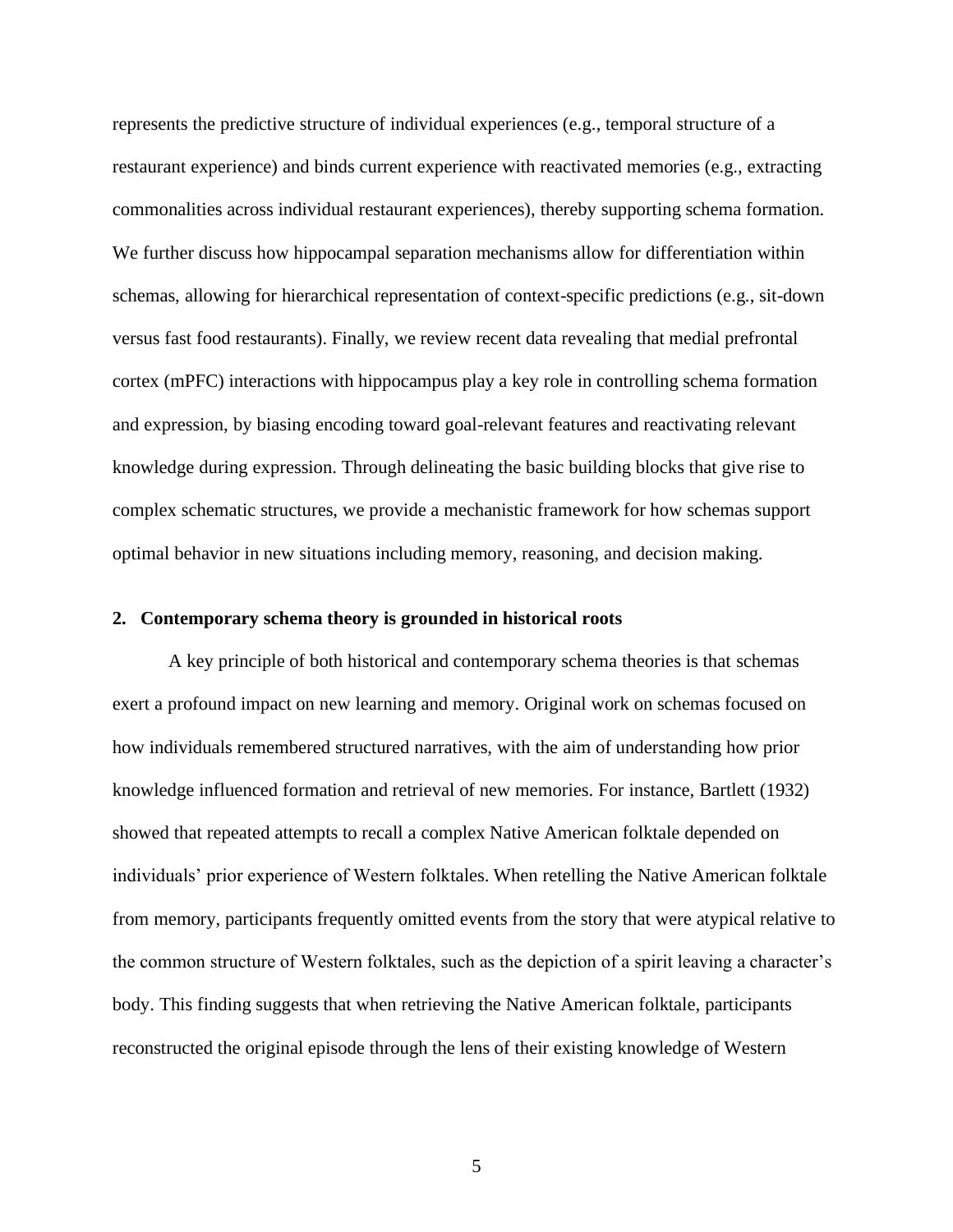represents the predictive structure of individual experiences (e.g., temporal structure of a restaurant experience) and binds current experience with reactivated memories (e.g., extracting commonalities across individual restaurant experiences), thereby supporting schema formation. We further discuss how hippocampal separation mechanisms allow for differentiation within schemas, allowing for hierarchical representation of context-specific predictions (e.g., sit-down versus fast food restaurants). Finally, we review recent data revealing that medial prefrontal cortex (mPFC) interactions with hippocampus play a key role in controlling schema formation and expression, by biasing encoding toward goal-relevant features and reactivating relevant knowledge during expression. Through delineating the basic building blocks that give rise to complex schematic structures, we provide a mechanistic framework for how schemas support optimal behavior in new situations including memory, reasoning, and decision making.

## 2. Contemporary schema theory is grounded in historical roots

A key principle of both historical and contemporary schema theories is that schemas exert a profound impact on new learning and memory. Original work on schemas focused on how individuals remembered structured narratives, with the aim of understanding how prior knowledge influenced formation and retrieval of new memories. For instance, Bartlett (1932) showed that repeated attempts to recall a complex Native American folktale depended on individuals' prior experience of Western folktales. When retelling the Native American folktale from memory, participants frequently omitted events from the story that were atypical relative to the common structure of Western folktales, such as the depiction of a spirit leaving a character's body. This finding suggests that when retrieving the Native American folktale, participants reconstructed the original episode through the lens of their existing knowledge of Western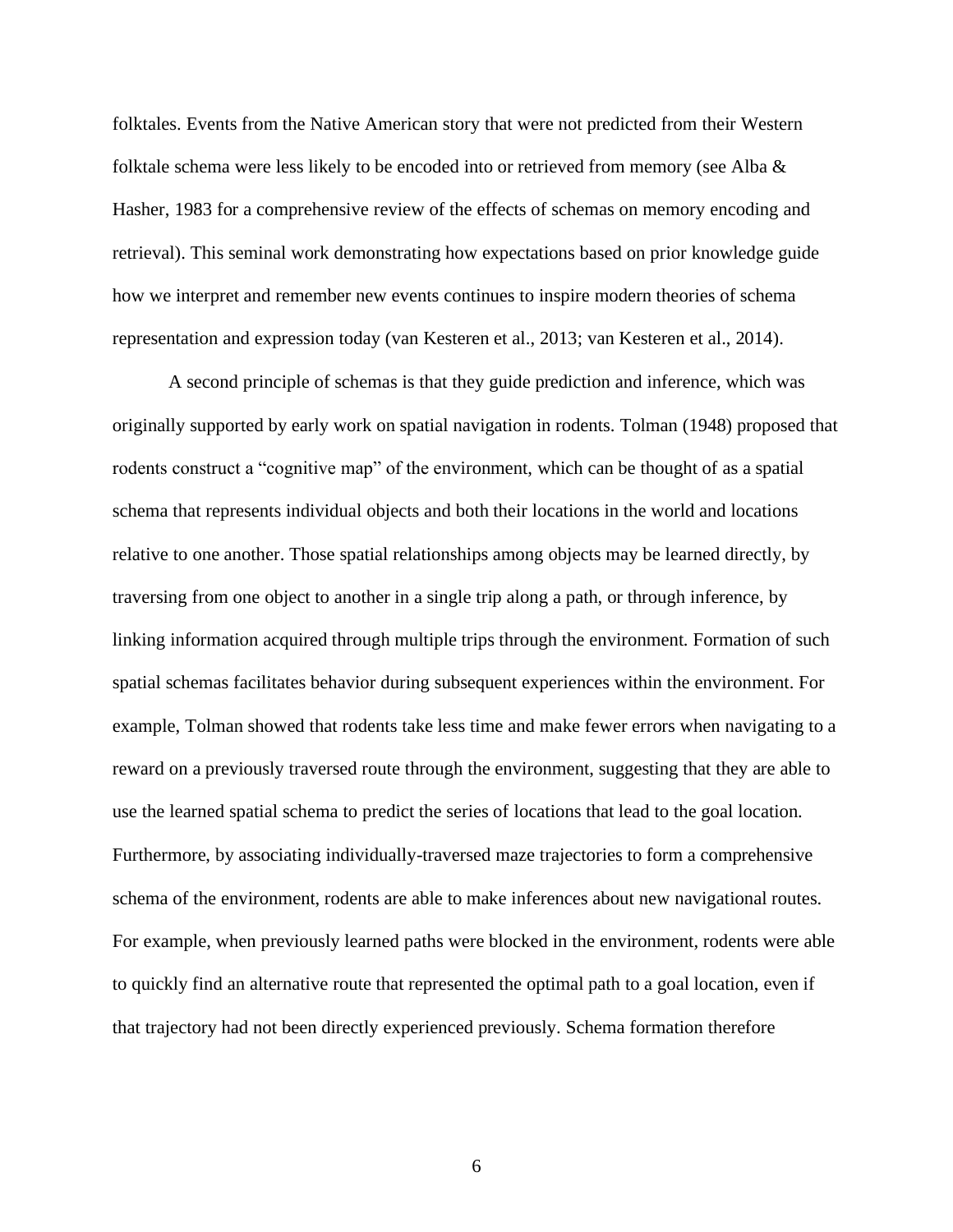folktales. Events from the Native American story that were not predicted from their Western folktale schema were less likely to be encoded into or retrieved from memory (see Alba & Hasher, 1983 for a comprehensive review of the effects of schemas on memory encoding and retrieval). This seminal work demonstrating how expectations based on prior knowledge guide how we interpret and remember new events continues to inspire modern theories of schema representation and expression today (van Kesteren et al., 2013; van Kesteren et al., 2014).

A second principle of schemas is that they guide prediction and inference, which was originally supported by early work on spatial navigation in rodents. Tolman (1948) proposed that rodents construct a "cognitive map" of the environment, which can be thought of as a spatial schema that represents individual objects and both their locations in the world and locations relative to one another. Those spatial relationships among objects may be learned directly, by traversing from one object to another in a single trip along a path, or through inference, by linking information acquired through multiple trips through the environment. Formation of such spatial schemas facilitates behavior during subsequent experiences within the environment. For example, Tolman showed that rodents take less time and make fewer errors when navigating to a reward on a previously traversed route through the environment, suggesting that they are able to use the learned spatial schema to predict the series of locations that lead to the goal location. Furthermore, by associating individually-traversed maze trajectories to form a comprehensive schema of the environment, rodents are able to make inferences about new navigational routes. For example, when previously learned paths were blocked in the environment, rodents were able to quickly find an alternative route that represented the optimal path to a goal location, even if that trajectory had not been directly experienced previously. Schema formation therefore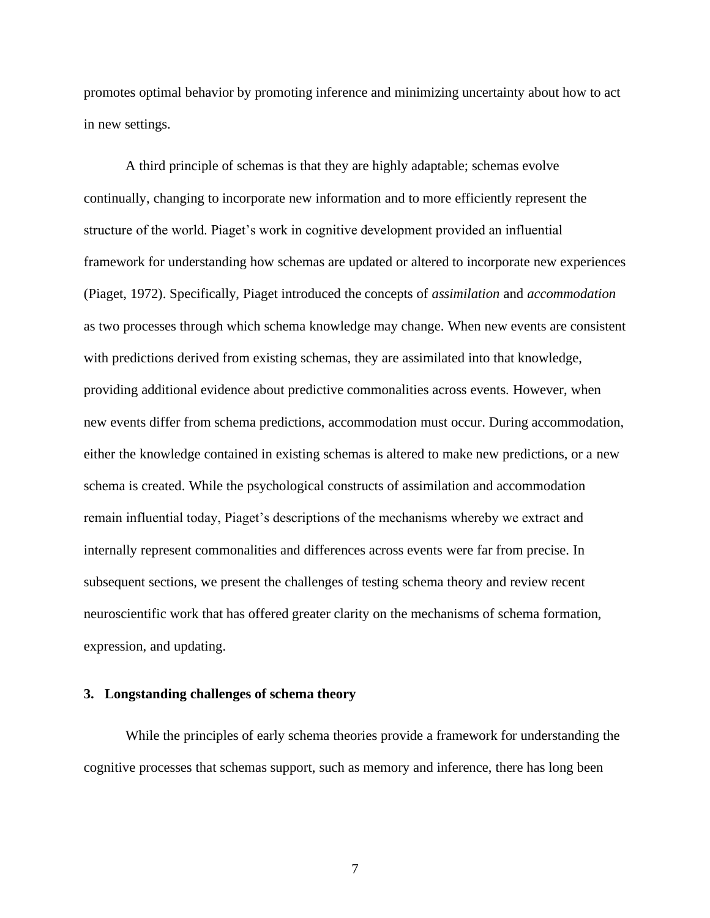promotes optimal behavior by promoting inference and minimizing uncertainty about how to act in new settings.

A third principle of schemas is that they are highly adaptable; schemas evolve continually, changing to incorporate new information and to more efficiently represent the structure of the world. Piaget's work in cognitive development provided an influential framework for understanding how schemas are updated or altered to incorporate new experiences (Piaget, 1972). Specifically, Piaget introduced the concepts of *assimilation* and *accommodation* as two processes through which schema knowledge may change. When new events are consistent with predictions derived from existing schemas, they are assimilated into that knowledge, providing additional evidence about predictive commonalities across events. However, when new events differ from schema predictions, accommodation must occur. During accommodation, either the knowledge contained in existing schemas is altered to make new predictions, or a new schema is created. While the psychological constructs of assimilation and accommodation remain influential today, Piaget's descriptions of the mechanisms whereby we extract and internally represent commonalities and differences across events were far from precise. In subsequent sections, we present the challenges of testing schema theory and review recent neuroscientific work that has offered greater clarity on the mechanisms of schema formation, expression, and updating.

## 3. Longstanding challenges of schema theory

While the principles of early schema theories provide a framework for understanding the cognitive processes that schemas support, such as memory and inference, there has long been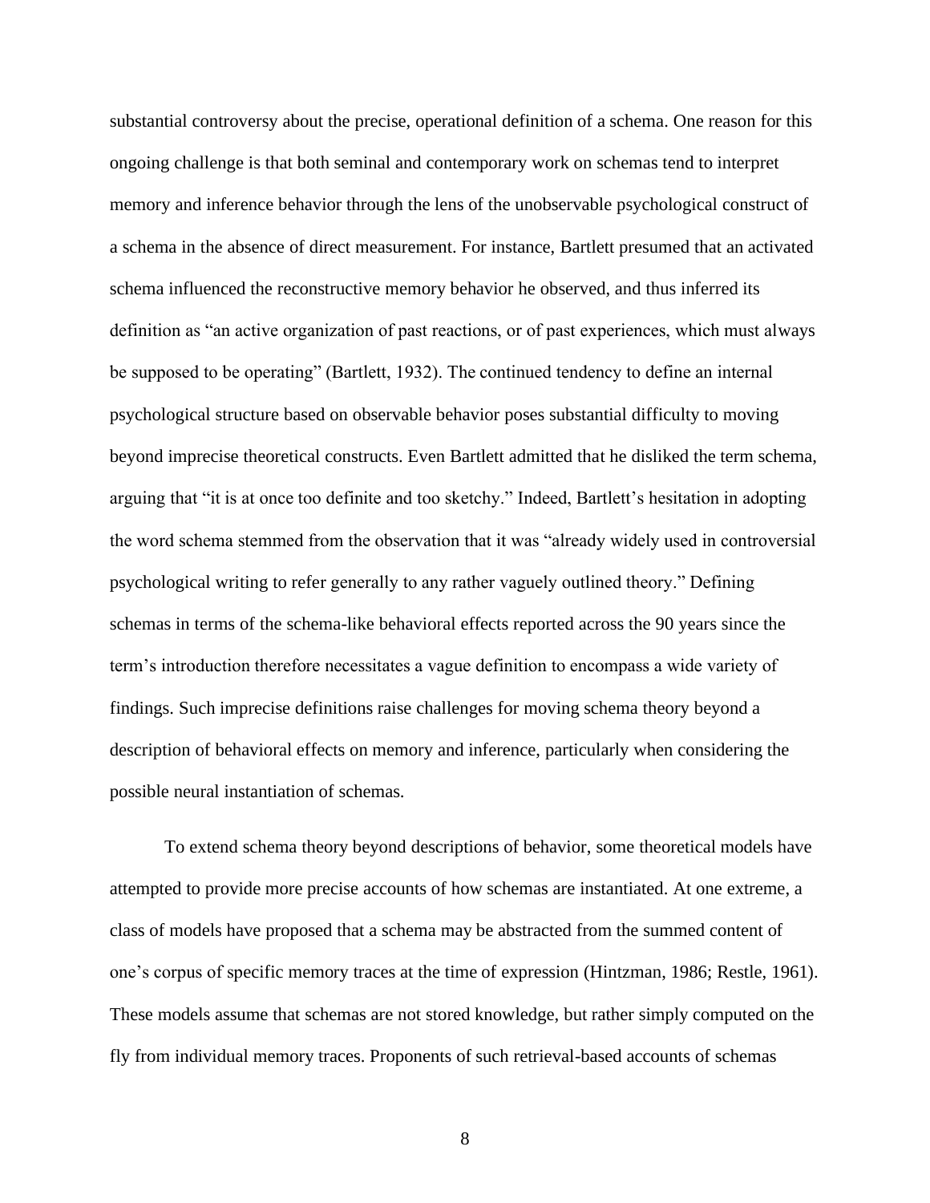substantial controversy about the precise, operational definition of a schema. One reason for this ongoing challenge is that both seminal and contemporary work on schemas tend to interpret memory and inference behavior through the lens of the unobservable psychological construct of a schema in the absence of direct measurement. For instance, Bartlett presumed that an activated schema influenced the reconstructive memory behavior he observed, and thus inferred its definition as "an active organization of past reactions, or of past experiences, which must always be supposed to be operating" (Bartlett, 1932). The continued tendency to define an internal psychological structure based on observable behavior poses substantial difficulty to moving beyond imprecise theoretical constructs. Even Bartlett admitted that he disliked the term schema, arguing that "it is at once too definite and too sketchy." Indeed, Bartlett's hesitation in adopting the word schema stemmed from the observation that it was "already widely used in controversial psychological writing to refer generally to any rather vaguely outlined theory." Defining schemas in terms of the schema-like behavioral effects reported across the 90 years since the term's introduction therefore necessitates a vague definition to encompass a wide variety of findings. Such imprecise definitions raise challenges for moving schema theory beyond a description of behavioral effects on memory and inference, particularly when considering the possible neural instantiation of schemas.

To extend schema theory beyond descriptions of behavior, some theoretical models have attempted to provide more precise accounts of how schemas are instantiated. At one extreme, a class of models have proposed that a schema may be abstracted from the summed content of one's corpus of specific memory traces at the time of expression (Hintzman, 1986; Restle, 1961). These models assume that schemas are not stored knowledge, but rather simply computed on the fly from individual memory traces. Proponents of such retrieval-based accounts of schemas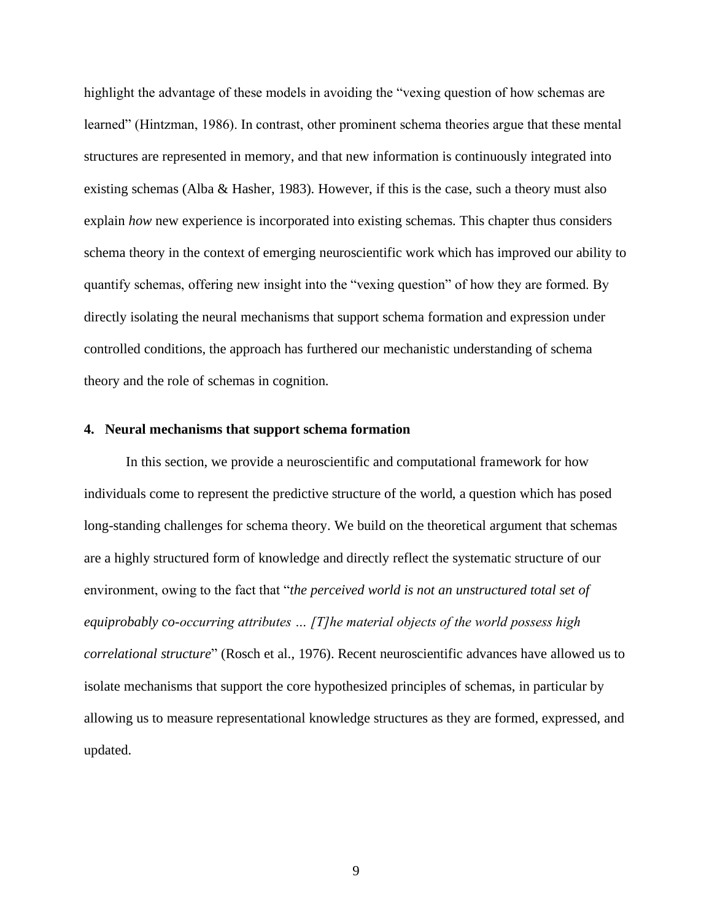highlight the advantage of these models in avoiding the "vexing question of how schemas are learned" (Hintzman, 1986). In contrast, other prominent schema theories argue that these mental structures are represented in memory, and that new information is continuously integrated into existing schemas (Alba & Hasher, 1983). However, if this is the case, such a theory must also explain *how* new experience is incorporated into existing schemas. This chapter thus considers schema theory in the context of emerging neuroscientific work which has improved our ability to quantify schemas, offering new insight into the "vexing question" of how they are formed. By directly isolating the neural mechanisms that support schema formation and expression under controlled conditions, the approach has furthered our mechanistic understanding of schema theory and the role of schemas in cognition.

## 4. Neural mechanisms that support schema formation

In this section, we provide a neuroscientific and computational framework for how individuals come to represent the predictive structure of the world, a question which has posed long-standing challenges for schema theory. We build on the theoretical argument that schemas are a highly structured form of knowledge and directly reflect the systematic structure of our environment, owing to the fact that "*the perceived world is not an unstructured total set of equiprobably co-occurring attributes … [T]he material objects of the world possess high correlational structure*" (Rosch et al., 1976). Recent neuroscientific advances have allowed us to isolate mechanisms that support the core hypothesized principles of schemas, in particular by allowing us to measure representational knowledge structures as they are formed, expressed, and updated.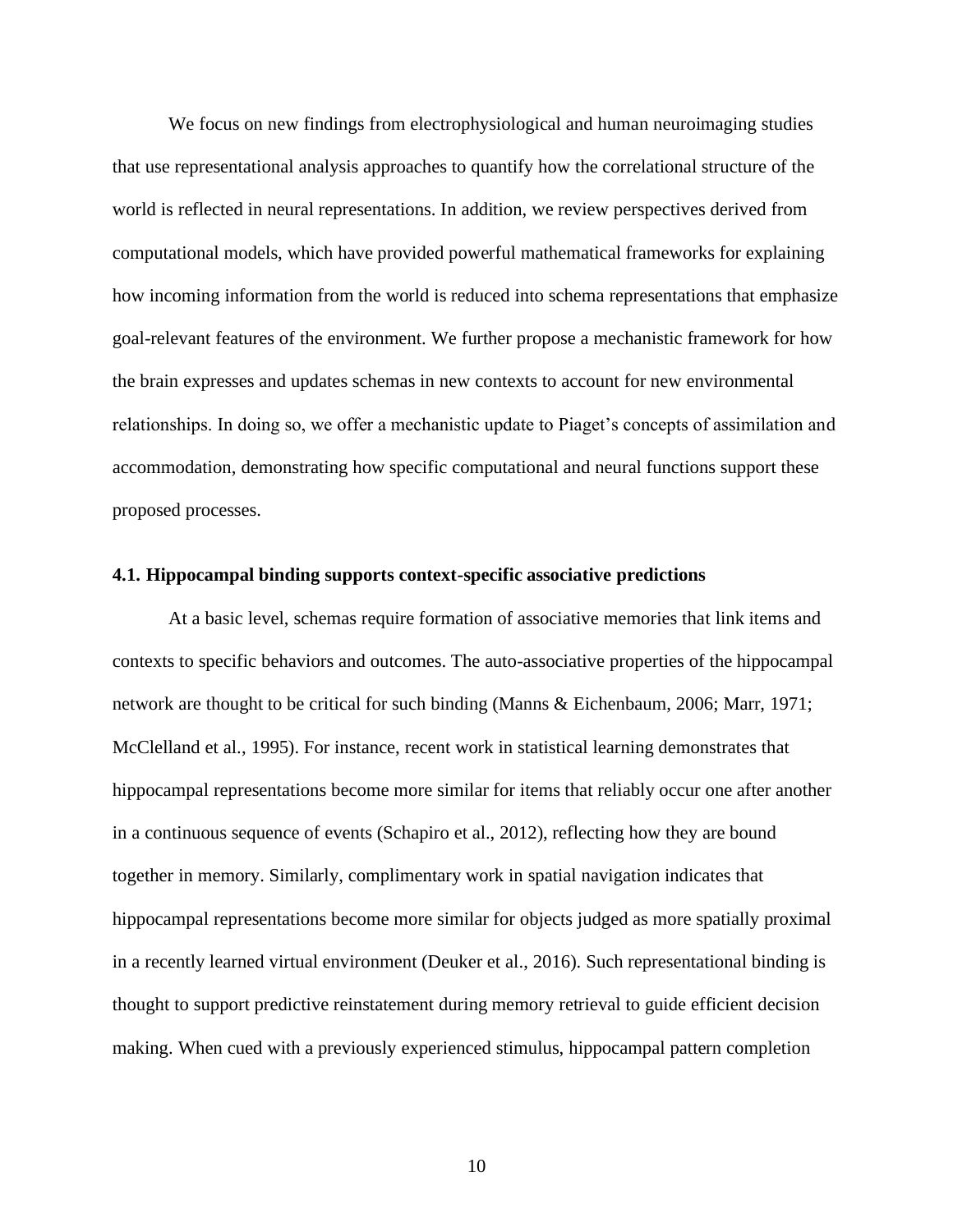We focus on new findings from electrophysiological and human neuroimaging studies that use representational analysis approaches to quantify how the correlational structure of the world is reflected in neural representations. In addition, we review perspectives derived from computational models, which have provided powerful mathematical frameworks for explaining how incoming information from the world is reduced into schema representations that emphasize goal-relevant features of the environment. We further propose a mechanistic framework for how the brain expresses and updates schemas in new contexts to account for new environmental relationships. In doing so, we offer a mechanistic update to Piaget's concepts of assimilation and accommodation, demonstrating how specific computational and neural functions support these proposed processes.

### 4.1. Hippocampal binding supports context-specific associative predictions

At a basic level, schemas require formation of associative memories that link items and contexts to specific behaviors and outcomes. The auto-associative properties of the hippocampal network are thought to be critical for such binding (Manns & Eichenbaum, 2006; Marr, 1971; McClelland et al., 1995). For instance, recent work in statistical learning demonstrates that hippocampal representations become more similar for items that reliably occur one after another in a continuous sequence of events (Schapiro et al., 2012), reflecting how they are bound together in memory. Similarly, complimentary work in spatial navigation indicates that hippocampal representations become more similar for objects judged as more spatially proximal in a recently learned virtual environment (Deuker et al., 2016). Such representational binding is thought to support predictive reinstatement during memory retrieval to guide efficient decision making. When cued with a previously experienced stimulus, hippocampal pattern completion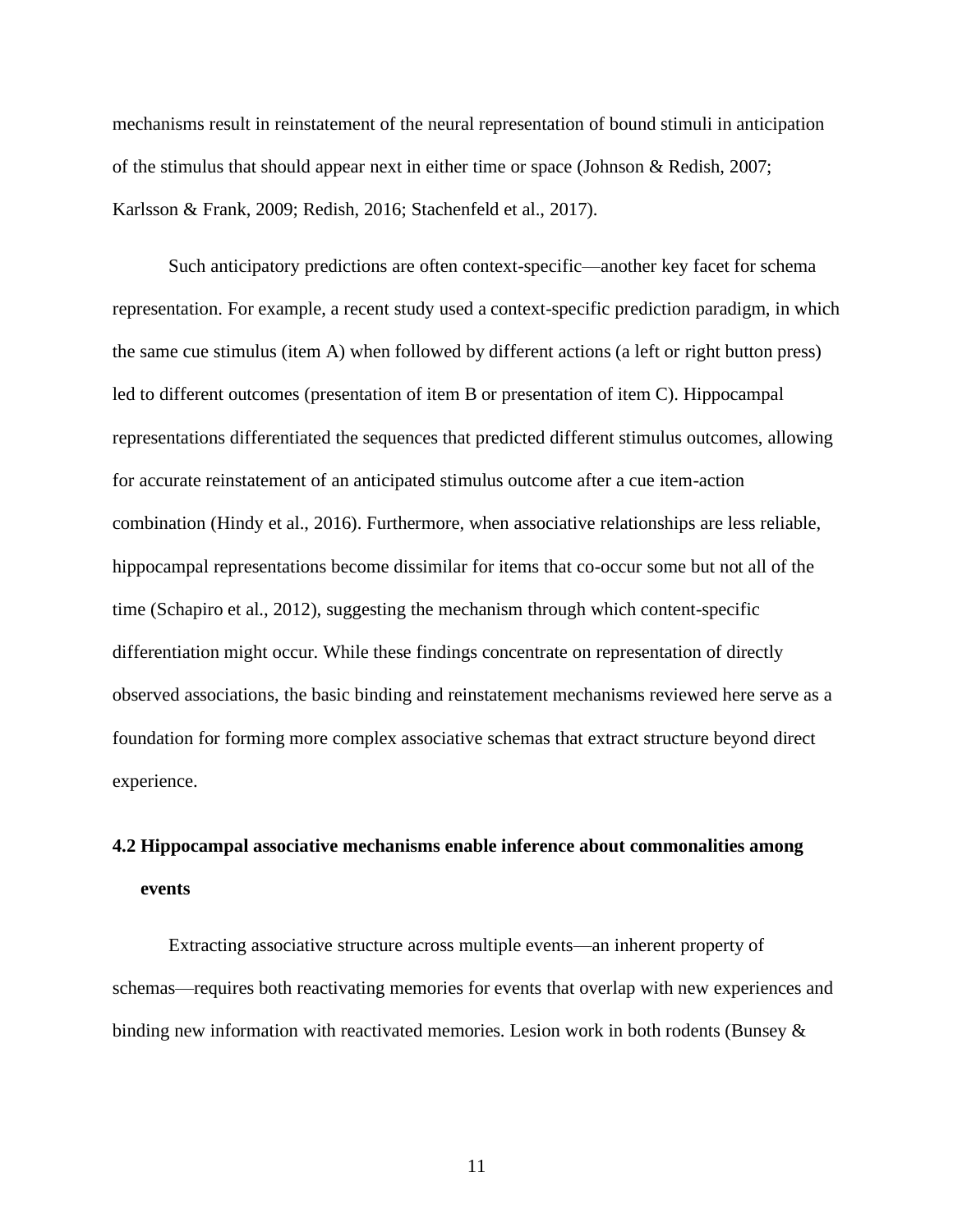mechanisms result in reinstatement of the neural representation of bound stimuli in anticipation of the stimulus that should appear next in either time or space (Johnson & Redish, 2007; Karlsson & Frank, 2009; Redish, 2016; Stachenfeld et al., 2017).

Such anticipatory predictions are often context-specific—another key facet for schema representation. For example, a recent study used a context-specific prediction paradigm, in which the same cue stimulus (item A) when followed by different actions (a left or right button press) led to different outcomes (presentation of item B or presentation of item C). Hippocampal representations differentiated the sequences that predicted different stimulus outcomes, allowing for accurate reinstatement of an anticipated stimulus outcome after a cue item-action combination (Hindy et al., 2016). Furthermore, when associative relationships are less reliable, hippocampal representations become dissimilar for items that co-occur some but not all of the time (Schapiro et al., 2012), suggesting the mechanism through which content-specific differentiation might occur. While these findings concentrate on representation of directly observed associations, the basic binding and reinstatement mechanisms reviewed here serve as a foundation for forming more complex associative schemas that extract structure beyond direct experience.

### 4.2 Hippocampal associative mechanisms enable inference about commonalities among events

Extracting associative structure across multiple events—an inherent property of schemas—requires both reactivating memories for events that overlap with new experiences and binding new information with reactivated memories. Lesion work in both rodents (Bunsey &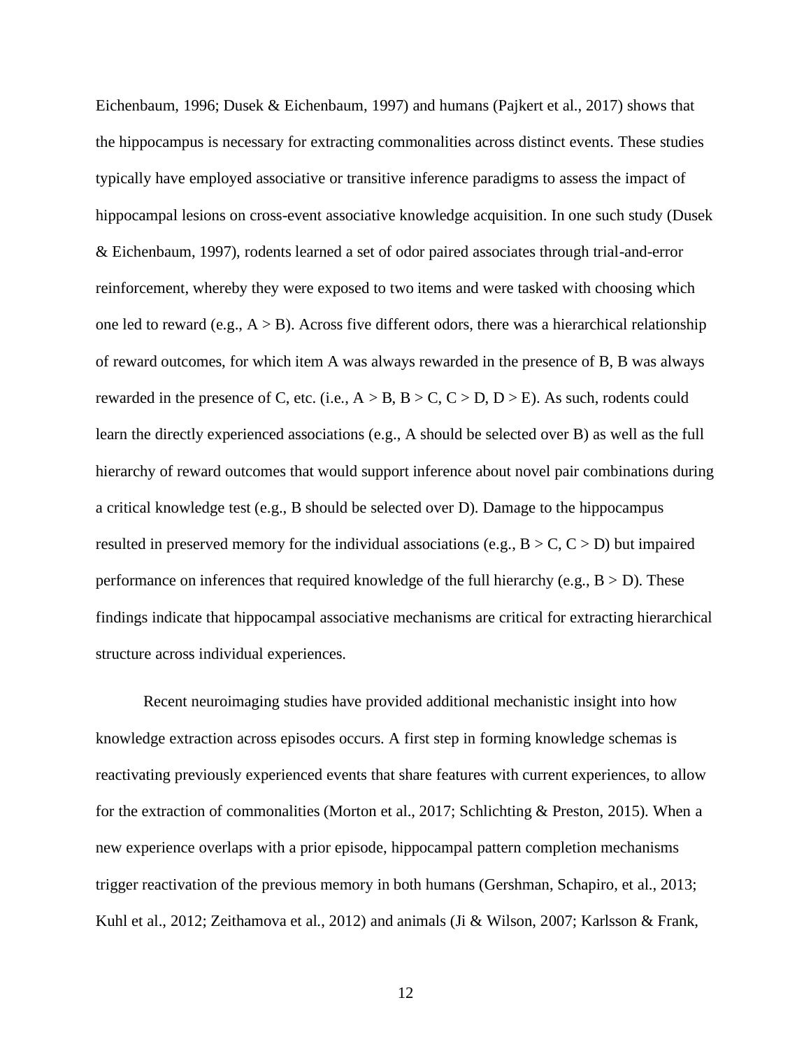Eichenbaum, 1996; Dusek & Eichenbaum, 1997) and humans (Pajkert et al., 2017) shows that the hippocampus is necessary for extracting commonalities across distinct events. These studies typically have employed associative or transitive inference paradigms to assess the impact of hippocampal lesions on cross-event associative knowledge acquisition. In one such study (Dusek & Eichenbaum, 1997), rodents learned a set of odor paired associates through trial-and-error reinforcement, whereby they were exposed to two items and were tasked with choosing which one led to reward (e.g., A > B). Across five different odors, there was a hierarchical relationship of reward outcomes, for which item A was always rewarded in the presence of B, B was always rewarded in the presence of C, etc. (i.e., A > B, B > C, C > D, D > E). As such, rodents could learn the directly experienced associations (e.g., A should be selected over B) as well as the full hierarchy of reward outcomes that would support inference about novel pair combinations during a critical knowledge test (e.g., B should be selected over D). Damage to the hippocampus resulted in preserved memory for the individual associations (e.g., B > C, C > D) but impaired performance on inferences that required knowledge of the full hierarchy (e.g., B > D). These findings indicate that hippocampal associative mechanisms are critical for extracting hierarchical structure across individual experiences.

Recent neuroimaging studies have provided additional mechanistic insight into how knowledge extraction across episodes occurs. A first step in forming knowledge schemas is reactivating previously experienced events that share features with current experiences, to allow for the extraction of commonalities (Morton et al., 2017; Schlichting & Preston, 2015). When a new experience overlaps with a prior episode, hippocampal pattern completion mechanisms trigger reactivation of the previous memory in both humans (Gershman, Schapiro, et al., 2013; Kuhl et al., 2012; Zeithamova et al., 2012) and animals (Ji & Wilson, 2007; Karlsson & Frank,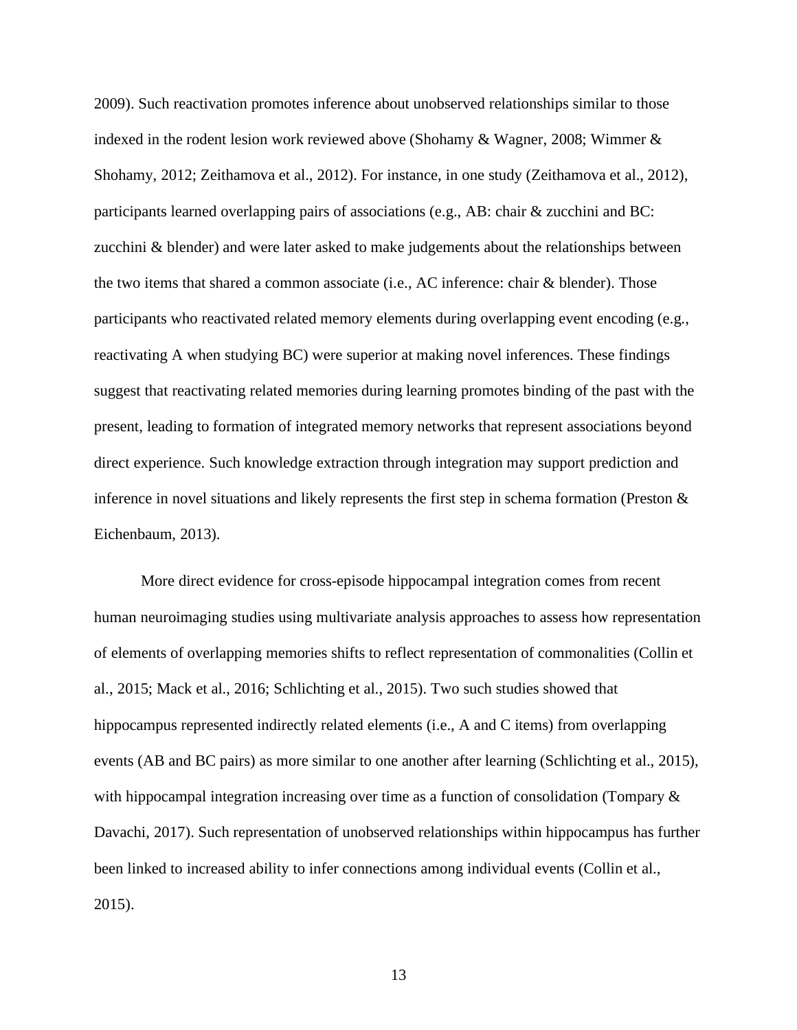2009). Such reactivation promotes inference about unobserved relationships similar to those indexed in the rodent lesion work reviewed above (Shohamy & Wagner, 2008; Wimmer & Shohamy, 2012; Zeithamova et al., 2012). For instance, in one study (Zeithamova et al., 2012), participants learned overlapping pairs of associations (e.g., AB: chair & zucchini and BC: zucchini & blender) and were later asked to make judgements about the relationships between the two items that shared a common associate (i.e., AC inference: chair & blender). Those participants who reactivated related memory elements during overlapping event encoding (e.g., reactivating A when studying BC) were superior at making novel inferences. These findings suggest that reactivating related memories during learning promotes binding of the past with the present, leading to formation of integrated memory networks that represent associations beyond direct experience. Such knowledge extraction through integration may support prediction and inference in novel situations and likely represents the first step in schema formation (Preston & Eichenbaum, 2013).

More direct evidence for cross-episode hippocampal integration comes from recent human neuroimaging studies using multivariate analysis approaches to assess how representation of elements of overlapping memories shifts to reflect representation of commonalities (Collin et al., 2015; Mack et al., 2016; Schlichting et al., 2015). Two such studies showed that hippocampus represented indirectly related elements (i.e., A and C items) from overlapping events (AB and BC pairs) as more similar to one another after learning (Schlichting et al., 2015), with hippocampal integration increasing over time as a function of consolidation (Tompary & Davachi, 2017). Such representation of unobserved relationships within hippocampus has further been linked to increased ability to infer connections among individual events (Collin et al., 2015).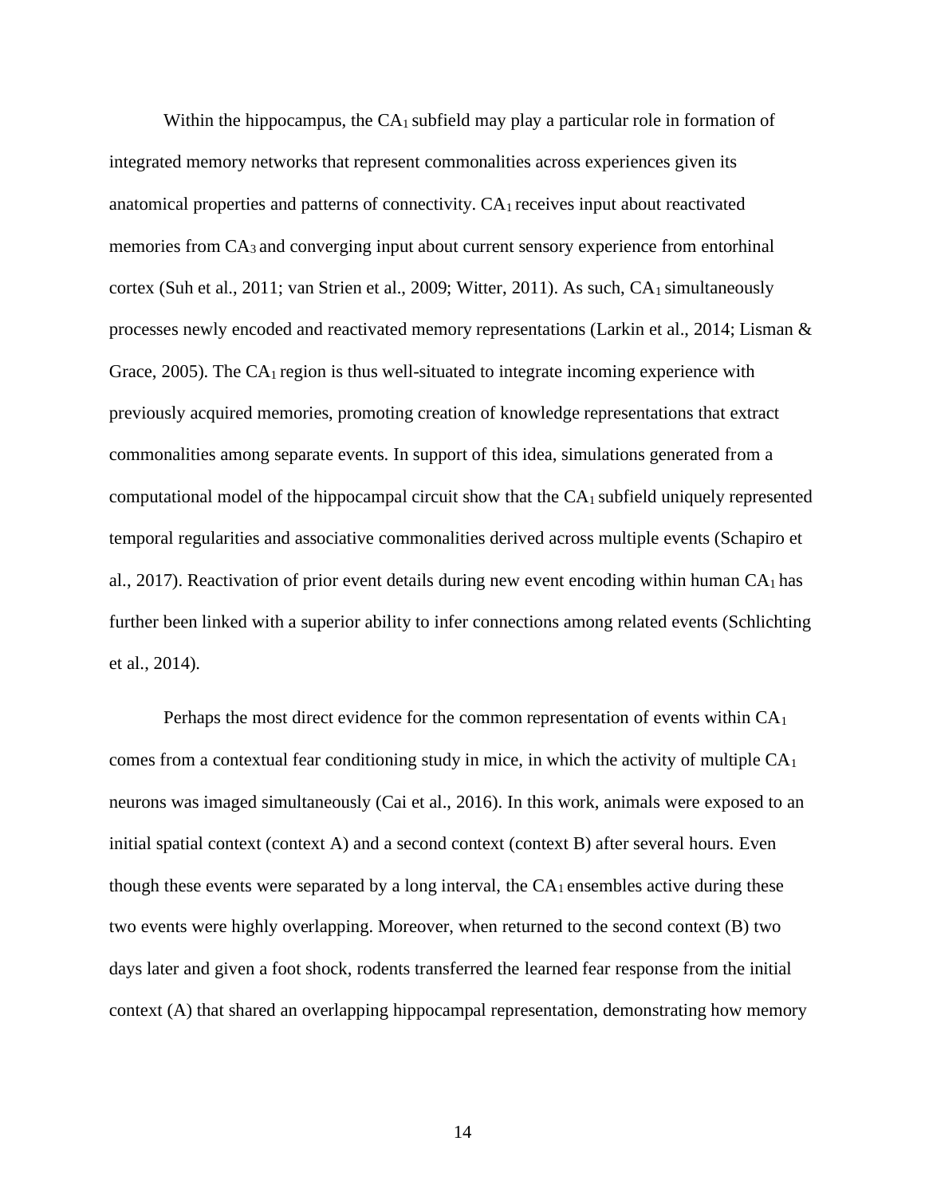Within the hippocampus, the $CA_1$ subfield may play a particular role in formation of integrated memory networks that represent commonalities across experiences given its anatomical properties and patterns of connectivity. $CA_1$ receives input about reactivated memories from $CA_3$ and converging input about current sensory experience from entorhinal cortex (Suh et al., 2011; van Strien et al., 2009; Witter, 2011). As such, $CA_1$ simultaneously processes newly encoded and reactivated memory representations (Larkin et al., 2014; Lisman & Grace, 2005). The $CA_1$ region is thus well-situated to integrate incoming experience with previously acquired memories, promoting creation of knowledge representations that extract commonalities among separate events. In support of this idea, simulations generated from a computational model of the hippocampal circuit show that the $CA_1$ subfield uniquely represented temporal regularities and associative commonalities derived across multiple events (Schapiro et al., 2017). Reactivation of prior event details during new event encoding within human $CA_1$ has further been linked with a superior ability to infer connections among related events (Schlichting et al., 2014).

Perhaps the most direct evidence for the common representation of events within $CA_1$ comes from a contextual fear conditioning study in mice, in which the activity of multiple $CA_1$ neurons was imaged simultaneously (Cai et al., 2016). In this work, animals were exposed to an initial spatial context (context A) and a second context (context B) after several hours. Even though these events were separated by a long interval, the $CA_1$ ensembles active during these two events were highly overlapping. Moreover, when returned to the second context (B) two days later and given a foot shock, rodents transferred the learned fear response from the initial context (A) that shared an overlapping hippocampal representation, demonstrating how memory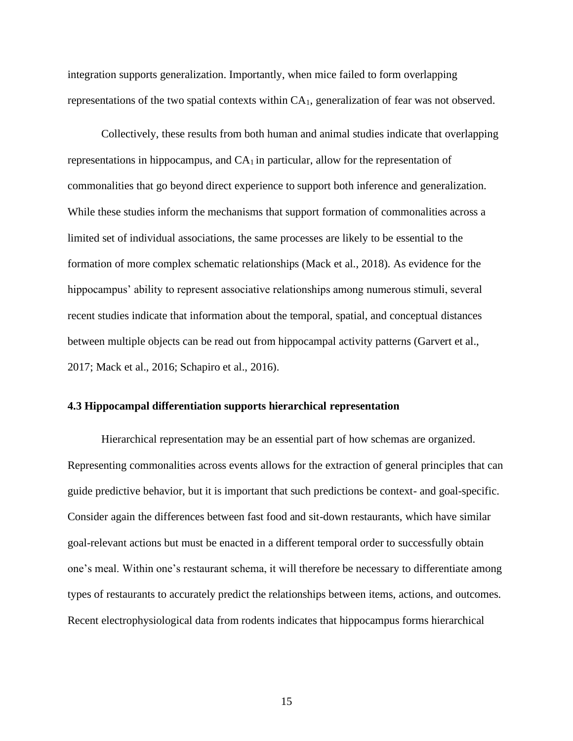integration supports generalization. Importantly, when mice failed to form overlapping representations of the two spatial contexts within $CA_1$, generalization of fear was not observed.

Collectively, these results from both human and animal studies indicate that overlapping representations in hippocampus, and $CA_1$ in particular, allow for the representation of commonalities that go beyond direct experience to support both inference and generalization. While these studies inform the mechanisms that support formation of commonalities across a limited set of individual associations, the same processes are likely to be essential to the formation of more complex schematic relationships (Mack et al., 2018). As evidence for the hippocampus' ability to represent associative relationships among numerous stimuli, several recent studies indicate that information about the temporal, spatial, and conceptual distances between multiple objects can be read out from hippocampal activity patterns (Garvert et al., 2017; Mack et al., 2016; Schapiro et al., 2016).

### 4.3 Hippocampal differentiation supports hierarchical representation

Hierarchical representation may be an essential part of how schemas are organized. Representing commonalities across events allows for the extraction of general principles that can guide predictive behavior, but it is important that such predictions be context- and goal-specific. Consider again the differences between fast food and sit-down restaurants, which have similar goal-relevant actions but must be enacted in a different temporal order to successfully obtain one's meal. Within one's restaurant schema, it will therefore be necessary to differentiate among types of restaurants to accurately predict the relationships between items, actions, and outcomes. Recent electrophysiological data from rodents indicates that hippocampus forms hierarchical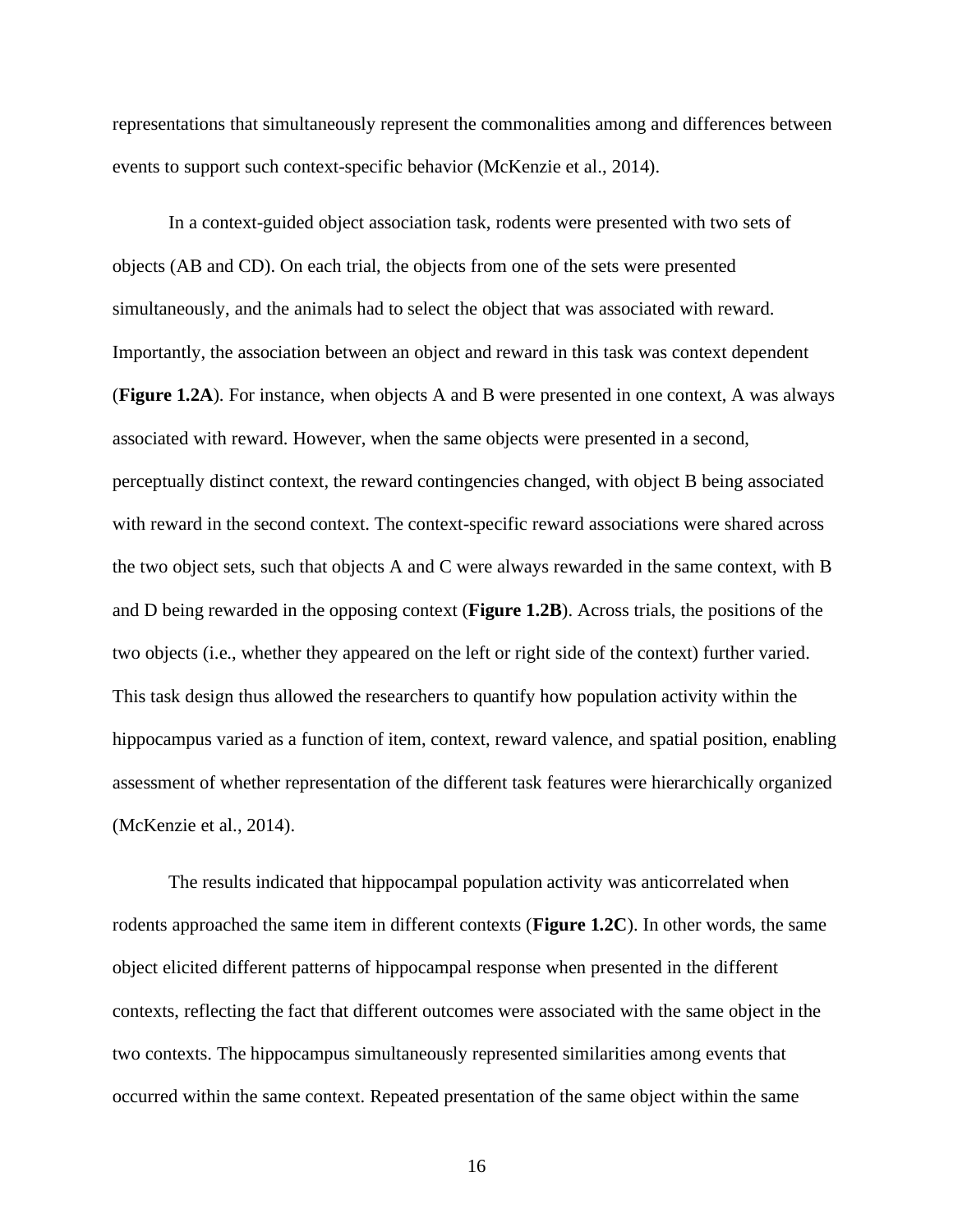representations that simultaneously represent the commonalities among and differences between events to support such context-specific behavior (McKenzie et al., 2014).

In a context-guided object association task, rodents were presented with two sets of objects (AB and CD). On each trial, the objects from one of the sets were presented simultaneously, and the animals had to select the object that was associated with reward. Importantly, the association between an object and reward in this task was context dependent (**Figure 1.2A**). For instance, when objects A and B were presented in one context, A was always associated with reward. However, when the same objects were presented in a second, perceptually distinct context, the reward contingencies changed, with object B being associated with reward in the second context. The context-specific reward associations were shared across the two object sets, such that objects A and C were always rewarded in the same context, with B and D being rewarded in the opposing context (**Figure 1.2B**). Across trials, the positions of the two objects (i.e., whether they appeared on the left or right side of the context) further varied. This task design thus allowed the researchers to quantify how population activity within the hippocampus varied as a function of item, context, reward valence, and spatial position, enabling assessment of whether representation of the different task features were hierarchically organized (McKenzie et al., 2014).

The results indicated that hippocampal population activity was anticorrelated when rodents approached the same item in different contexts (**Figure 1.2C**). In other words, the same object elicited different patterns of hippocampal response when presented in the different contexts, reflecting the fact that different outcomes were associated with the same object in the two contexts. The hippocampus simultaneously represented similarities among events that occurred within the same context. Repeated presentation of the same object within the same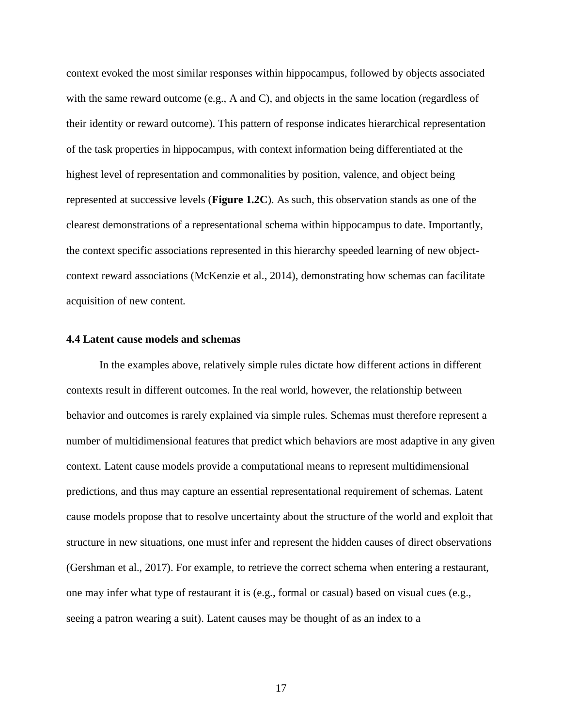context evoked the most similar responses within hippocampus, followed by objects associated with the same reward outcome (e.g., A and C), and objects in the same location (regardless of their identity or reward outcome). This pattern of response indicates hierarchical representation of the task properties in hippocampus, with context information being differentiated at the highest level of representation and commonalities by position, valence, and object being represented at successive levels (**Figure 1.2C**). As such, this observation stands as one of the clearest demonstrations of a representational schema within hippocampus to date. Importantly, the context specific associations represented in this hierarchy speeded learning of new object-context reward associations (McKenzie et al., 2014), demonstrating how schemas can facilitate acquisition of new content.

### 4.4 Latent cause models and schemas

In the examples above, relatively simple rules dictate how different actions in different contexts result in different outcomes. In the real world, however, the relationship between behavior and outcomes is rarely explained via simple rules. Schemas must therefore represent a number of multidimensional features that predict which behaviors are most adaptive in any given context. Latent cause models provide a computational means to represent multidimensional predictions, and thus may capture an essential representational requirement of schemas. Latent cause models propose that to resolve uncertainty about the structure of the world and exploit that structure in new situations, one must infer and represent the hidden causes of direct observations (Gershman et al., 2017). For example, to retrieve the correct schema when entering a restaurant, one may infer what type of restaurant it is (e.g., formal or casual) based on visual cues (e.g., seeing a patron wearing a suit). Latent causes may be thought of as an index to a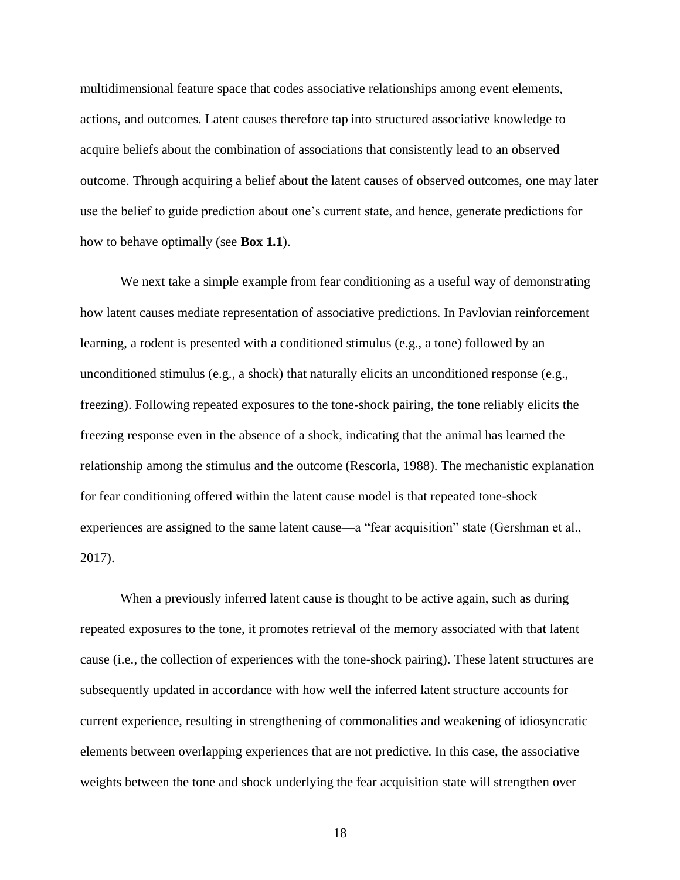multidimensional feature space that codes associative relationships among event elements, actions, and outcomes. Latent causes therefore tap into structured associative knowledge to acquire beliefs about the combination of associations that consistently lead to an observed outcome. Through acquiring a belief about the latent causes of observed outcomes, one may later use the belief to guide prediction about one's current state, and hence, generate predictions for how to behave optimally (see **Box 1.1**).

We next take a simple example from fear conditioning as a useful way of demonstrating how latent causes mediate representation of associative predictions. In Pavlovian reinforcement learning, a rodent is presented with a conditioned stimulus (e.g., a tone) followed by an unconditioned stimulus (e.g., a shock) that naturally elicits an unconditioned response (e.g., freezing). Following repeated exposures to the tone-shock pairing, the tone reliably elicits the freezing response even in the absence of a shock, indicating that the animal has learned the relationship among the stimulus and the outcome (Rescorla, 1988). The mechanistic explanation for fear conditioning offered within the latent cause model is that repeated tone-shock experiences are assigned to the same latent cause—a "fear acquisition" state (Gershman et al., 2017).

When a previously inferred latent cause is thought to be active again, such as during repeated exposures to the tone, it promotes retrieval of the memory associated with that latent cause (i.e., the collection of experiences with the tone-shock pairing). These latent structures are subsequently updated in accordance with how well the inferred latent structure accounts for current experience, resulting in strengthening of commonalities and weakening of idiosyncratic elements between overlapping experiences that are not predictive. In this case, the associative weights between the tone and shock underlying the fear acquisition state will strengthen over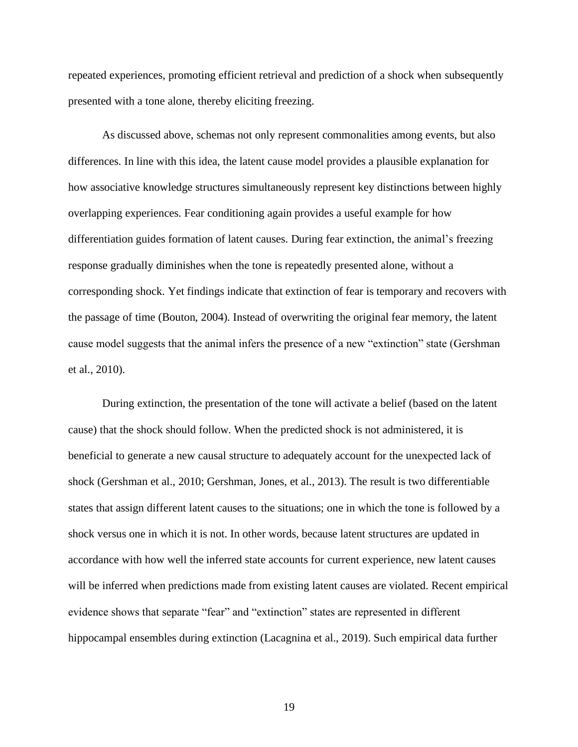repeated experiences, promoting efficient retrieval and prediction of a shock when subsequently presented with a tone alone, thereby eliciting freezing.

As discussed above, schemas not only represent commonalities among events, but also differences. In line with this idea, the latent cause model provides a plausible explanation for how associative knowledge structures simultaneously represent key distinctions between highly overlapping experiences. Fear conditioning again provides a useful example for how differentiation guides formation of latent causes. During fear extinction, the animal's freezing response gradually diminishes when the tone is repeatedly presented alone, without a corresponding shock. Yet findings indicate that extinction of fear is temporary and recovers with the passage of time (Bouton, 2004). Instead of overwriting the original fear memory, the latent cause model suggests that the animal infers the presence of a new "extinction" state (Gershman et al., 2010).

During extinction, the presentation of the tone will activate a belief (based on the latent cause) that the shock should follow. When the predicted shock is not administered, it is beneficial to generate a new causal structure to adequately account for the unexpected lack of shock (Gershman et al., 2010; Gershman, Jones, et al., 2013). The result is two differentiable states that assign different latent causes to the situations; one in which the tone is followed by a shock versus one in which it is not. In other words, because latent structures are updated in accordance with how well the inferred state accounts for current experience, new latent causes will be inferred when predictions made from existing latent causes are violated. Recent empirical evidence shows that separate "fear" and "extinction" states are represented in different hippocampal ensembles during extinction (Lacagnina et al., 2019). Such empirical data further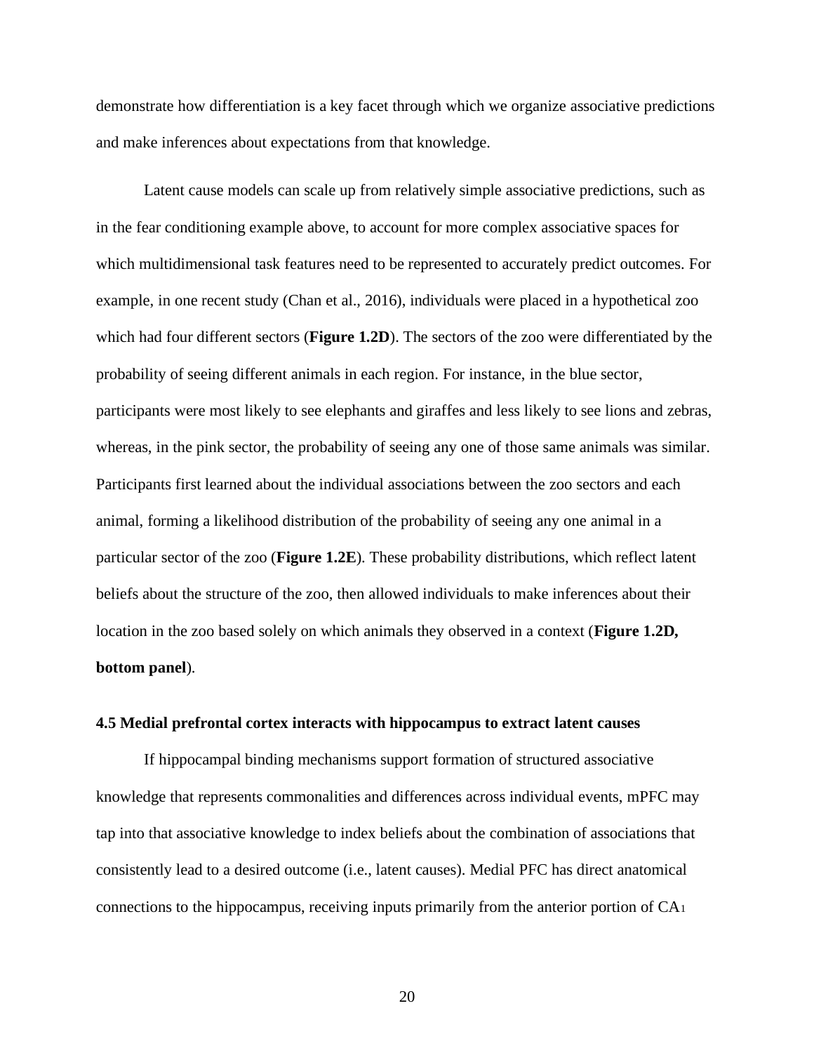demonstrate how differentiation is a key facet through which we organize associative predictions and make inferences about expectations from that knowledge.

Latent cause models can scale up from relatively simple associative predictions, such as in the fear conditioning example above, to account for more complex associative spaces for which multidimensional task features need to be represented to accurately predict outcomes. For example, in one recent study (Chan et al., 2016), individuals were placed in a hypothetical zoo which had four different sectors (**Figure 1.2D**). The sectors of the zoo were differentiated by the probability of seeing different animals in each region. For instance, in the blue sector, participants were most likely to see elephants and giraffes and less likely to see lions and zebras, whereas, in the pink sector, the probability of seeing any one of those same animals was similar. Participants first learned about the individual associations between the zoo sectors and each animal, forming a likelihood distribution of the probability of seeing any one animal in a particular sector of the zoo (**Figure 1.2E**). These probability distributions, which reflect latent beliefs about the structure of the zoo, then allowed individuals to make inferences about their location in the zoo based solely on which animals they observed in a context (**Figure 1.2D, bottom panel**).

### 4.5 Medial prefrontal cortex interacts with hippocampus to extract latent causes

If hippocampal binding mechanisms support formation of structured associative knowledge that represents commonalities and differences across individual events, mPFC may tap into that associative knowledge to index beliefs about the combination of associations that consistently lead to a desired outcome (i.e., latent causes). Medial PFC has direct anatomical connections to the hippocampus, receiving inputs primarily from the anterior portion of CA1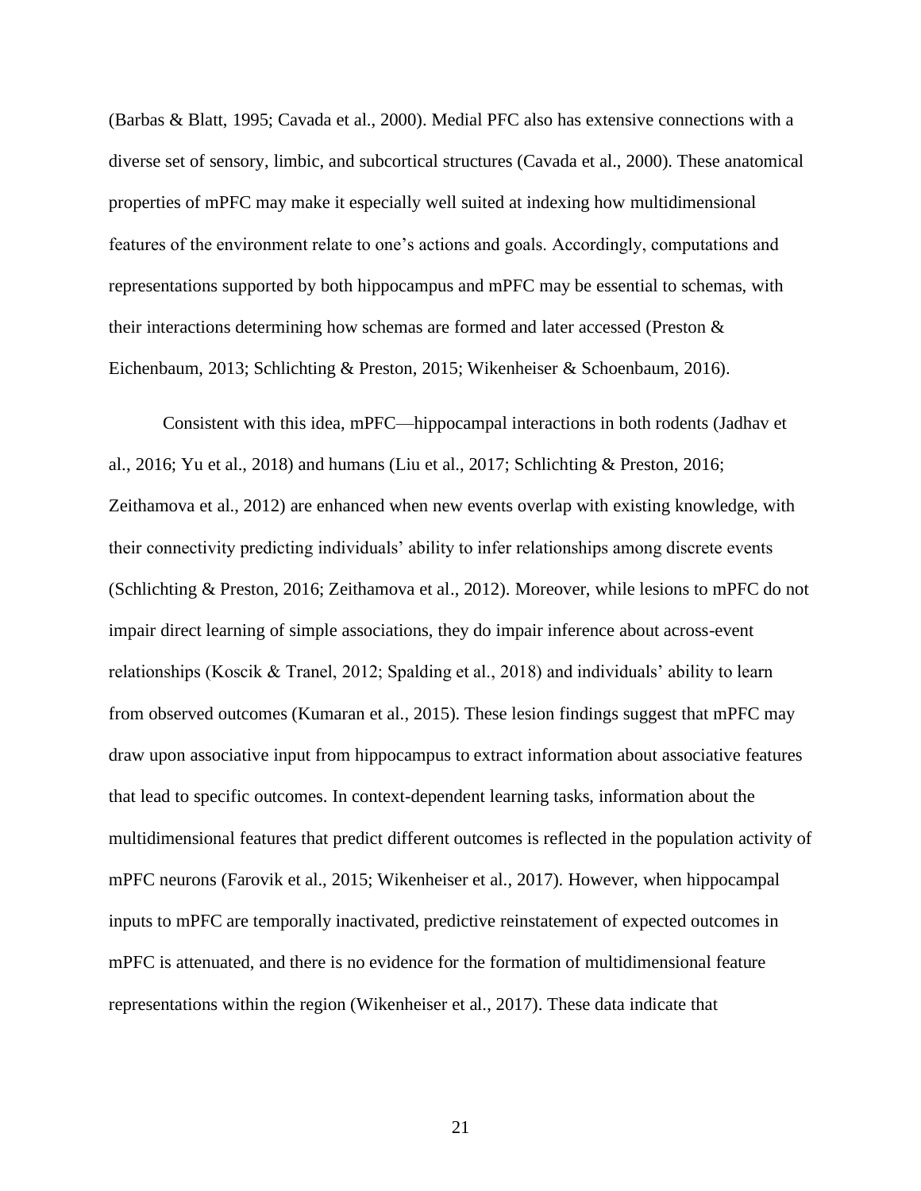(Barbas & Blatt, 1995; Cavada et al., 2000). Medial PFC also has extensive connections with a diverse set of sensory, limbic, and subcortical structures (Cavada et al., 2000). These anatomical properties of mPFC may make it especially well suited at indexing how multidimensional features of the environment relate to one's actions and goals. Accordingly, computations and representations supported by both hippocampus and mPFC may be essential to schemas, with their interactions determining how schemas are formed and later accessed (Preston & Eichenbaum, 2013; Schlichting & Preston, 2015; Wikenheiser & Schoenbaum, 2016).

Consistent with this idea, mPFC—hippocampal interactions in both rodents (Jadhav et al., 2016; Yu et al., 2018) and humans (Liu et al., 2017; Schlichting & Preston, 2016; Zeithamova et al., 2012) are enhanced when new events overlap with existing knowledge, with their connectivity predicting individuals' ability to infer relationships among discrete events (Schlichting & Preston, 2016; Zeithamova et al., 2012). Moreover, while lesions to mPFC do not impair direct learning of simple associations, they do impair inference about across-event relationships (Koscik & Tranel, 2012; Spalding et al., 2018) and individuals' ability to learn from observed outcomes (Kumaran et al., 2015). These lesion findings suggest that mPFC may draw upon associative input from hippocampus to extract information about associative features that lead to specific outcomes. In context-dependent learning tasks, information about the multidimensional features that predict different outcomes is reflected in the population activity of mPFC neurons (Farovik et al., 2015; Wikenheiser et al., 2017). However, when hippocampal inputs to mPFC are temporally inactivated, predictive reinstatement of expected outcomes in mPFC is attenuated, and there is no evidence for the formation of multidimensional feature representations within the region (Wikenheiser et al., 2017). These data indicate that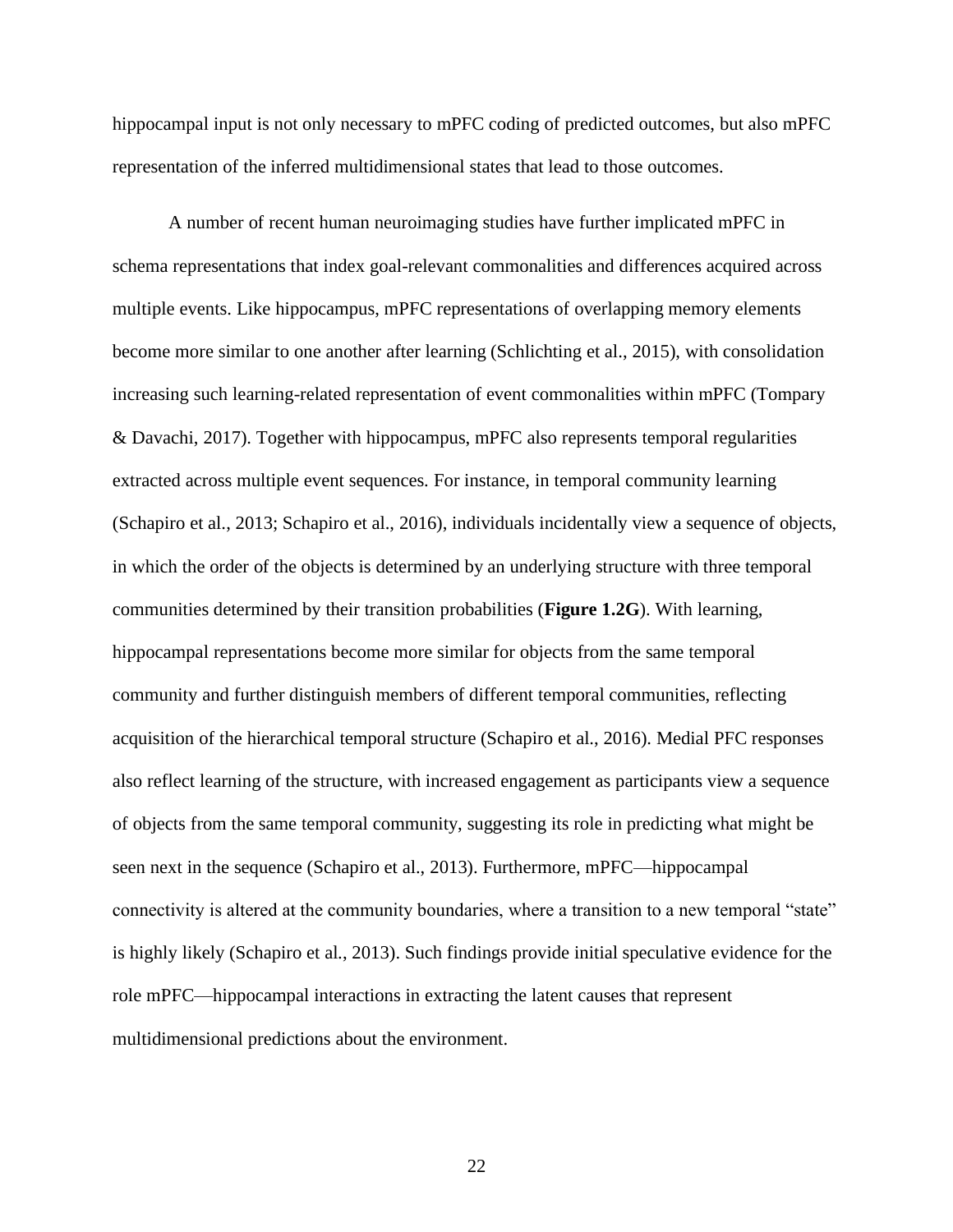hippocampal input is not only necessary to mPFC coding of predicted outcomes, but also mPFC representation of the inferred multidimensional states that lead to those outcomes.

A number of recent human neuroimaging studies have further implicated mPFC in schema representations that index goal-relevant commonalities and differences acquired across multiple events. Like hippocampus, mPFC representations of overlapping memory elements become more similar to one another after learning (Schlichting et al., 2015), with consolidation increasing such learning-related representation of event commonalities within mPFC (Tompary & Davachi, 2017). Together with hippocampus, mPFC also represents temporal regularities extracted across multiple event sequences. For instance, in temporal community learning (Schapiro et al., 2013; Schapiro et al., 2016), individuals incidentally view a sequence of objects, in which the order of the objects is determined by an underlying structure with three temporal communities determined by their transition probabilities (**Figure 1.2G**). With learning, hippocampal representations become more similar for objects from the same temporal community and further distinguish members of different temporal communities, reflecting acquisition of the hierarchical temporal structure (Schapiro et al., 2016). Medial PFC responses also reflect learning of the structure, with increased engagement as participants view a sequence of objects from the same temporal community, suggesting its role in predicting what might be seen next in the sequence (Schapiro et al., 2013). Furthermore, mPFC—hippocampal connectivity is altered at the community boundaries, where a transition to a new temporal "state" is highly likely (Schapiro et al., 2013). Such findings provide initial speculative evidence for the role mPFC—hippocampal interactions in extracting the latent causes that represent multidimensional predictions about the environment.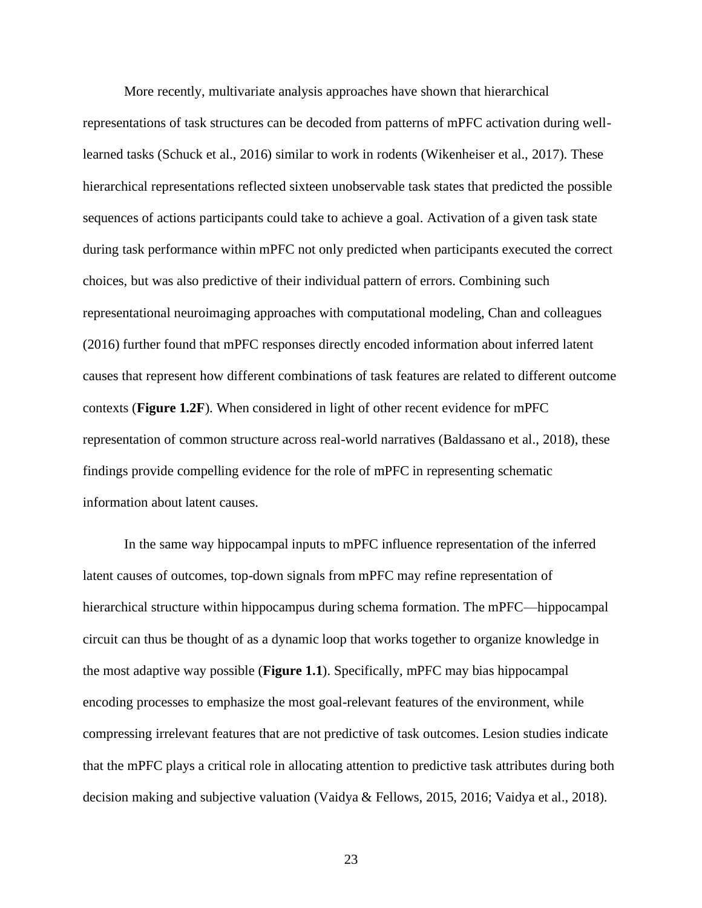More recently, multivariate analysis approaches have shown that hierarchical representations of task structures can be decoded from patterns of mPFC activation during well-learned tasks (Schuck et al., 2016) similar to work in rodents (Wikenheiser et al., 2017). These hierarchical representations reflected sixteen unobservable task states that predicted the possible sequences of actions participants could take to achieve a goal. Activation of a given task state during task performance within mPFC not only predicted when participants executed the correct choices, but was also predictive of their individual pattern of errors. Combining such representational neuroimaging approaches with computational modeling, Chan and colleagues (2016) further found that mPFC responses directly encoded information about inferred latent causes that represent how different combinations of task features are related to different outcome contexts (**Figure 1.2F**). When considered in light of other recent evidence for mPFC representation of common structure across real-world narratives (Baldassano et al., 2018), these findings provide compelling evidence for the role of mPFC in representing schematic information about latent causes.

In the same way hippocampal inputs to mPFC influence representation of the inferred latent causes of outcomes, top-down signals from mPFC may refine representation of hierarchical structure within hippocampus during schema formation. The mPFC—hippocampal circuit can thus be thought of as a dynamic loop that works together to organize knowledge in the most adaptive way possible (**Figure 1.1**). Specifically, mPFC may bias hippocampal encoding processes to emphasize the most goal-relevant features of the environment, while compressing irrelevant features that are not predictive of task outcomes. Lesion studies indicate that the mPFC plays a critical role in allocating attention to predictive task attributes during both decision making and subjective valuation (Vaidya & Fellows, 2015, 2016; Vaidya et al., 2018).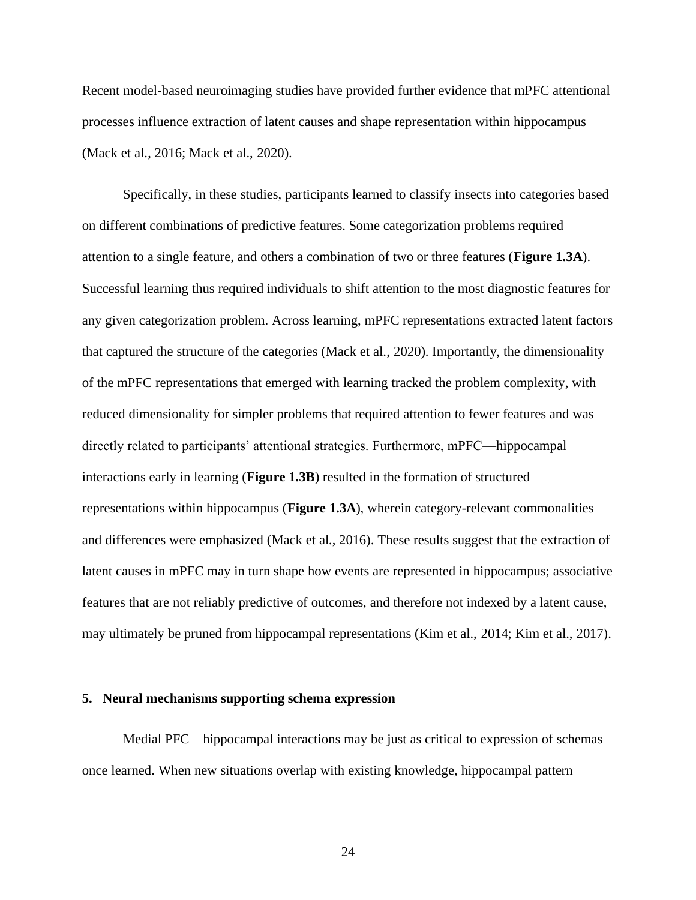Recent model-based neuroimaging studies have provided further evidence that mPFC attentional processes influence extraction of latent causes and shape representation within hippocampus (Mack et al., 2016; Mack et al., 2020).

Specifically, in these studies, participants learned to classify insects into categories based on different combinations of predictive features. Some categorization problems required attention to a single feature, and others a combination of two or three features (**Figure 1.3A**). Successful learning thus required individuals to shift attention to the most diagnostic features for any given categorization problem. Across learning, mPFC representations extracted latent factors that captured the structure of the categories (Mack et al., 2020). Importantly, the dimensionality of the mPFC representations that emerged with learning tracked the problem complexity, with reduced dimensionality for simpler problems that required attention to fewer features and was directly related to participants' attentional strategies. Furthermore, mPFC—hippocampal interactions early in learning (**Figure 1.3B**) resulted in the formation of structured representations within hippocampus (**Figure 1.3A**), wherein category-relevant commonalities and differences were emphasized (Mack et al., 2016). These results suggest that the extraction of latent causes in mPFC may in turn shape how events are represented in hippocampus; associative features that are not reliably predictive of outcomes, and therefore not indexed by a latent cause, may ultimately be pruned from hippocampal representations (Kim et al., 2014; Kim et al., 2017).

## 5. Neural mechanisms supporting schema expression

Medial PFC—hippocampal interactions may be just as critical to expression of schemas once learned. When new situations overlap with existing knowledge, hippocampal pattern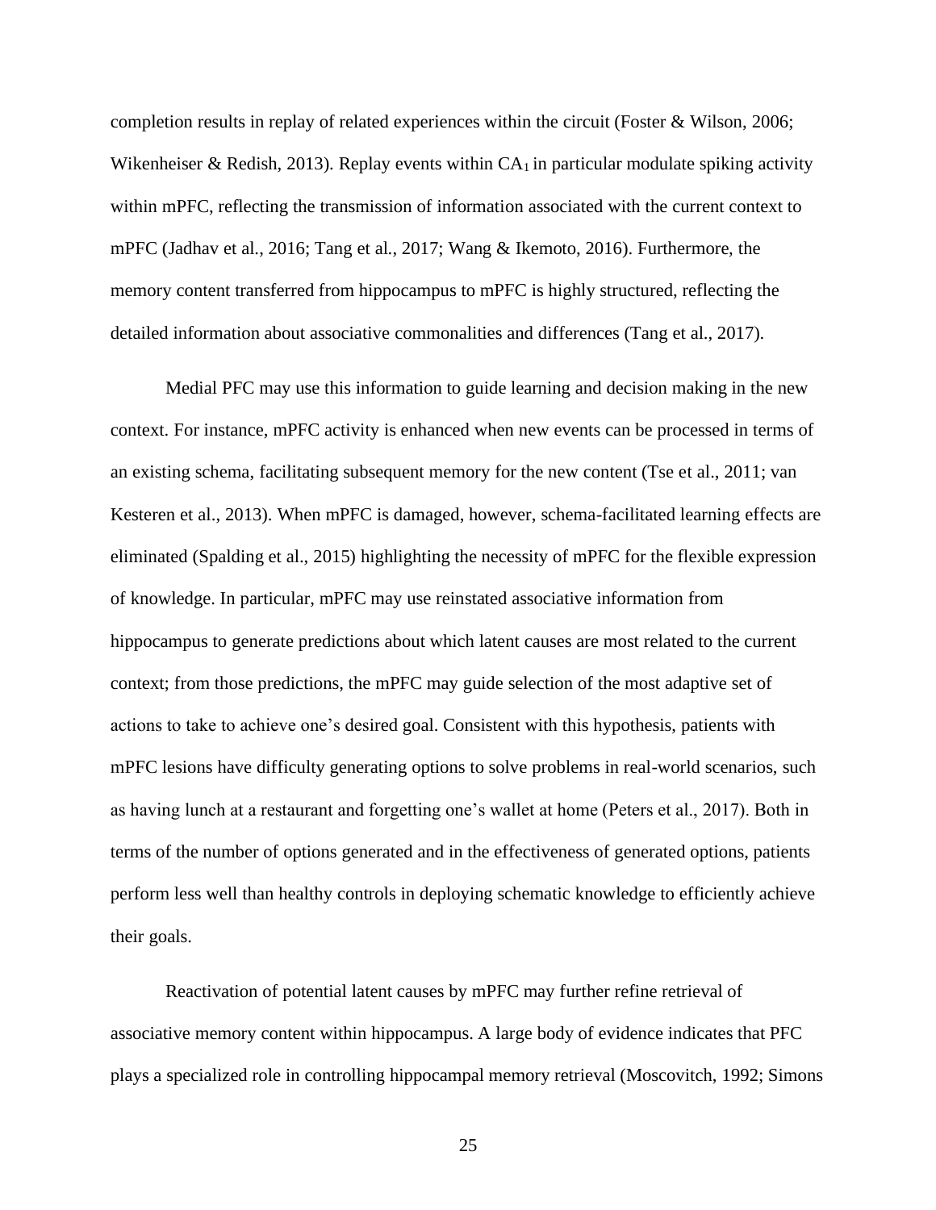completion results in replay of related experiences within the circuit (Foster & Wilson, 2006; Wikenheiser & Redish, 2013). Replay events within $CA_1$ in particular modulate spiking activity within mPFC, reflecting the transmission of information associated with the current context to mPFC (Jadhav et al., 2016; Tang et al., 2017; Wang & Ikemoto, 2016). Furthermore, the memory content transferred from hippocampus to mPFC is highly structured, reflecting the detailed information about associative commonalities and differences (Tang et al., 2017).

Medial PFC may use this information to guide learning and decision making in the new context. For instance, mPFC activity is enhanced when new events can be processed in terms of an existing schema, facilitating subsequent memory for the new content (Tse et al., 2011; van Kesteren et al., 2013). When mPFC is damaged, however, schema-facilitated learning effects are eliminated (Spalding et al., 2015) highlighting the necessity of mPFC for the flexible expression of knowledge. In particular, mPFC may use reinstated associative information from hippocampus to generate predictions about which latent causes are most related to the current context; from those predictions, the mPFC may guide selection of the most adaptive set of actions to take to achieve one's desired goal. Consistent with this hypothesis, patients with mPFC lesions have difficulty generating options to solve problems in real-world scenarios, such as having lunch at a restaurant and forgetting one's wallet at home (Peters et al., 2017). Both in terms of the number of options generated and in the effectiveness of generated options, patients perform less well than healthy controls in deploying schematic knowledge to efficiently achieve their goals.

Reactivation of potential latent causes by mPFC may further refine retrieval of associative memory content within hippocampus. A large body of evidence indicates that PFC plays a specialized role in controlling hippocampal memory retrieval (Moscovitch, 1992; Simons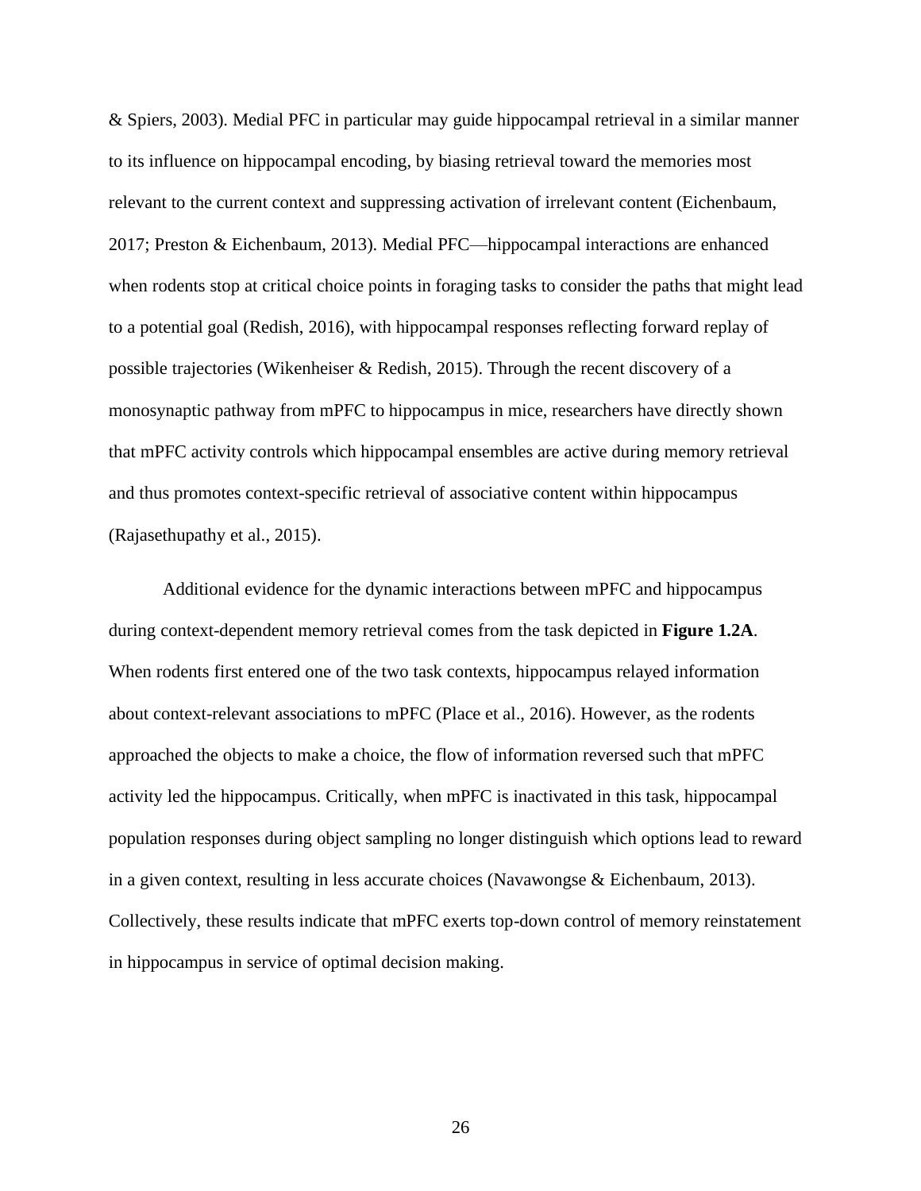& Spiers, 2003). Medial PFC in particular may guide hippocampal retrieval in a similar manner to its influence on hippocampal encoding, by biasing retrieval toward the memories most relevant to the current context and suppressing activation of irrelevant content (Eichenbaum, 2017; Preston & Eichenbaum, 2013). Medial PFC—hippocampal interactions are enhanced when rodents stop at critical choice points in foraging tasks to consider the paths that might lead to a potential goal (Redish, 2016), with hippocampal responses reflecting forward replay of possible trajectories (Wikenheiser & Redish, 2015). Through the recent discovery of a monosynaptic pathway from mPFC to hippocampus in mice, researchers have directly shown that mPFC activity controls which hippocampal ensembles are active during memory retrieval and thus promotes context-specific retrieval of associative content within hippocampus (Rajasethupathy et al., 2015).

Additional evidence for the dynamic interactions between mPFC and hippocampus during context-dependent memory retrieval comes from the task depicted in **Figure 1.2A**. When rodents first entered one of the two task contexts, hippocampus relayed information about context-relevant associations to mPFC (Place et al., 2016). However, as the rodents approached the objects to make a choice, the flow of information reversed such that mPFC activity led the hippocampus. Critically, when mPFC is inactivated in this task, hippocampal population responses during object sampling no longer distinguish which options lead to reward in a given context, resulting in less accurate choices (Navawongse & Eichenbaum, 2013). Collectively, these results indicate that mPFC exerts top-down control of memory reinstatement in hippocampus in service of optimal decision making.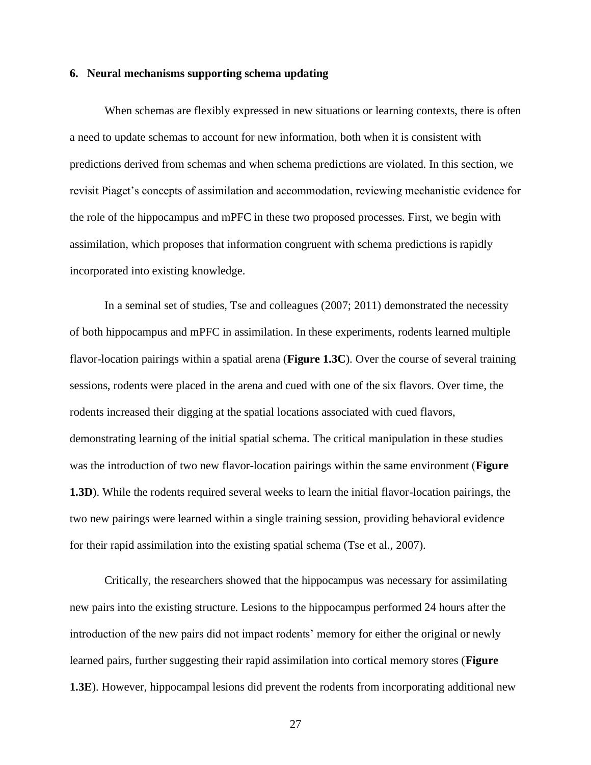### 6. Neural mechanisms supporting schema updating

When schemas are flexibly expressed in new situations or learning contexts, there is often a need to update schemas to account for new information, both when it is consistent with predictions derived from schemas and when schema predictions are violated. In this section, we revisit Piaget's concepts of assimilation and accommodation, reviewing mechanistic evidence for the role of the hippocampus and mPFC in these two proposed processes. First, we begin with assimilation, which proposes that information congruent with schema predictions is rapidly incorporated into existing knowledge.

In a seminal set of studies, Tse and colleagues (2007; 2011) demonstrated the necessity of both hippocampus and mPFC in assimilation. In these experiments, rodents learned multiple flavor-location pairings within a spatial arena (**Figure 1.3C**). Over the course of several training sessions, rodents were placed in the arena and cued with one of the six flavors. Over time, the rodents increased their digging at the spatial locations associated with cued flavors, demonstrating learning of the initial spatial schema. The critical manipulation in these studies was the introduction of two new flavor-location pairings within the same environment (**Figure 1.3D**). While the rodents required several weeks to learn the initial flavor-location pairings, the two new pairings were learned within a single training session, providing behavioral evidence for their rapid assimilation into the existing spatial schema (Tse et al., 2007).

Critically, the researchers showed that the hippocampus was necessary for assimilating new pairs into the existing structure. Lesions to the hippocampus performed 24 hours after the introduction of the new pairs did not impact rodents' memory for either the original or newly learned pairs, further suggesting their rapid assimilation into cortical memory stores (**Figure 1.3E**). However, hippocampal lesions did prevent the rodents from incorporating additional new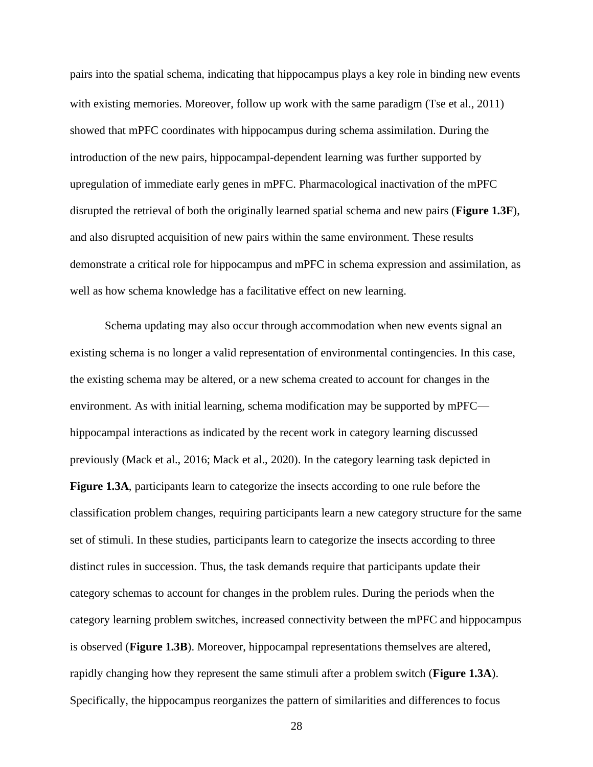pairs into the spatial schema, indicating that hippocampus plays a key role in binding new events with existing memories. Moreover, follow up work with the same paradigm (Tse et al., 2011) showed that mPFC coordinates with hippocampus during schema assimilation. During the introduction of the new pairs, hippocampal-dependent learning was further supported by upregulation of immediate early genes in mPFC. Pharmacological inactivation of the mPFC disrupted the retrieval of both the originally learned spatial schema and new pairs (**Figure 1.3F**), and also disrupted acquisition of new pairs within the same environment. These results demonstrate a critical role for hippocampus and mPFC in schema expression and assimilation, as well as how schema knowledge has a facilitative effect on new learning.

Schema updating may also occur through accommodation when new events signal an existing schema is no longer a valid representation of environmental contingencies. In this case, the existing schema may be altered, or a new schema created to account for changes in the environment. As with initial learning, schema modification may be supported by mPFC—hippocampal interactions as indicated by the recent work in category learning discussed previously (Mack et al., 2016; Mack et al., 2020). In the category learning task depicted in **Figure 1.3A**, participants learn to categorize the insects according to one rule before the classification problem changes, requiring participants learn a new category structure for the same set of stimuli. In these studies, participants learn to categorize the insects according to three distinct rules in succession. Thus, the task demands require that participants update their category schemas to account for changes in the problem rules. During the periods when the category learning problem switches, increased connectivity between the mPFC and hippocampus is observed (**Figure 1.3B**). Moreover, hippocampal representations themselves are altered, rapidly changing how they represent the same stimuli after a problem switch (**Figure 1.3A**). Specifically, the hippocampus reorganizes the pattern of similarities and differences to focus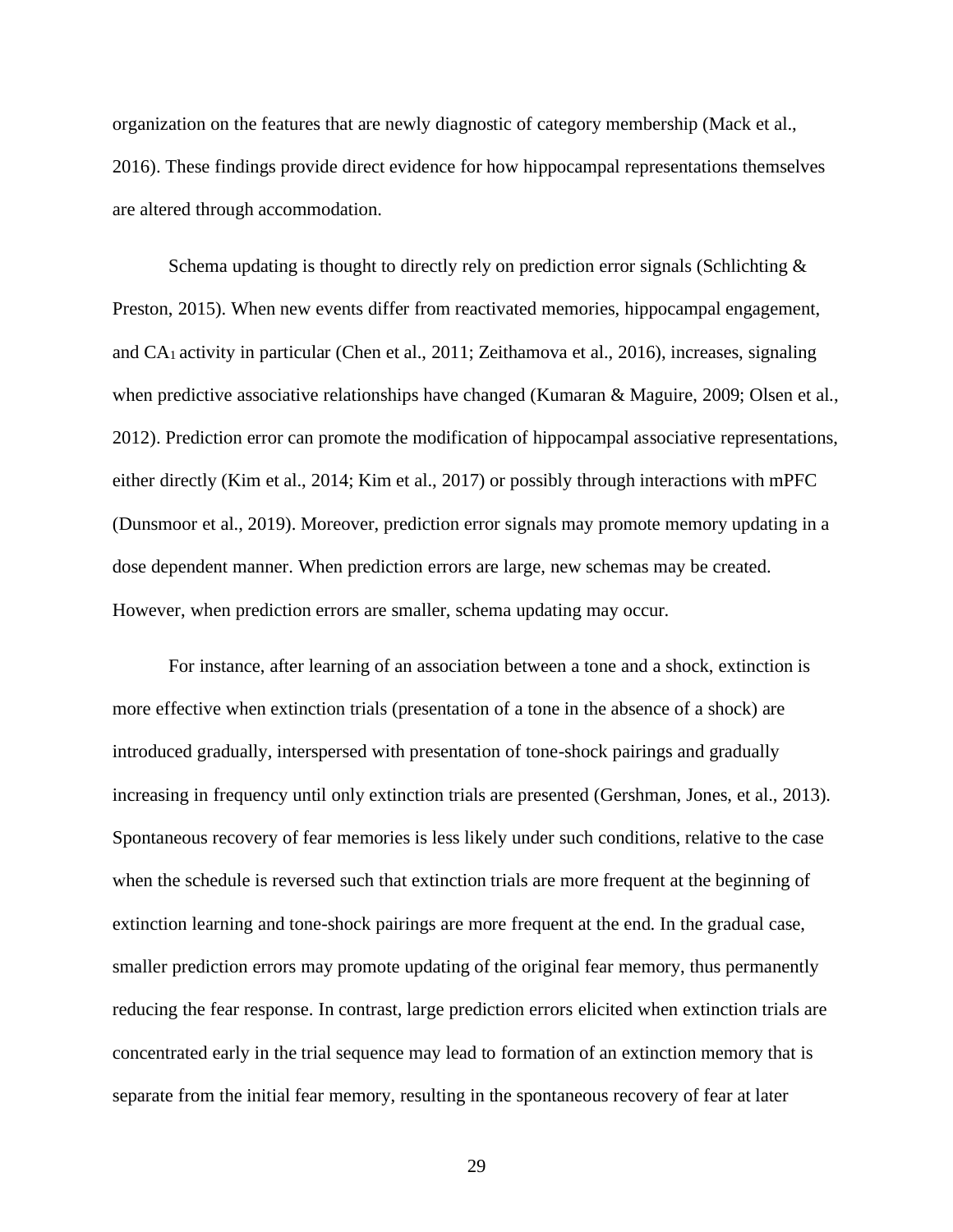organization on the features that are newly diagnostic of category membership (Mack et al., 2016). These findings provide direct evidence for how hippocampal representations themselves are altered through accommodation.

Schema updating is thought to directly rely on prediction error signals (Schlichting & Preston, 2015). When new events differ from reactivated memories, hippocampal engagement, and $CA_1$ activity in particular (Chen et al., 2011; Zeithamova et al., 2016), increases, signaling when predictive associative relationships have changed (Kumaran & Maguire, 2009; Olsen et al., 2012). Prediction error can promote the modification of hippocampal associative representations, either directly (Kim et al., 2014; Kim et al., 2017) or possibly through interactions with mPFC (Dunsmoor et al., 2019). Moreover, prediction error signals may promote memory updating in a dose dependent manner. When prediction errors are large, new schemas may be created. However, when prediction errors are smaller, schema updating may occur.

For instance, after learning of an association between a tone and a shock, extinction is more effective when extinction trials (presentation of a tone in the absence of a shock) are introduced gradually, interspersed with presentation of tone-shock pairings and gradually increasing in frequency until only extinction trials are presented (Gershman, Jones, et al., 2013). Spontaneous recovery of fear memories is less likely under such conditions, relative to the case when the schedule is reversed such that extinction trials are more frequent at the beginning of extinction learning and tone-shock pairings are more frequent at the end. In the gradual case, smaller prediction errors may promote updating of the original fear memory, thus permanently reducing the fear response. In contrast, large prediction errors elicited when extinction trials are concentrated early in the trial sequence may lead to formation of an extinction memory that is separate from the initial fear memory, resulting in the spontaneous recovery of fear at later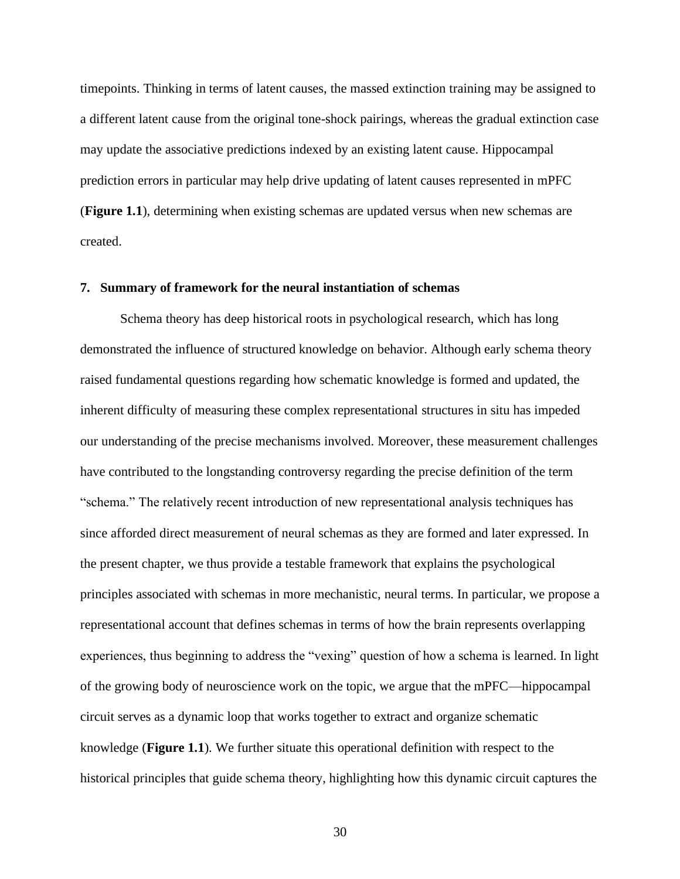timepoints. Thinking in terms of latent causes, the massed extinction training may be assigned to a different latent cause from the original tone-shock pairings, whereas the gradual extinction case may update the associative predictions indexed by an existing latent cause. Hippocampal prediction errors in particular may help drive updating of latent causes represented in mPFC (**Figure 1.1**), determining when existing schemas are updated versus when new schemas are created.

## 7. Summary of framework for the neural instantiation of schemas

Schema theory has deep historical roots in psychological research, which has long demonstrated the influence of structured knowledge on behavior. Although early schema theory raised fundamental questions regarding how schematic knowledge is formed and updated, the inherent difficulty of measuring these complex representational structures in situ has impeded our understanding of the precise mechanisms involved. Moreover, these measurement challenges have contributed to the longstanding controversy regarding the precise definition of the term "schema." The relatively recent introduction of new representational analysis techniques has since afforded direct measurement of neural schemas as they are formed and later expressed. In the present chapter, we thus provide a testable framework that explains the psychological principles associated with schemas in more mechanistic, neural terms. In particular, we propose a representational account that defines schemas in terms of how the brain represents overlapping experiences, thus beginning to address the "vexing" question of how a schema is learned. In light of the growing body of neuroscience work on the topic, we argue that the mPFC—hippocampal circuit serves as a dynamic loop that works together to extract and organize schematic knowledge (**Figure 1.1**). We further situate this operational definition with respect to the historical principles that guide schema theory, highlighting how this dynamic circuit captures the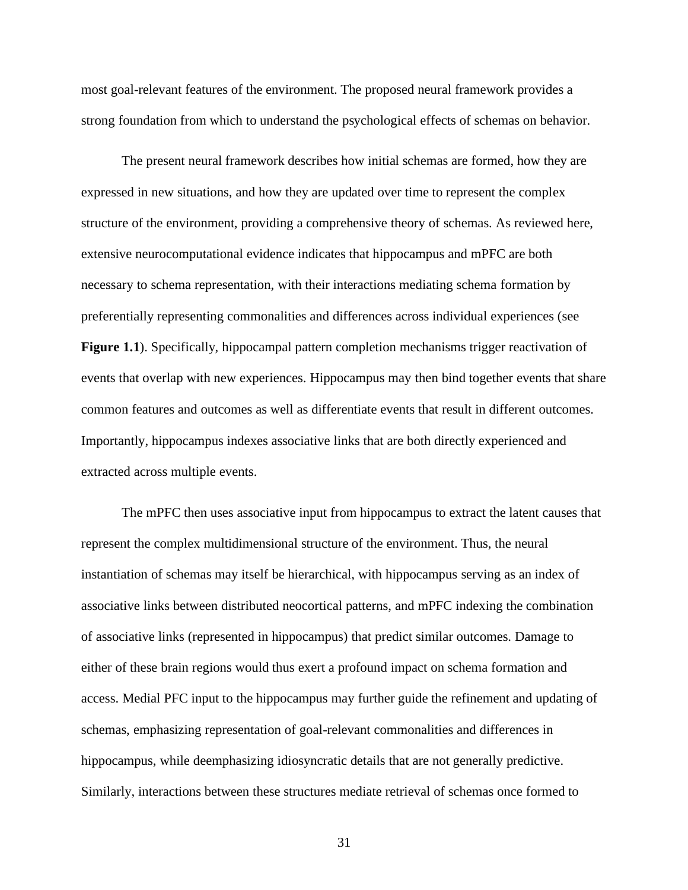most goal-relevant features of the environment. The proposed neural framework provides a strong foundation from which to understand the psychological effects of schemas on behavior.

The present neural framework describes how initial schemas are formed, how they are expressed in new situations, and how they are updated over time to represent the complex structure of the environment, providing a comprehensive theory of schemas. As reviewed here, extensive neurocomputational evidence indicates that hippocampus and mPFC are both necessary to schema representation, with their interactions mediating schema formation by preferentially representing commonalities and differences across individual experiences (see **Figure 1.1**). Specifically, hippocampal pattern completion mechanisms trigger reactivation of events that overlap with new experiences. Hippocampus may then bind together events that share common features and outcomes as well as differentiate events that result in different outcomes. Importantly, hippocampus indexes associative links that are both directly experienced and extracted across multiple events.

The mPFC then uses associative input from hippocampus to extract the latent causes that represent the complex multidimensional structure of the environment. Thus, the neural instantiation of schemas may itself be hierarchical, with hippocampus serving as an index of associative links between distributed neocortical patterns, and mPFC indexing the combination of associative links (represented in hippocampus) that predict similar outcomes. Damage to either of these brain regions would thus exert a profound impact on schema formation and access. Medial PFC input to the hippocampus may further guide the refinement and updating of schemas, emphasizing representation of goal-relevant commonalities and differences in hippocampus, while deemphasizing idiosyncratic details that are not generally predictive. Similarly, interactions between these structures mediate retrieval of schemas once formed to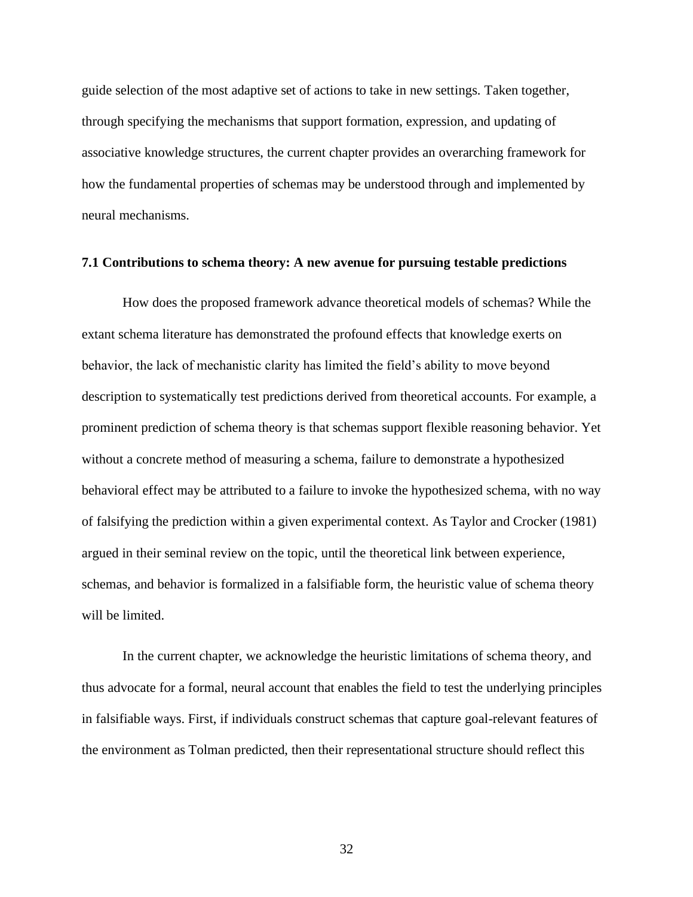guide selection of the most adaptive set of actions to take in new settings. Taken together, through specifying the mechanisms that support formation, expression, and updating of associative knowledge structures, the current chapter provides an overarching framework for how the fundamental properties of schemas may be understood through and implemented by neural mechanisms.

### 7.1 Contributions to schema theory: A new avenue for pursuing testable predictions

How does the proposed framework advance theoretical models of schemas? While the extant schema literature has demonstrated the profound effects that knowledge exerts on behavior, the lack of mechanistic clarity has limited the field's ability to move beyond description to systematically test predictions derived from theoretical accounts. For example, a prominent prediction of schema theory is that schemas support flexible reasoning behavior. Yet without a concrete method of measuring a schema, failure to demonstrate a hypothesized behavioral effect may be attributed to a failure to invoke the hypothesized schema, with no way of falsifying the prediction within a given experimental context. As Taylor and Crocker (1981) argued in their seminal review on the topic, until the theoretical link between experience, schemas, and behavior is formalized in a falsifiable form, the heuristic value of schema theory will be limited.

In the current chapter, we acknowledge the heuristic limitations of schema theory, and thus advocate for a formal, neural account that enables the field to test the underlying principles in falsifiable ways. First, if individuals construct schemas that capture goal-relevant features of the environment as Tolman predicted, then their representational structure should reflect this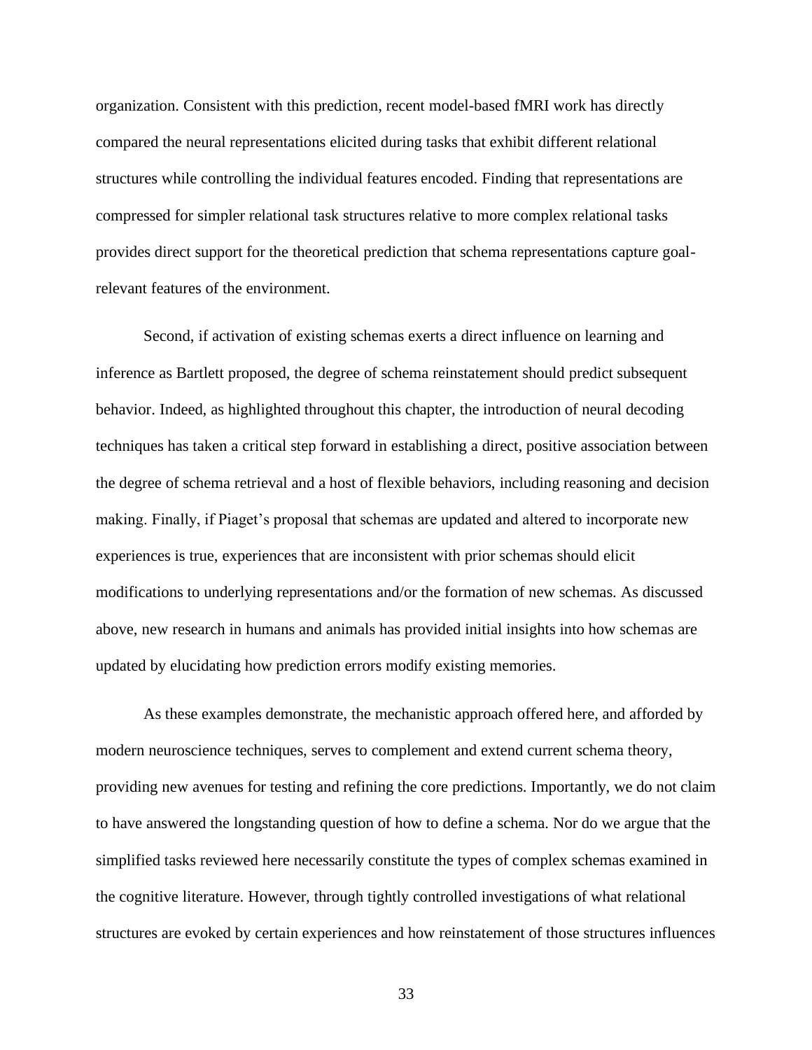organization. Consistent with this prediction, recent model-based fMRI work has directly compared the neural representations elicited during tasks that exhibit different relational structures while controlling the individual features encoded. Finding that representations are compressed for simpler relational task structures relative to more complex relational tasks provides direct support for the theoretical prediction that schema representations capture goal-relevant features of the environment.

Second, if activation of existing schemas exerts a direct influence on learning and inference as Bartlett proposed, the degree of schema reinstatement should predict subsequent behavior. Indeed, as highlighted throughout this chapter, the introduction of neural decoding techniques has taken a critical step forward in establishing a direct, positive association between the degree of schema retrieval and a host of flexible behaviors, including reasoning and decision making. Finally, if Piaget's proposal that schemas are updated and altered to incorporate new experiences is true, experiences that are inconsistent with prior schemas should elicit modifications to underlying representations and/or the formation of new schemas. As discussed above, new research in humans and animals has provided initial insights into how schemas are updated by elucidating how prediction errors modify existing memories.

As these examples demonstrate, the mechanistic approach offered here, and afforded by modern neuroscience techniques, serves to complement and extend current schema theory, providing new avenues for testing and refining the core predictions. Importantly, we do not claim to have answered the longstanding question of how to define a schema. Nor do we argue that the simplified tasks reviewed here necessarily constitute the types of complex schemas examined in the cognitive literature. However, through tightly controlled investigations of what relational structures are evoked by certain experiences and how reinstatement of those structures influences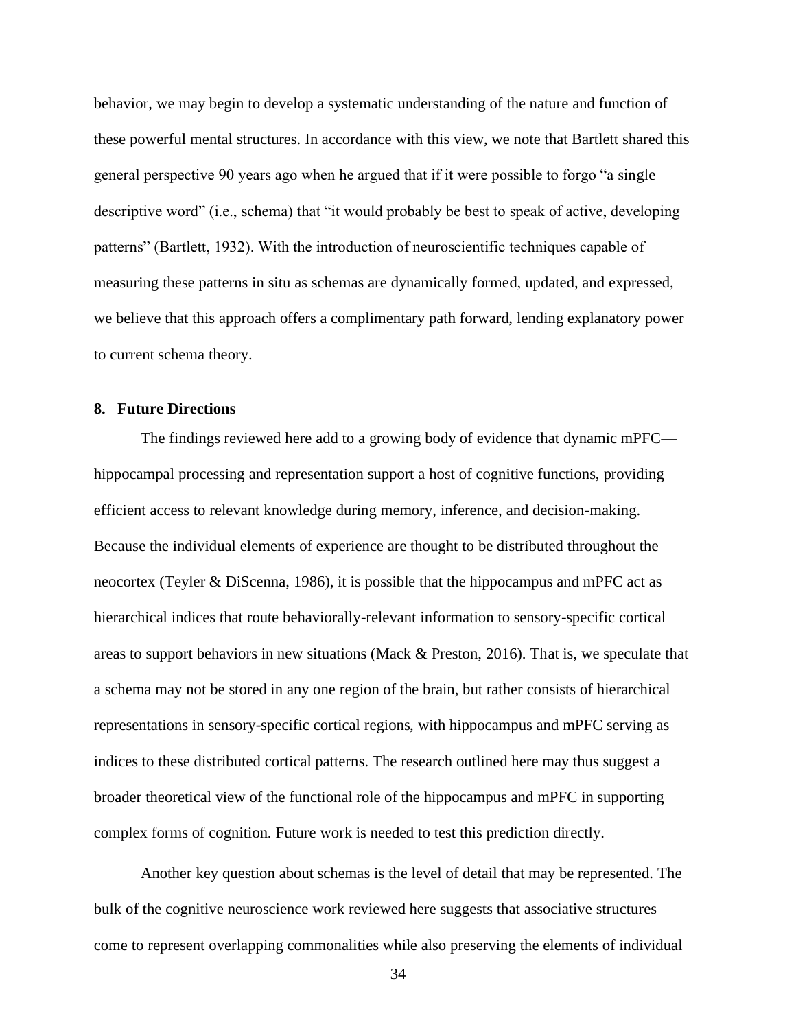behavior, we may begin to develop a systematic understanding of the nature and function of these powerful mental structures. In accordance with this view, we note that Bartlett shared this general perspective 90 years ago when he argued that if it were possible to forgo "a single descriptive word" (i.e., schema) that "it would probably be best to speak of active, developing patterns" (Bartlett, 1932). With the introduction of neuroscientific techniques capable of measuring these patterns in situ as schemas are dynamically formed, updated, and expressed, we believe that this approach offers a complimentary path forward, lending explanatory power to current schema theory.

## 8. Future Directions

The findings reviewed here add to a growing body of evidence that dynamic mPFC—hippocampal processing and representation support a host of cognitive functions, providing efficient access to relevant knowledge during memory, inference, and decision-making. Because the individual elements of experience are thought to be distributed throughout the neocortex (Teyler & DiScenna, 1986), it is possible that the hippocampus and mPFC act as hierarchical indices that route behaviorally-relevant information to sensory-specific cortical areas to support behaviors in new situations (Mack & Preston, 2016). That is, we speculate that a schema may not be stored in any one region of the brain, but rather consists of hierarchical representations in sensory-specific cortical regions, with hippocampus and mPFC serving as indices to these distributed cortical patterns. The research outlined here may thus suggest a broader theoretical view of the functional role of the hippocampus and mPFC in supporting complex forms of cognition. Future work is needed to test this prediction directly.

Another key question about schemas is the level of detail that may be represented. The bulk of the cognitive neuroscience work reviewed here suggests that associative structures come to represent overlapping commonalities while also preserving the elements of individual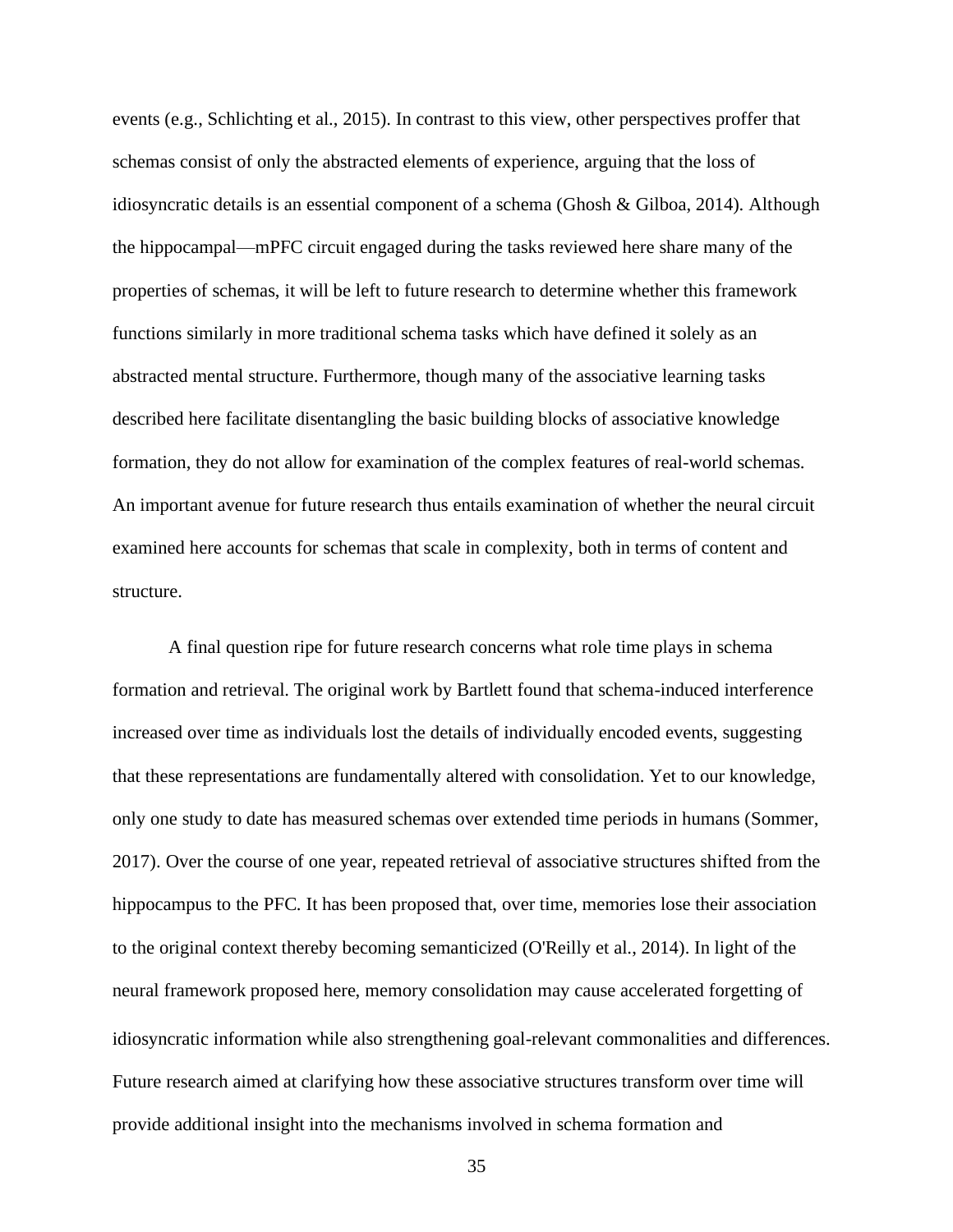events (e.g., Schlichting et al., 2015). In contrast to this view, other perspectives proffer that schemas consist of only the abstracted elements of experience, arguing that the loss of idiosyncratic details is an essential component of a schema (Ghosh & Gilboa, 2014). Although the hippocampal—mPFC circuit engaged during the tasks reviewed here share many of the properties of schemas, it will be left to future research to determine whether this framework functions similarly in more traditional schema tasks which have defined it solely as an abstracted mental structure. Furthermore, though many of the associative learning tasks described here facilitate disentangling the basic building blocks of associative knowledge formation, they do not allow for examination of the complex features of real-world schemas. An important avenue for future research thus entails examination of whether the neural circuit examined here accounts for schemas that scale in complexity, both in terms of content and structure.

A final question ripe for future research concerns what role time plays in schema formation and retrieval. The original work by Bartlett found that schema-induced interference increased over time as individuals lost the details of individually encoded events, suggesting that these representations are fundamentally altered with consolidation. Yet to our knowledge, only one study to date has measured schemas over extended time periods in humans (Sommer, 2017). Over the course of one year, repeated retrieval of associative structures shifted from the hippocampus to the PFC. It has been proposed that, over time, memories lose their association to the original context thereby becoming semanticized (O'Reilly et al., 2014). In light of the neural framework proposed here, memory consolidation may cause accelerated forgetting of idiosyncratic information while also strengthening goal-relevant commonalities and differences. Future research aimed at clarifying how these associative structures transform over time will provide additional insight into the mechanisms involved in schema formation and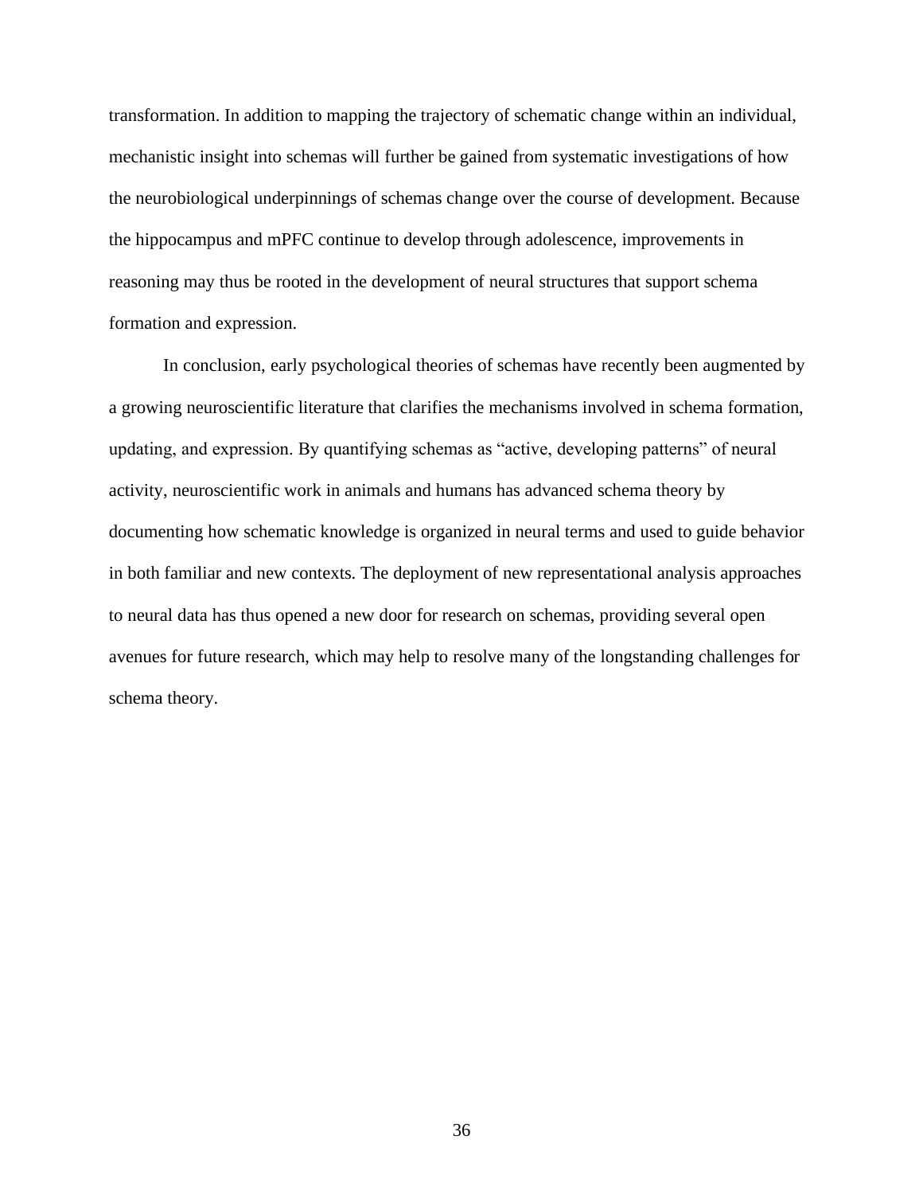transformation. In addition to mapping the trajectory of schematic change within an individual, mechanistic insight into schemas will further be gained from systematic investigations of how the neurobiological underpinnings of schemas change over the course of development. Because the hippocampus and mPFC continue to develop through adolescence, improvements in reasoning may thus be rooted in the development of neural structures that support schema formation and expression.

In conclusion, early psychological theories of schemas have recently been augmented by a growing neuroscientific literature that clarifies the mechanisms involved in schema formation, updating, and expression. By quantifying schemas as "active, developing patterns" of neural activity, neuroscientific work in animals and humans has advanced schema theory by documenting how schematic knowledge is organized in neural terms and used to guide behavior in both familiar and new contexts. The deployment of new representational analysis approaches to neural data has thus opened a new door for research on schemas, providing several open avenues for future research, which may help to resolve many of the longstanding challenges for schema theory.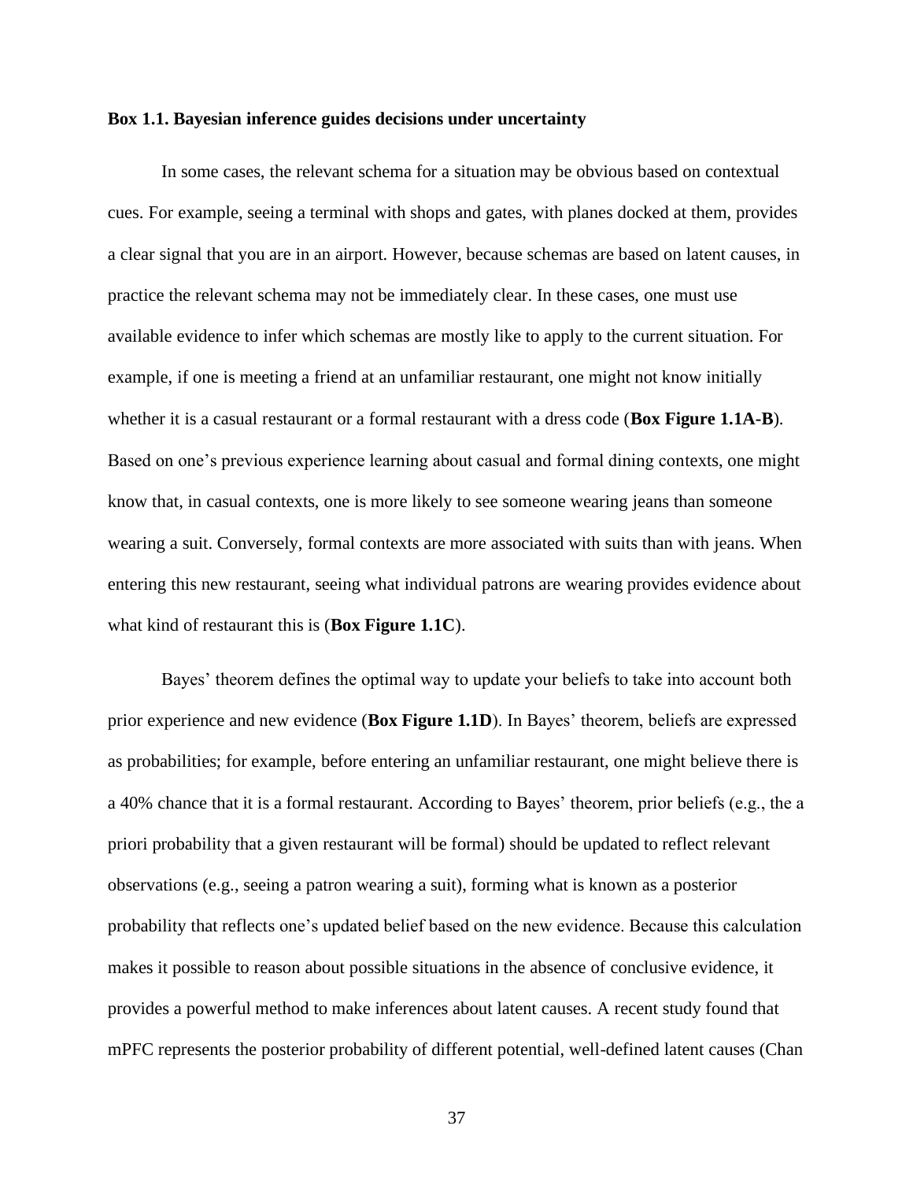**Box 1.1. Bayesian inference guides decisions under uncertainty**

In some cases, the relevant schema for a situation may be obvious based on contextual cues. For example, seeing a terminal with shops and gates, with planes docked at them, provides a clear signal that you are in an airport. However, because schemas are based on latent causes, in practice the relevant schema may not be immediately clear. In these cases, one must use available evidence to infer which schemas are mostly like to apply to the current situation. For example, if one is meeting a friend at an unfamiliar restaurant, one might not know initially whether it is a casual restaurant or a formal restaurant with a dress code (**Box Figure 1.1A-B**). Based on one's previous experience learning about casual and formal dining contexts, one might know that, in casual contexts, one is more likely to see someone wearing jeans than someone wearing a suit. Conversely, formal contexts are more associated with suits than with jeans. When entering this new restaurant, seeing what individual patrons are wearing provides evidence about what kind of restaurant this is (**Box Figure 1.1C**).

Bayes' theorem defines the optimal way to update your beliefs to take into account both prior experience and new evidence (**Box Figure 1.1D**). In Bayes' theorem, beliefs are expressed as probabilities; for example, before entering an unfamiliar restaurant, one might believe there is a 40% chance that it is a formal restaurant. According to Bayes' theorem, prior beliefs (e.g., the a priori probability that a given restaurant will be formal) should be updated to reflect relevant observations (e.g., seeing a patron wearing a suit), forming what is known as a posterior probability that reflects one's updated belief based on the new evidence. Because this calculation makes it possible to reason about possible situations in the absence of conclusive evidence, it provides a powerful method to make inferences about latent causes. A recent study found that mPFC represents the posterior probability of different potential, well-defined latent causes (Chan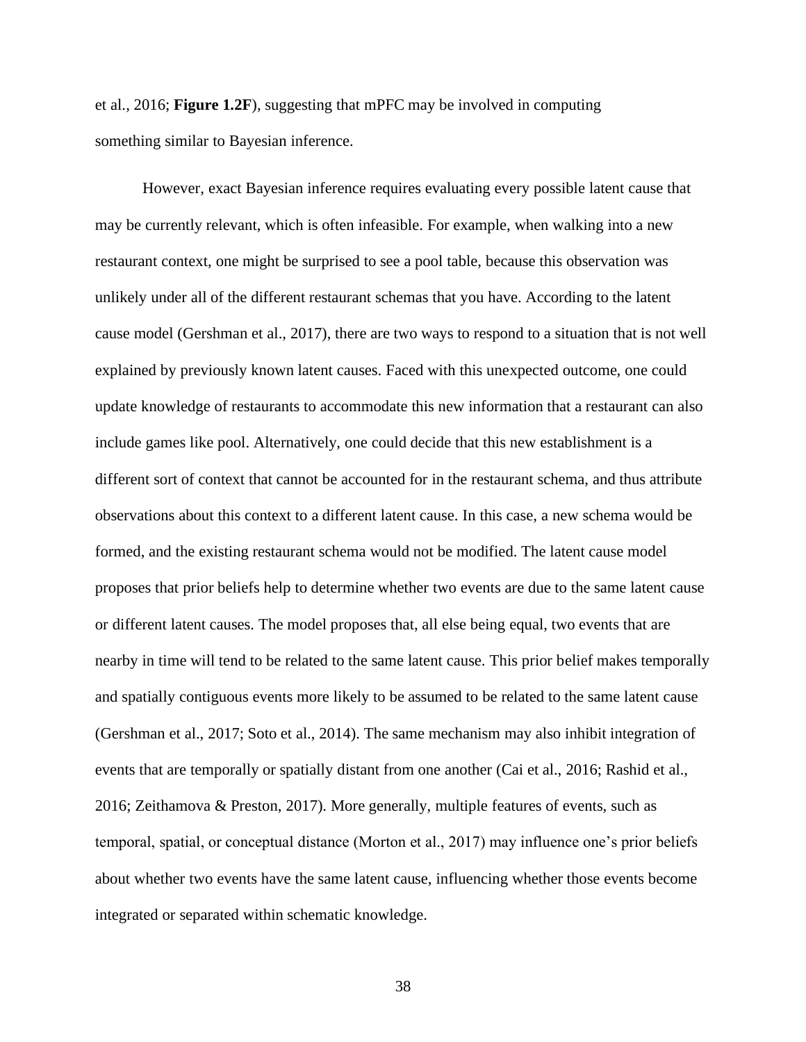et al., 2016; **Figure 1.2F**), suggesting that mPFC may be involved in computing something similar to Bayesian inference.

However, exact Bayesian inference requires evaluating every possible latent cause that may be currently relevant, which is often infeasible. For example, when walking into a new restaurant context, one might be surprised to see a pool table, because this observation was unlikely under all of the different restaurant schemas that you have. According to the latent cause model (Gershman et al., 2017), there are two ways to respond to a situation that is not well explained by previously known latent causes. Faced with this unexpected outcome, one could update knowledge of restaurants to accommodate this new information that a restaurant can also include games like pool. Alternatively, one could decide that this new establishment is a different sort of context that cannot be accounted for in the restaurant schema, and thus attribute observations about this context to a different latent cause. In this case, a new schema would be formed, and the existing restaurant schema would not be modified. The latent cause model proposes that prior beliefs help to determine whether two events are due to the same latent cause or different latent causes. The model proposes that, all else being equal, two events that are nearby in time will tend to be related to the same latent cause. This prior belief makes temporally and spatially contiguous events more likely to be assumed to be related to the same latent cause (Gershman et al., 2017; Soto et al., 2014). The same mechanism may also inhibit integration of events that are temporally or spatially distant from one another (Cai et al., 2016; Rashid et al., 2016; Zeithamova & Preston, 2017). More generally, multiple features of events, such as temporal, spatial, or conceptual distance (Morton et al., 2017) may influence one's prior beliefs about whether two events have the same latent cause, influencing whether those events become integrated or separated within schematic knowledge.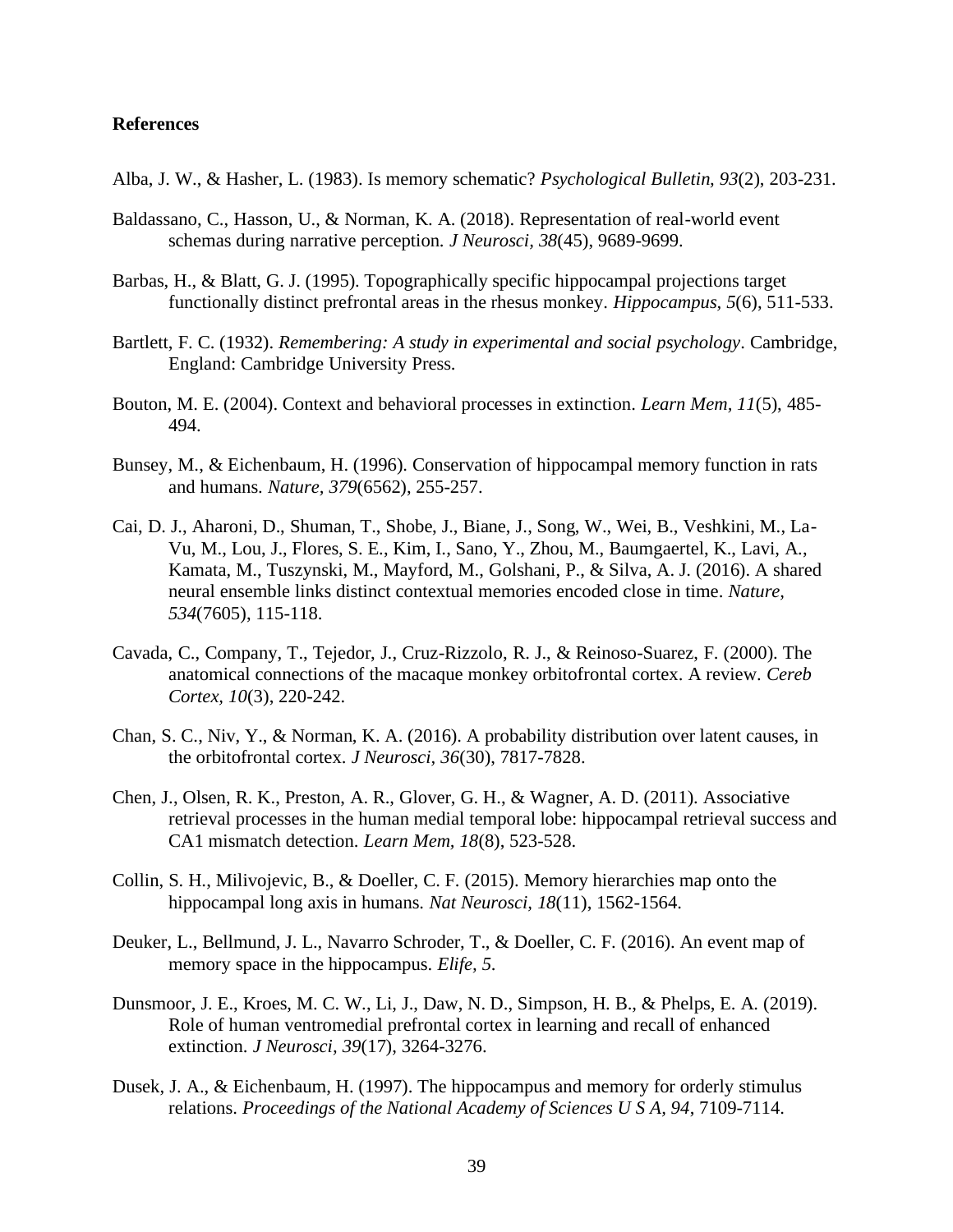**References**

Alba, J. W., & Hasher, L. (1983). Is memory schematic? *Psychological Bulletin, 93*(2), 203-231.

Baldassano, C., Hasson, U., & Norman, K. A. (2018). Representation of real-world event schemas during narrative perception. *J Neurosci, 38*(45), 9689-9699.

Barbas, H., & Blatt, G. J. (1995). Topographically specific hippocampal projections target functionally distinct prefrontal areas in the rhesus monkey. *Hippocampus, 5*(6), 511-533.

Bartlett, F. C. (1932). *Remembering: A study in experimental and social psychology*. Cambridge, England: Cambridge University Press.

Bouton, M. E. (2004). Context and behavioral processes in extinction. *Learn Mem, 11*(5), 485-494.

Bunsey, M., & Eichenbaum, H. (1996). Conservation of hippocampal memory function in rats and humans. *Nature, 379*(6562), 255-257.

Cai, D. J., Aharoni, D., Shuman, T., Shobe, J., Biane, J., Song, W., Wei, B., Veshkini, M., La-Vu, M., Lou, J., Flores, S. E., Kim, I., Sano, Y., Zhou, M., Baumgaertel, K., Lavi, A., Kamata, M., Tuszynski, M., Mayford, M., Golshani, P., & Silva, A. J. (2016). A shared neural ensemble links distinct contextual memories encoded close in time. *Nature, 534*(7605), 115-118.

Cavada, C., Company, T., Tejedor, J., Cruz-Rizzolo, R. J., & Reinoso-Suarez, F. (2000). The anatomical connections of the macaque monkey orbitofrontal cortex. A review. *Cereb Cortex, 10*(3), 220-242.

Chan, S. C., Niv, Y., & Norman, K. A. (2016). A probability distribution over latent causes, in the orbitofrontal cortex. *J Neurosci, 36*(30), 7817-7828.

Chen, J., Olsen, R. K., Preston, A. R., Glover, G. H., & Wagner, A. D. (2011). Associative retrieval processes in the human medial temporal lobe: hippocampal retrieval success and CA1 mismatch detection. *Learn Mem, 18*(8), 523-528.

Collin, S. H., Milivojevic, B., & Doeller, C. F. (2015). Memory hierarchies map onto the hippocampal long axis in humans. *Nat Neurosci, 18*(11), 1562-1564.

Deuker, L., Bellmund, J. L., Navarro Schroder, T., & Doeller, C. F. (2016). An event map of memory space in the hippocampus. *Elife, 5*.

Dunsmoor, J. E., Kroes, M. C. W., Li, J., Daw, N. D., Simpson, H. B., & Phelps, E. A. (2019). Role of human ventromedial prefrontal cortex in learning and recall of enhanced extinction. *J Neurosci, 39*(17), 3264-3276.

Dusek, J. A., & Eichenbaum, H. (1997). The hippocampus and memory for orderly stimulus relations. *Proceedings of the National Academy of Sciences U S A, 94*, 7109-7114.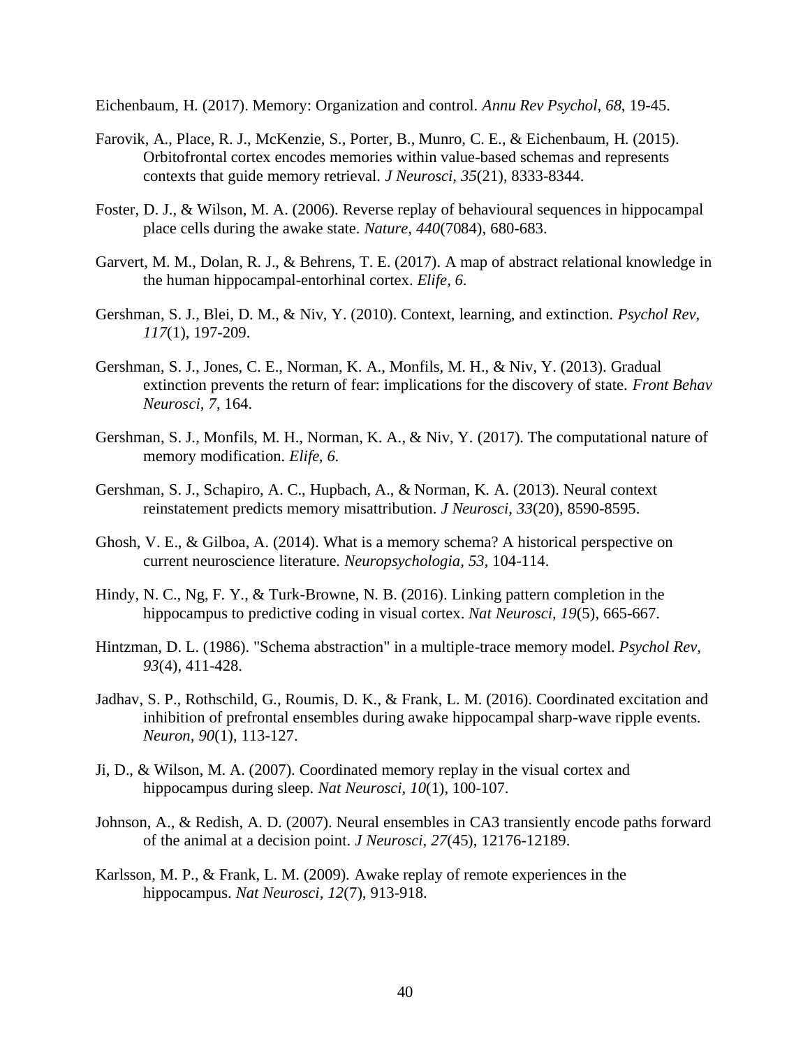Eichenbaum, H. (2017). Memory: Organization and control. *Annu Rev Psychol, 68*, 19-45.

Farovik, A., Place, R. J., McKenzie, S., Porter, B., Munro, C. E., & Eichenbaum, H. (2015). Orbitofrontal cortex encodes memories within value-based schemas and represents contexts that guide memory retrieval. *J Neurosci, 35*(21), 8333-8344.

Foster, D. J., & Wilson, M. A. (2006). Reverse replay of behavioural sequences in hippocampal place cells during the awake state. *Nature, 440*(7084), 680-683.

Garvert, M. M., Dolan, R. J., & Behrens, T. E. (2017). A map of abstract relational knowledge in the human hippocampal-entorhinal cortex. *Elife, 6*.

Gershman, S. J., Blei, D. M., & Niv, Y. (2010). Context, learning, and extinction. *Psychol Rev, 117*(1), 197-209.

Gershman, S. J., Jones, C. E., Norman, K. A., Monfils, M. H., & Niv, Y. (2013). Gradual extinction prevents the return of fear: implications for the discovery of state. *Front Behav Neurosci, 7*, 164.

Gershman, S. J., Monfils, M. H., Norman, K. A., & Niv, Y. (2017). The computational nature of memory modification. *Elife, 6*.

Gershman, S. J., Schapiro, A. C., Hupbach, A., & Norman, K. A. (2013). Neural context reinstatement predicts memory misattribution. *J Neurosci, 33*(20), 8590-8595.

Ghosh, V. E., & Gilboa, A. (2014). What is a memory schema? A historical perspective on current neuroscience literature. *Neuropsychologia, 53*, 104-114.

Hindy, N. C., Ng, F. Y., & Turk-Browne, N. B. (2016). Linking pattern completion in the hippocampus to predictive coding in visual cortex. *Nat Neurosci, 19*(5), 665-667.

Hintzman, D. L. (1986). "Schema abstraction" in a multiple-trace memory model. *Psychol Rev, 93*(4), 411-428.

Jadhav, S. P., Rothschild, G., Roumis, D. K., & Frank, L. M. (2016). Coordinated excitation and inhibition of prefrontal ensembles during awake hippocampal sharp-wave ripple events. *Neuron, 90*(1), 113-127.

Ji, D., & Wilson, M. A. (2007). Coordinated memory replay in the visual cortex and hippocampus during sleep. *Nat Neurosci, 10*(1), 100-107.

Johnson, A., & Redish, A. D. (2007). Neural ensembles in CA3 transiently encode paths forward of the animal at a decision point. *J Neurosci, 27*(45), 12176-12189.

Karlsson, M. P., & Frank, L. M. (2009). Awake replay of remote experiences in the hippocampus. *Nat Neurosci, 12*(7), 913-918.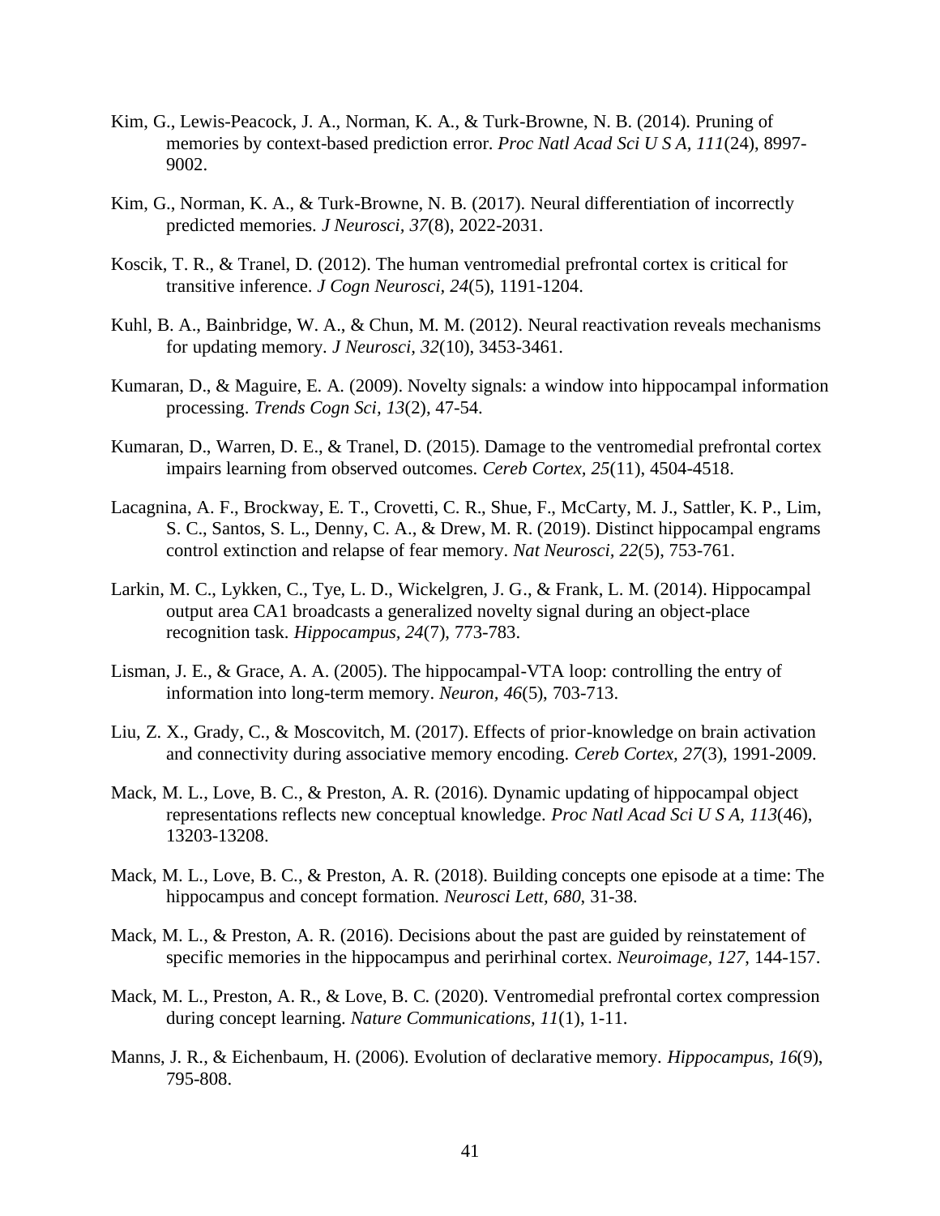Kim, G., Lewis-Peacock, J. A., Norman, K. A., & Turk-Browne, N. B. (2014). Pruning of memories by context-based prediction error. *Proc Natl Acad Sci U S A, 111*(24), 8997-9002.

Kim, G., Norman, K. A., & Turk-Browne, N. B. (2017). Neural differentiation of incorrectly predicted memories. *J Neurosci, 37*(8), 2022-2031.

Koscik, T. R., & Tranel, D. (2012). The human ventromedial prefrontal cortex is critical for transitive inference. *J Cogn Neurosci, 24*(5), 1191-1204.

Kuhl, B. A., Bainbridge, W. A., & Chun, M. M. (2012). Neural reactivation reveals mechanisms for updating memory. *J Neurosci, 32*(10), 3453-3461.

Kumaran, D., & Maguire, E. A. (2009). Novelty signals: a window into hippocampal information processing. *Trends Cogn Sci, 13*(2), 47-54.

Kumaran, D., Warren, D. E., & Tranel, D. (2015). Damage to the ventromedial prefrontal cortex impairs learning from observed outcomes. *Cereb Cortex, 25*(11), 4504-4518.

Lacagnina, A. F., Brockway, E. T., Crovetti, C. R., Shue, F., McCarty, M. J., Sattler, K. P., Lim, S. C., Santos, S. L., Denny, C. A., & Drew, M. R. (2019). Distinct hippocampal engrams control extinction and relapse of fear memory. *Nat Neurosci, 22*(5), 753-761.

Larkin, M. C., Lykken, C., Tye, L. D., Wickelgren, J. G., & Frank, L. M. (2014). Hippocampal output area CA1 broadcasts a generalized novelty signal during an object-place recognition task. *Hippocampus, 24*(7), 773-783.

Lisman, J. E., & Grace, A. A. (2005). The hippocampal-VTA loop: controlling the entry of information into long-term memory. *Neuron, 46*(5), 703-713.

Liu, Z. X., Grady, C., & Moscovitch, M. (2017). Effects of prior-knowledge on brain activation and connectivity during associative memory encoding. *Cereb Cortex, 27*(3), 1991-2009.

Mack, M. L., Love, B. C., & Preston, A. R. (2016). Dynamic updating of hippocampal object representations reflects new conceptual knowledge. *Proc Natl Acad Sci U S A, 113*(46), 13203-13208.

Mack, M. L., Love, B. C., & Preston, A. R. (2018). Building concepts one episode at a time: The hippocampus and concept formation. *Neurosci Lett, 680*, 31-38.

Mack, M. L., & Preston, A. R. (2016). Decisions about the past are guided by reinstatement of specific memories in the hippocampus and perirhinal cortex. *Neuroimage, 127*, 144-157.

Mack, M. L., Preston, A. R., & Love, B. C. (2020). Ventromedial prefrontal cortex compression during concept learning. *Nature Communications, 11*(1), 1-11.

Manns, J. R., & Eichenbaum, H. (2006). Evolution of declarative memory. *Hippocampus, 16*(9), 795-808.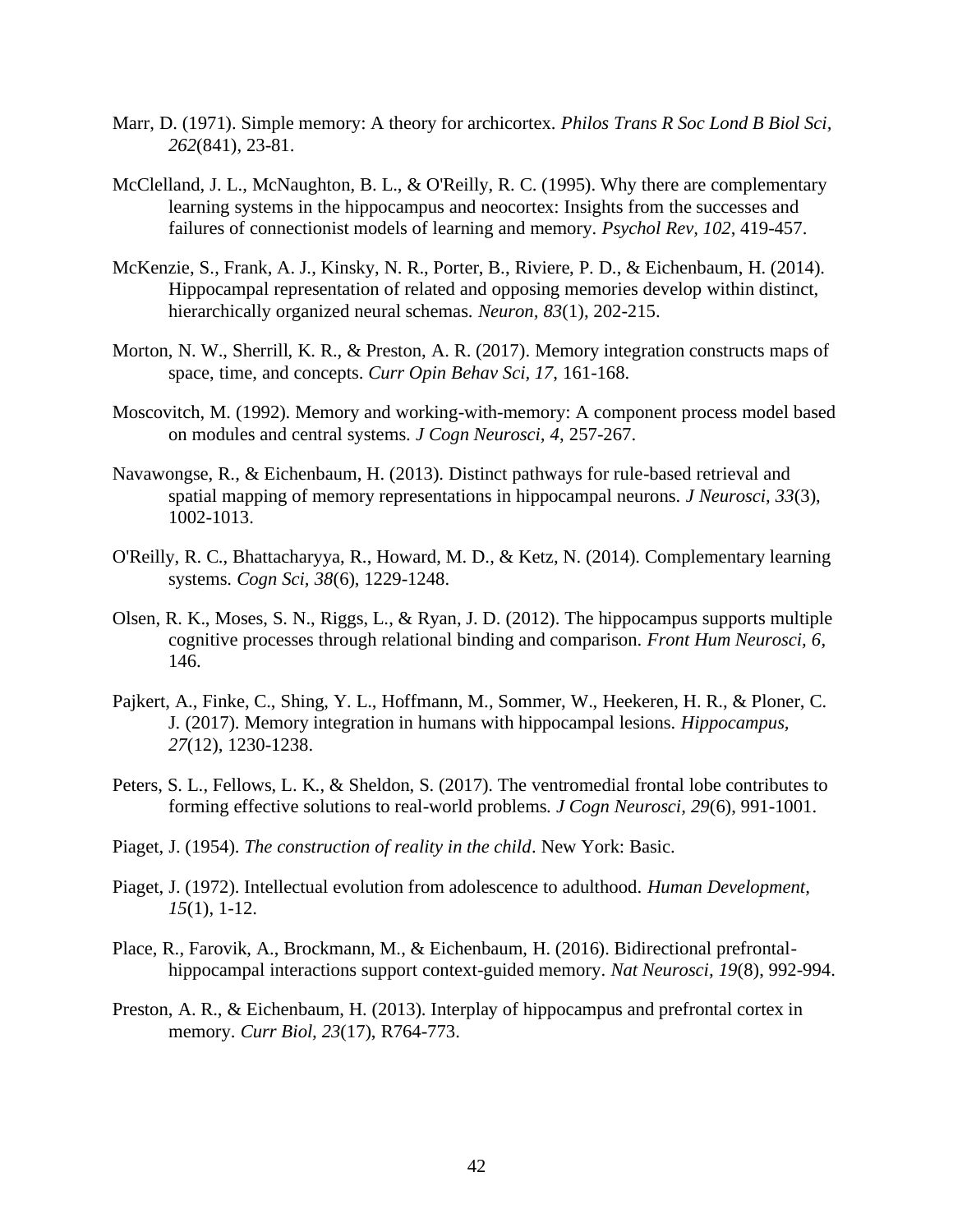Marr, D. (1971). Simple memory: A theory for archicortex. *Philos Trans R Soc Lond B Biol Sci, 262*(841), 23-81.

McClelland, J. L., McNaughton, B. L., & O'Reilly, R. C. (1995). Why there are complementary learning systems in the hippocampus and neocortex: Insights from the successes and failures of connectionist models of learning and memory. *Psychol Rev, 102*, 419-457.

McKenzie, S., Frank, A. J., Kinsky, N. R., Porter, B., Riviere, P. D., & Eichenbaum, H. (2014). Hippocampal representation of related and opposing memories develop within distinct, hierarchically organized neural schemas. *Neuron, 83*(1), 202-215.

Morton, N. W., Sherrill, K. R., & Preston, A. R. (2017). Memory integration constructs maps of space, time, and concepts. *Curr Opin Behav Sci, 17*, 161-168.

Moscovitch, M. (1992). Memory and working-with-memory: A component process model based on modules and central systems. *J Cogn Neurosci, 4*, 257-267.

Navawongse, R., & Eichenbaum, H. (2013). Distinct pathways for rule-based retrieval and spatial mapping of memory representations in hippocampal neurons. *J Neurosci, 33*(3), 1002-1013.

O'Reilly, R. C., Bhattacharyya, R., Howard, M. D., & Ketz, N. (2014). Complementary learning systems. *Cogn Sci, 38*(6), 1229-1248.

Olsen, R. K., Moses, S. N., Riggs, L., & Ryan, J. D. (2012). The hippocampus supports multiple cognitive processes through relational binding and comparison. *Front Hum Neurosci, 6*, 146.

Pajkert, A., Finke, C., Shing, Y. L., Hoffmann, M., Sommer, W., Heekeren, H. R., & Ploner, C. J. (2017). Memory integration in humans with hippocampal lesions. *Hippocampus, 27*(12), 1230-1238.

Peters, S. L., Fellows, L. K., & Sheldon, S. (2017). The ventromedial frontal lobe contributes to forming effective solutions to real-world problems. *J Cogn Neurosci, 29*(6), 991-1001.

Piaget, J. (1954). *The construction of reality in the child*. New York: Basic.

Piaget, J. (1972). Intellectual evolution from adolescence to adulthood. *Human Development, 15*(1), 1-12.

Place, R., Farovik, A., Brockmann, M., & Eichenbaum, H. (2016). Bidirectional prefrontal-hippocampal interactions support context-guided memory. *Nat Neurosci, 19*(8), 992-994.

Preston, A. R., & Eichenbaum, H. (2013). Interplay of hippocampus and prefrontal cortex in memory. *Curr Biol, 23*(17), R764-773.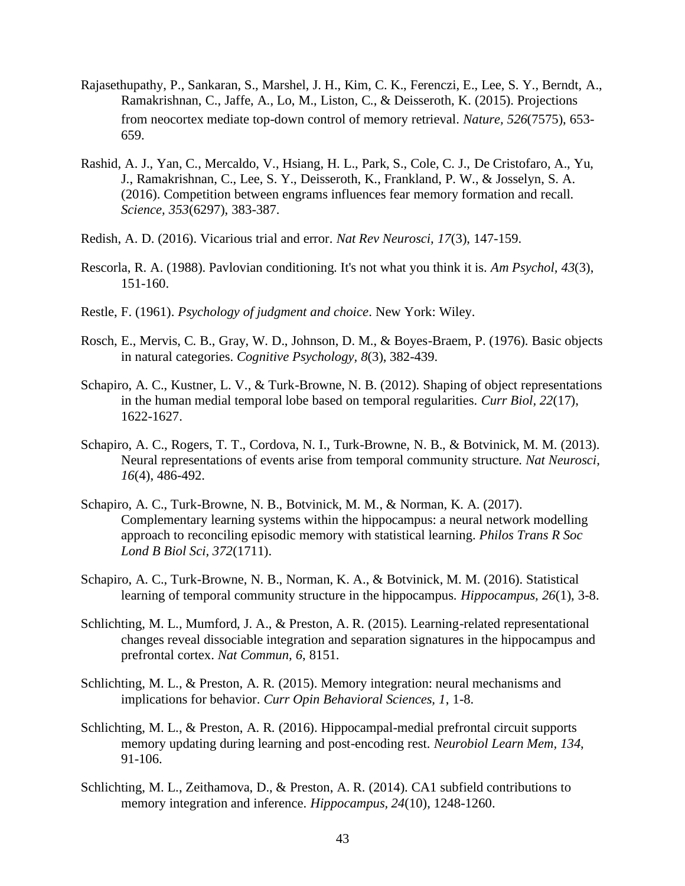Rajasethupathy, P., Sankaran, S., Marshel, J. H., Kim, C. K., Ferenczi, E., Lee, S. Y., Berndt, A., Ramakrishnan, C., Jaffe, A., Lo, M., Liston, C., & Deisseroth, K. (2015). Projections from neocortex mediate top-down control of memory retrieval. *Nature, 526*(7575), 653-659.

Rashid, A. J., Yan, C., Mercaldo, V., Hsiang, H. L., Park, S., Cole, C. J., De Cristofaro, A., Yu, J., Ramakrishnan, C., Lee, S. Y., Deisseroth, K., Frankland, P. W., & Josselyn, S. A. (2016). Competition between engrams influences fear memory formation and recall. *Science, 353*(6297), 383-387.

Redish, A. D. (2016). Vicarious trial and error. *Nat Rev Neurosci, 17*(3), 147-159.

Rescorla, R. A. (1988). Pavlovian conditioning. It's not what you think it is. *Am Psychol, 43*(3), 151-160.

Restle, F. (1961). *Psychology of judgment and choice*. New York: Wiley.

Rosch, E., Mervis, C. B., Gray, W. D., Johnson, D. M., & Boyes-Braem, P. (1976). Basic objects in natural categories. *Cognitive Psychology, 8*(3), 382-439.

Schapiro, A. C., Kustner, L. V., & Turk-Browne, N. B. (2012). Shaping of object representations in the human medial temporal lobe based on temporal regularities. *Curr Biol, 22*(17), 1622-1627.

Schapiro, A. C., Rogers, T. T., Cordova, N. I., Turk-Browne, N. B., & Botvinick, M. M. (2013). Neural representations of events arise from temporal community structure. *Nat Neurosci, 16*(4), 486-492.

Schapiro, A. C., Turk-Browne, N. B., Botvinick, M. M., & Norman, K. A. (2017). Complementary learning systems within the hippocampus: a neural network modelling approach to reconciling episodic memory with statistical learning. *Philos Trans R Soc Lond B Biol Sci, 372*(1711).

Schapiro, A. C., Turk-Browne, N. B., Norman, K. A., & Botvinick, M. M. (2016). Statistical learning of temporal community structure in the hippocampus. *Hippocampus, 26*(1), 3-8.

Schlichting, M. L., Mumford, J. A., & Preston, A. R. (2015). Learning-related representational changes reveal dissociable integration and separation signatures in the hippocampus and prefrontal cortex. *Nat Commun, 6*, 8151.

Schlichting, M. L., & Preston, A. R. (2015). Memory integration: neural mechanisms and implications for behavior. *Curr Opin Behavioral Sciences, 1*, 1-8.

Schlichting, M. L., & Preston, A. R. (2016). Hippocampal-medial prefrontal circuit supports memory updating during learning and post-encoding rest. *Neurobiol Learn Mem, 134*, 91-106.

Schlichting, M. L., Zeithamova, D., & Preston, A. R. (2014). CA1 subfield contributions to memory integration and inference. *Hippocampus, 24*(10), 1248-1260.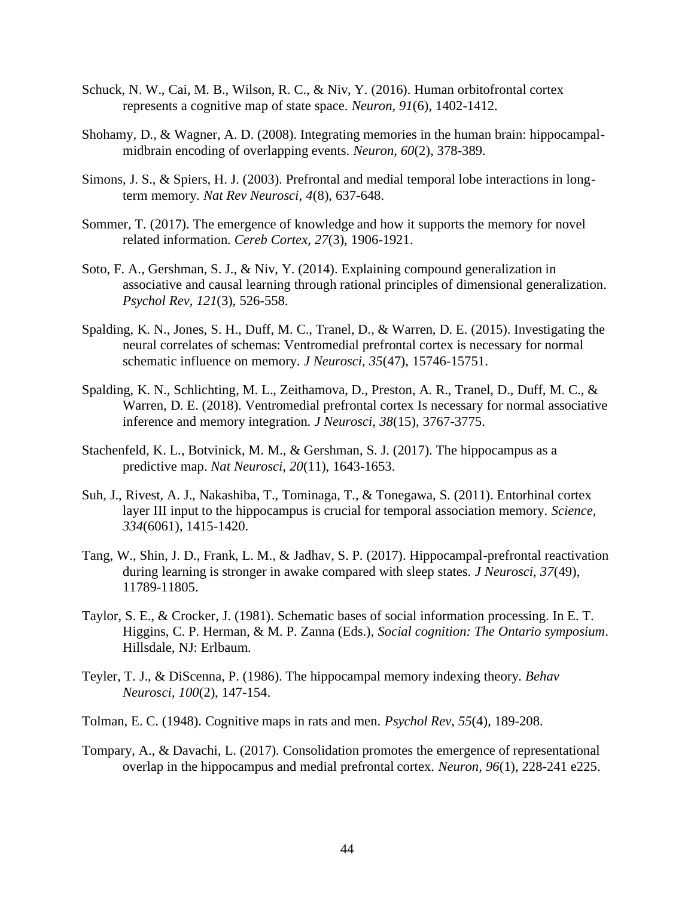Schuck, N. W., Cai, M. B., Wilson, R. C., & Niv, Y. (2016). Human orbitofrontal cortex represents a cognitive map of state space. *Neuron, 91*(6), 1402-1412.

Shohamy, D., & Wagner, A. D. (2008). Integrating memories in the human brain: hippocampal-midbrain encoding of overlapping events. *Neuron, 60*(2), 378-389.

Simons, J. S., & Spiers, H. J. (2003). Prefrontal and medial temporal lobe interactions in long-term memory. *Nat Rev Neurosci, 4*(8), 637-648.

Sommer, T. (2017). The emergence of knowledge and how it supports the memory for novel related information. *Cereb Cortex, 27*(3), 1906-1921.

Soto, F. A., Gershman, S. J., & Niv, Y. (2014). Explaining compound generalization in associative and causal learning through rational principles of dimensional generalization. *Psychol Rev, 121*(3), 526-558.

Spalding, K. N., Jones, S. H., Duff, M. C., Tranel, D., & Warren, D. E. (2015). Investigating the neural correlates of schemas: Ventromedial prefrontal cortex is necessary for normal schematic influence on memory. *J Neurosci, 35*(47), 15746-15751.

Spalding, K. N., Schlichting, M. L., Zeithamova, D., Preston, A. R., Tranel, D., Duff, M. C., & Warren, D. E. (2018). Ventromedial prefrontal cortex Is necessary for normal associative inference and memory integration. *J Neurosci, 38*(15), 3767-3775.

Stachenfeld, K. L., Botvinick, M. M., & Gershman, S. J. (2017). The hippocampus as a predictive map. *Nat Neurosci, 20*(11), 1643-1653.

Suh, J., Rivest, A. J., Nakashiba, T., Tominaga, T., & Tonegawa, S. (2011). Entorhinal cortex layer III input to the hippocampus is crucial for temporal association memory. *Science, 334*(6061), 1415-1420.

Tang, W., Shin, J. D., Frank, L. M., & Jadhav, S. P. (2017). Hippocampal-prefrontal reactivation during learning is stronger in awake compared with sleep states. *J Neurosci, 37*(49), 11789-11805.

Taylor, S. E., & Crocker, J. (1981). Schematic bases of social information processing. In E. T. Higgins, C. P. Herman, & M. P. Zanna (Eds.), *Social cognition: The Ontario symposium*. Hillsdale, NJ: Erlbaum.

Teyler, T. J., & DiScenna, P. (1986). The hippocampal memory indexing theory. *Behav Neurosci, 100*(2), 147-154.

Tolman, E. C. (1948). Cognitive maps in rats and men. *Psychol Rev, 55*(4), 189-208.

Tompary, A., & Davachi, L. (2017). Consolidation promotes the emergence of representational overlap in the hippocampus and medial prefrontal cortex. *Neuron, 96*(1), 228-241 e225.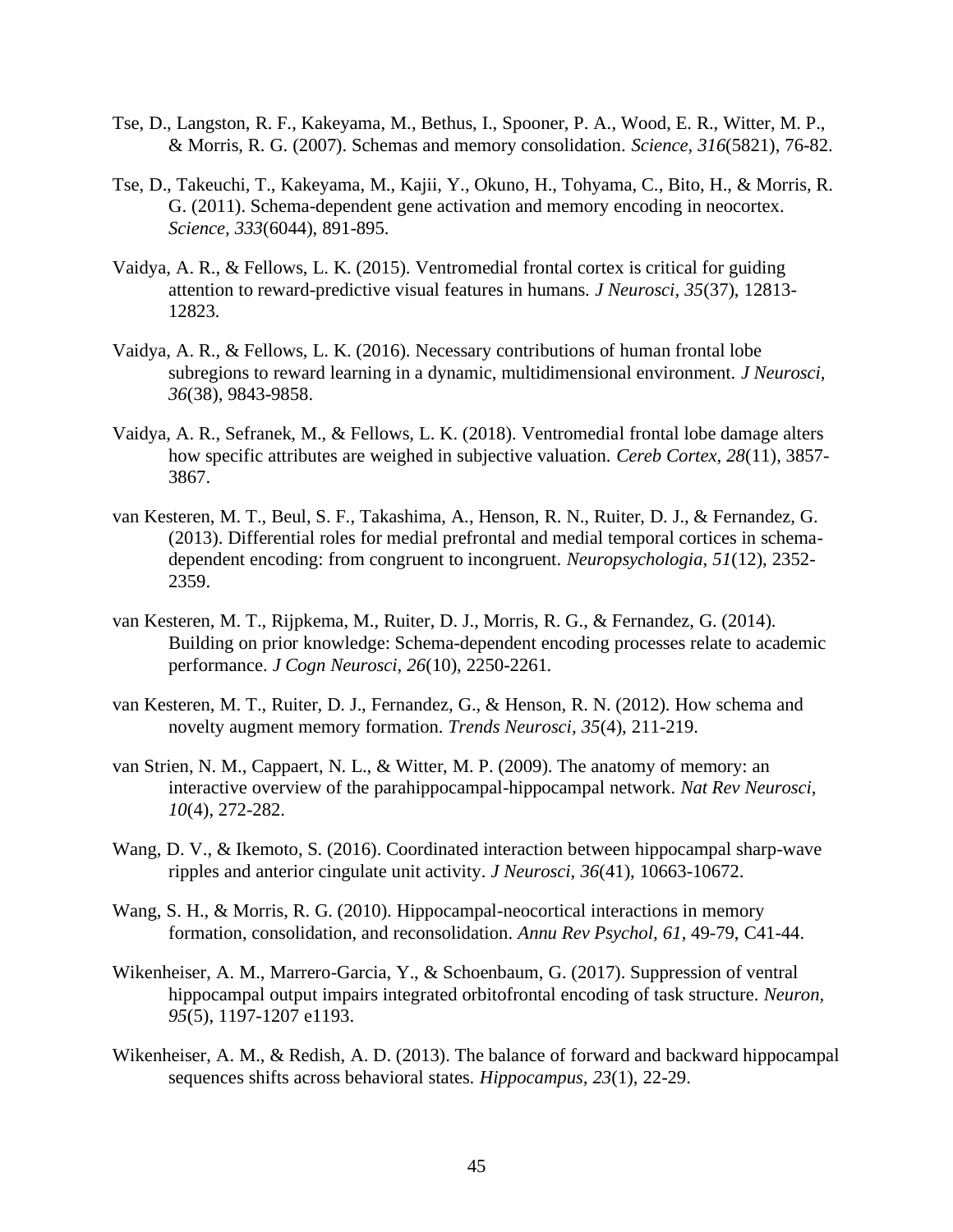Tse, D., Langston, R. F., Kakeyama, M., Bethus, I., Spooner, P. A., Wood, E. R., Witter, M. P., & Morris, R. G. (2007). Schemas and memory consolidation. *Science, 316*(5821), 76-82.

Tse, D., Takeuchi, T., Kakeyama, M., Kajii, Y., Okuno, H., Tohyama, C., Bito, H., & Morris, R. G. (2011). Schema-dependent gene activation and memory encoding in neocortex. *Science, 333*(6044), 891-895.

Vaidya, A. R., & Fellows, L. K. (2015). Ventromedial frontal cortex is critical for guiding attention to reward-predictive visual features in humans. *J Neurosci, 35*(37), 12813-12823.

Vaidya, A. R., & Fellows, L. K. (2016). Necessary contributions of human frontal lobe subregions to reward learning in a dynamic, multidimensional environment. *J Neurosci, 36*(38), 9843-9858.

Vaidya, A. R., Sefranek, M., & Fellows, L. K. (2018). Ventromedial frontal lobe damage alters how specific attributes are weighed in subjective valuation. *Cereb Cortex, 28*(11), 3857-3867.

van Kesteren, M. T., Beul, S. F., Takashima, A., Henson, R. N., Ruiter, D. J., & Fernandez, G. (2013). Differential roles for medial prefrontal and medial temporal cortices in schema-dependent encoding: from congruent to incongruent. *Neuropsychologia, 51*(12), 2352-2359.

van Kesteren, M. T., Rijpkema, M., Ruiter, D. J., Morris, R. G., & Fernandez, G. (2014). Building on prior knowledge: Schema-dependent encoding processes relate to academic performance. *J Cogn Neurosci, 26*(10), 2250-2261.

van Kesteren, M. T., Ruiter, D. J., Fernandez, G., & Henson, R. N. (2012). How schema and novelty augment memory formation. *Trends Neurosci, 35*(4), 211-219.

van Strien, N. M., Cappaert, N. L., & Witter, M. P. (2009). The anatomy of memory: an interactive overview of the parahippocampal-hippocampal network. *Nat Rev Neurosci, 10*(4), 272-282.

Wang, D. V., & Ikemoto, S. (2016). Coordinated interaction between hippocampal sharp-wave ripples and anterior cingulate unit activity. *J Neurosci, 36*(41), 10663-10672.

Wang, S. H., & Morris, R. G. (2010). Hippocampal-neocortical interactions in memory formation, consolidation, and reconsolidation. *Annu Rev Psychol, 61*, 49-79, C41-44.

Wikenheiser, A. M., Marrero-Garcia, Y., & Schoenbaum, G. (2017). Suppression of ventral hippocampal output impairs integrated orbitofrontal encoding of task structure. *Neuron, 95*(5), 1197-1207 e1193.

Wikenheiser, A. M., & Redish, A. D. (2013). The balance of forward and backward hippocampal sequences shifts across behavioral states. *Hippocampus, 23*(1), 22-29.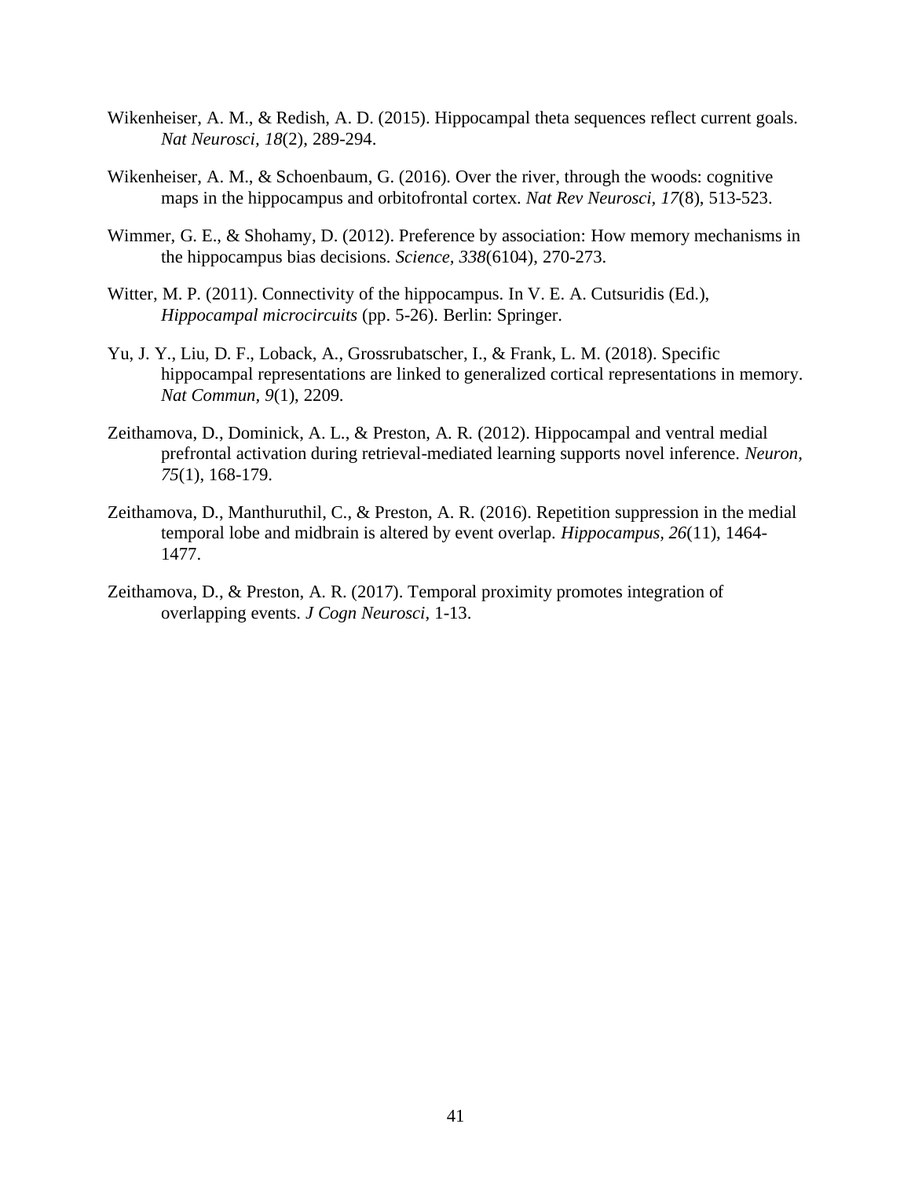Wikenheiser, A. M., & Redish, A. D. (2015). Hippocampal theta sequences reflect current goals. *Nat Neurosci, 18*(2), 289-294.

Wikenheiser, A. M., & Schoenbaum, G. (2016). Over the river, through the woods: cognitive maps in the hippocampus and orbitofrontal cortex. *Nat Rev Neurosci, 17*(8), 513-523.

Wimmer, G. E., & Shohamy, D. (2012). Preference by association: How memory mechanisms in the hippocampus bias decisions. *Science, 338*(6104), 270-273.

Witter, M. P. (2011). Connectivity of the hippocampus. In V. E. A. Cutsuridis (Ed.), *Hippocampal microcircuits* (pp. 5-26). Berlin: Springer.

Yu, J. Y., Liu, D. F., Loback, A., Grossrubatscher, I., & Frank, L. M. (2018). Specific hippocampal representations are linked to generalized cortical representations in memory. *Nat Commun, 9*(1), 2209.

Zeithamova, D., Dominick, A. L., & Preston, A. R. (2012). Hippocampal and ventral medial prefrontal activation during retrieval-mediated learning supports novel inference. *Neuron, 75*(1), 168-179.

Zeithamova, D., Manthuruthil, C., & Preston, A. R. (2016). Repetition suppression in the medial temporal lobe and midbrain is altered by event overlap. *Hippocampus, 26*(11), 1464-1477.

Zeithamova, D., & Preston, A. R. (2017). Temporal proximity promotes integration of overlapping events. *J Cogn Neurosci*, 1-13.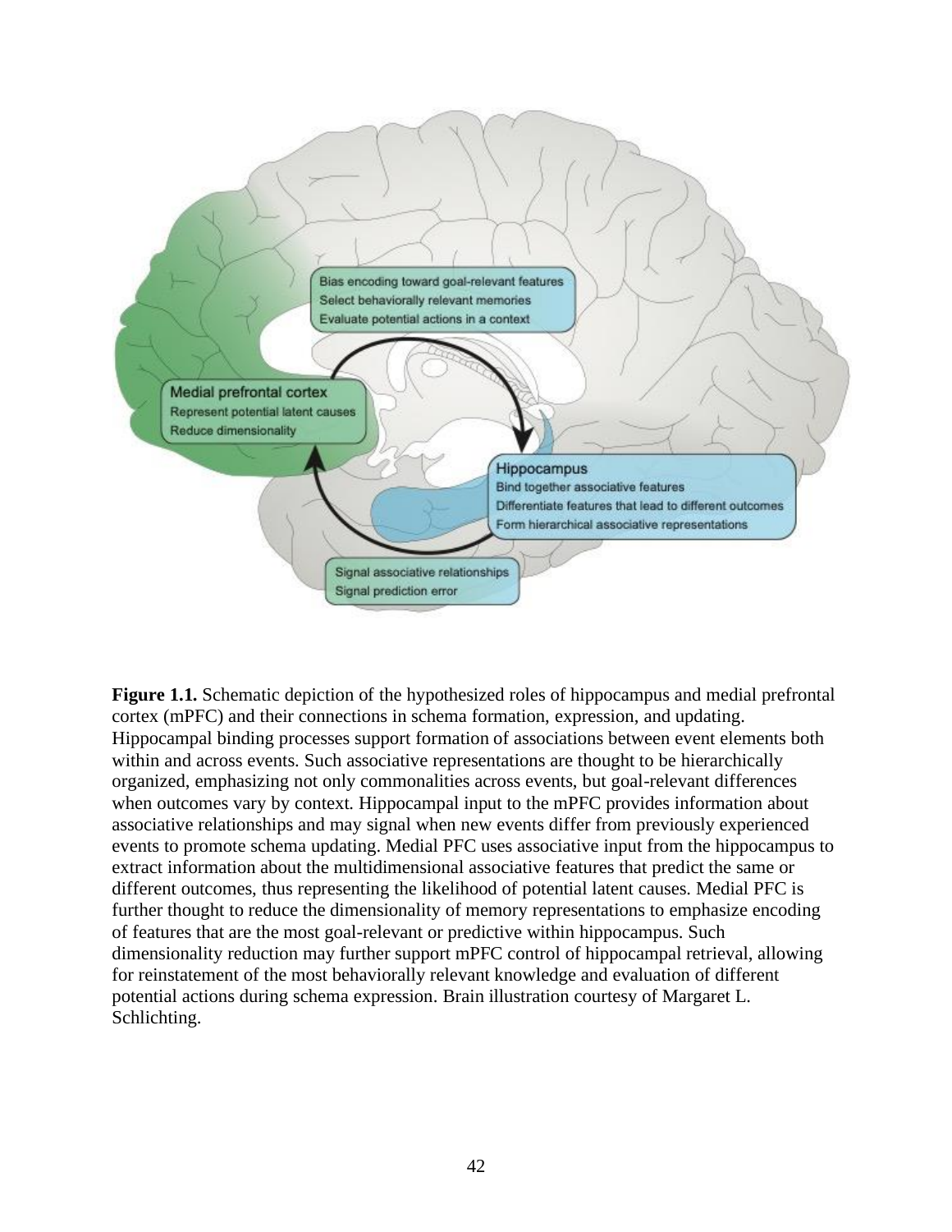**Figure 1.1.** Schematic depiction of the hypothesized roles of hippocampus and medial prefrontal cortex (mPFC) and their connections in schema formation, expression, and updating. Hippocampal binding processes support formation of associations between event elements both within and across events. Such associative representations are thought to be hierarchically organized, emphasizing not only commonalities across events, but goal-relevant differences when outcomes vary by context. Hippocampal input to the mPFC provides information about associative relationships and may signal when new events differ from previously experienced events to promote schema updating. Medial PFC uses associative input from the hippocampus to extract information about the multidimensional associative features that predict the same or different outcomes, thus representing the likelihood of potential latent causes. Medial PFC is further thought to reduce the dimensionality of memory representations to emphasize encoding of features that are the most goal-relevant or predictive within hippocampus. Such dimensionality reduction may further support mPFC control of hippocampal retrieval, allowing for reinstatement of the most behaviorally relevant knowledge and evaluation of different potential actions during schema expression. Brain illustration courtesy of Margaret L. Schlichting.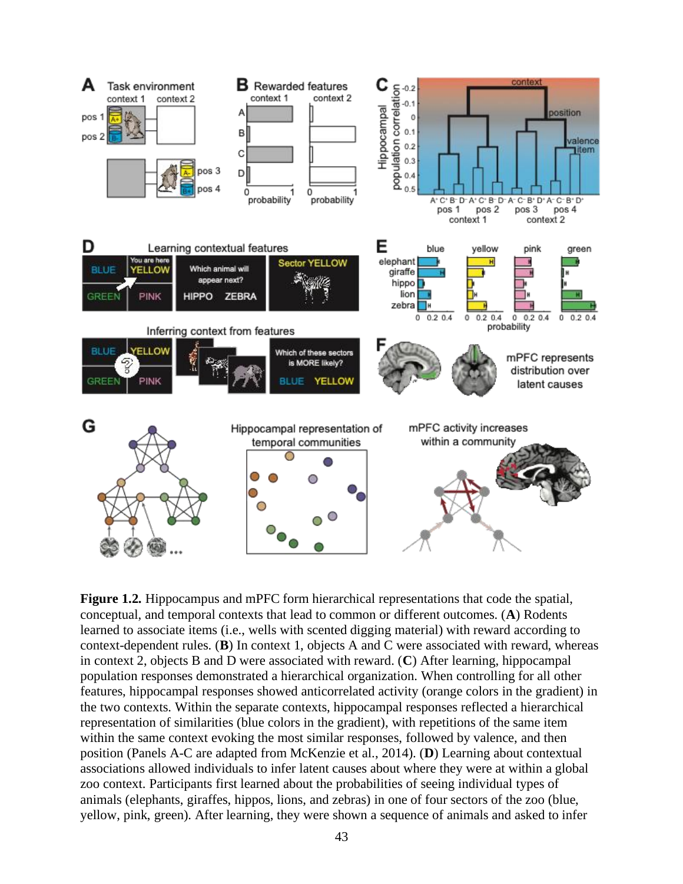**Figure 1.2.** Hippocampus and mPFC form hierarchical representations that code the spatial, conceptual, and temporal contexts that lead to common or different outcomes. (**A**) Rodents learned to associate items (i.e., wells with scented digging material) with reward according to context-dependent rules. (**B**) In context 1, objects A and C were associated with reward, whereas in context 2, objects B and D were associated with reward. (**C**) After learning, hippocampal population responses demonstrated a hierarchical organization. When controlling for all other features, hippocampal responses showed anticorrelated activity (orange colors in the gradient) in the two contexts. Within the separate contexts, hippocampal responses reflected a hierarchical representation of similarities (blue colors in the gradient), with repetitions of the same item within the same context evoking the most similar responses, followed by valence, and then position (Panels A-C are adapted from McKenzie et al., 2014). (**D**) Learning about contextual associations allowed individuals to infer latent causes about where they were at within a global zoo context. Participants first learned about the probabilities of seeing individual types of animals (elephants, giraffes, hippos, lions, and zebras) in one of four sectors of the zoo (blue, yellow, pink, green). After learning, they were shown a sequence of animals and asked to infer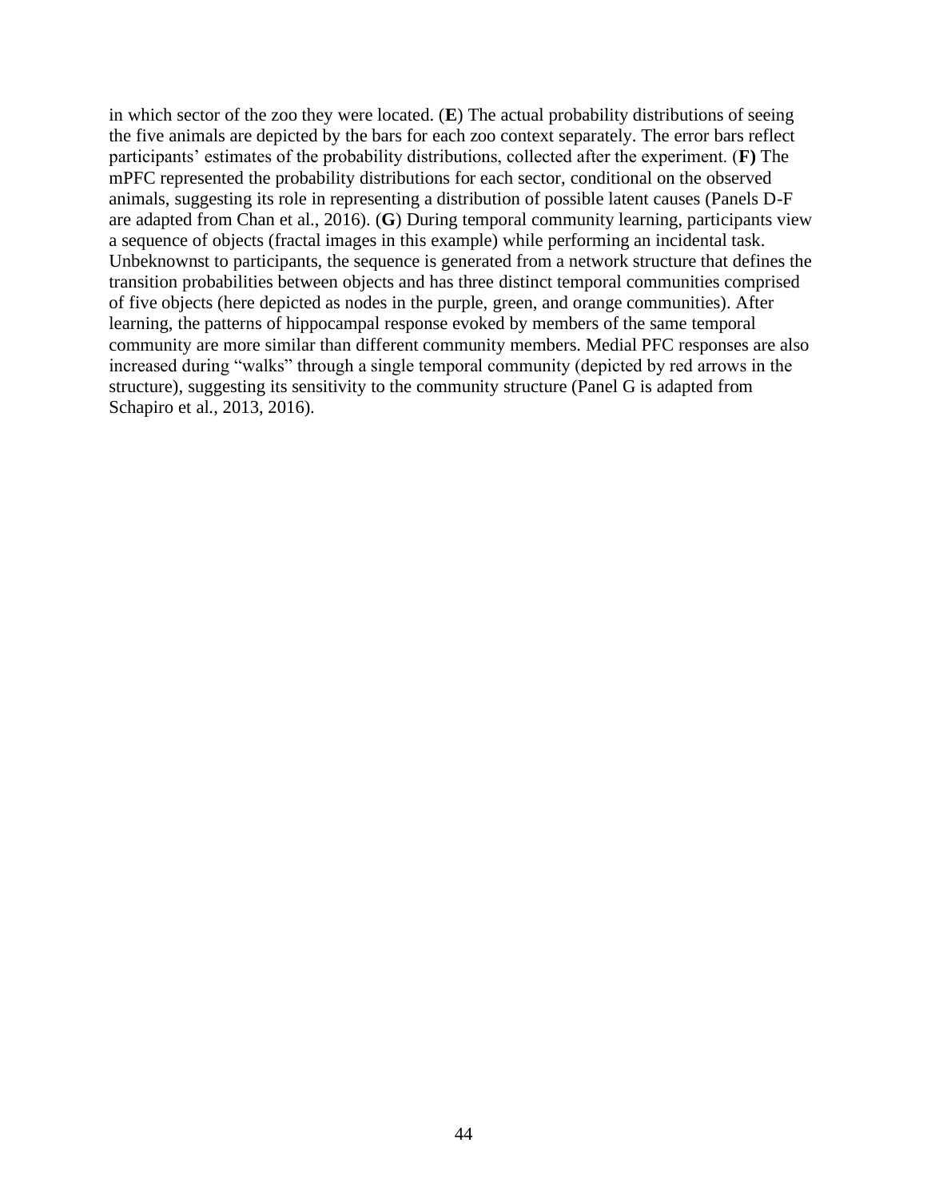in which sector of the zoo they were located. (**E**) The actual probability distributions of seeing the five animals are depicted by the bars for each zoo context separately. The error bars reflect participants' estimates of the probability distributions, collected after the experiment. (**F)** The mPFC represented the probability distributions for each sector, conditional on the observed animals, suggesting its role in representing a distribution of possible latent causes (Panels D-F are adapted from Chan et al., 2016). (**G**) During temporal community learning, participants view a sequence of objects (fractal images in this example) while performing an incidental task. Unbeknownst to participants, the sequence is generated from a network structure that defines the transition probabilities between objects and has three distinct temporal communities comprised of five objects (here depicted as nodes in the purple, green, and orange communities). After learning, the patterns of hippocampal response evoked by members of the same temporal community are more similar than different community members. Medial PFC responses are also increased during "walks" through a single temporal community (depicted by red arrows in the structure), suggesting its sensitivity to the community structure (Panel G is adapted from Schapiro et al., 2013, 2016).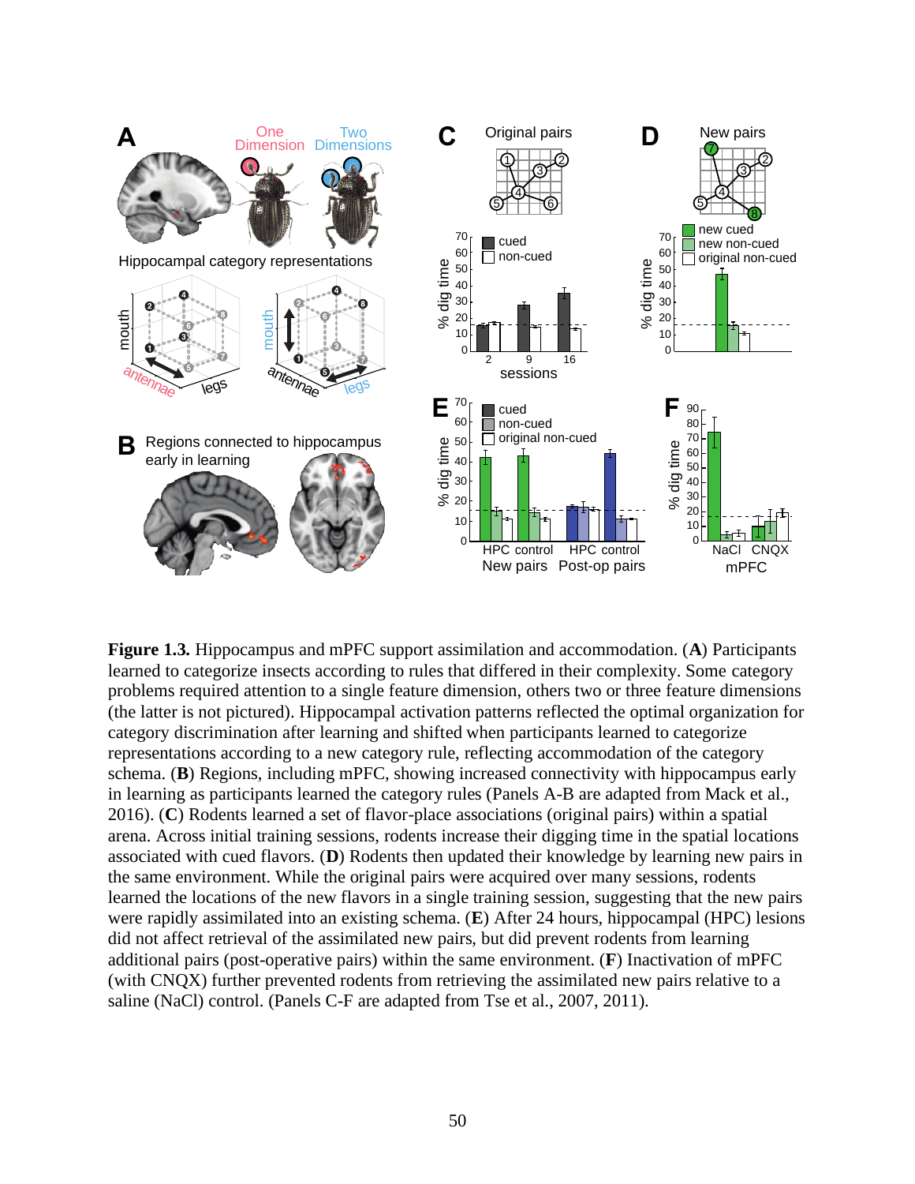**Figure 1.3.** Hippocampus and mPFC support assimilation and accommodation. (**A**) Participants learned to categorize insects according to rules that differed in their complexity. Some category problems required attention to a single feature dimension, others two or three feature dimensions (the latter is not pictured). Hippocampal activation patterns reflected the optimal organization for category discrimination after learning and shifted when participants learned to categorize representations according to a new category rule, reflecting accommodation of the category schema. (**B**) Regions, including mPFC, showing increased connectivity with hippocampus early in learning as participants learned the category rules (Panels A-B are adapted from Mack et al., 2016). (**C**) Rodents learned a set of flavor-place associations (original pairs) within a spatial arena. Across initial training sessions, rodents increase their digging time in the spatial locations associated with cued flavors. (**D**) Rodents then updated their knowledge by learning new pairs in the same environment. While the original pairs were acquired over many sessions, rodents learned the locations of the new flavors in a single training session, suggesting that the new pairs were rapidly assimilated into an existing schema. (**E**) After 24 hours, hippocampal (HPC) lesions did not affect retrieval of the assimilated new pairs, but did prevent rodents from learning additional pairs (post-operative pairs) within the same environment. (**F**) Inactivation of mPFC (with CNQX) further prevented rodents from retrieving the assimilated new pairs relative to a saline (NaCl) control. (Panels C-F are adapted from Tse et al., 2007, 2011).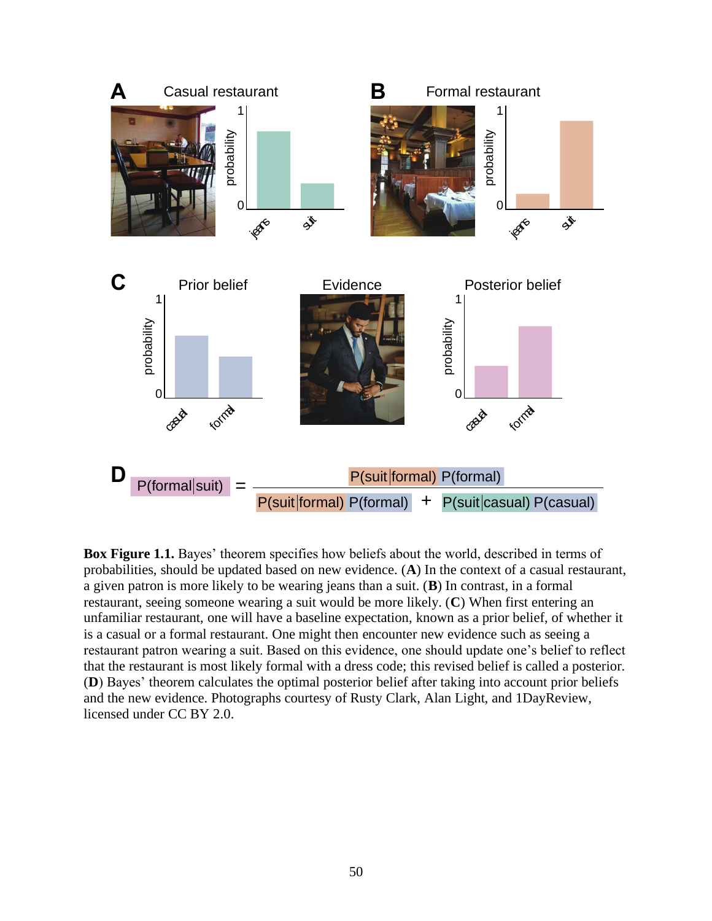**A** Casual restaurant

1

probability

0

jeans

suit

**B** Formal restaurant

1

probability

0

jeans

suit

**C** Prior belief

1

probability

0

casual

formal

Evidence

Posterior belief

1

probability

0

casual

formal

**D**

$$P(\text{formal}|\text{suit}) = \frac{P(\text{suit}|\text{formal})\,P(\text{formal})}{P(\text{suit}|\text{formal})\,P(\text{formal}) + P(\text{suit}|\text{casual})\,P(\text{casual})}$$

**Box Figure 1.1.** Bayes' theorem specifies how beliefs about the world, described in terms of probabilities, should be updated based on new evidence. (**A**) In the context of a casual restaurant, a given patron is more likely to be wearing jeans than a suit. (**B**) In contrast, in a formal restaurant, seeing someone wearing a suit would be more likely. (**C**) When first entering an unfamiliar restaurant, one will have a baseline expectation, known as a prior belief, of whether it is a casual or a formal restaurant. One might then encounter new evidence such as seeing a restaurant patron wearing a suit. Based on this evidence, one should update one's belief to reflect that the restaurant is most likely formal with a dress code; this revised belief is called a posterior. (**D**) Bayes' theorem calculates the optimal posterior belief after taking into account prior beliefs and the new evidence. Photographs courtesy of Rusty Clark, Alan Light, and 1DayReview, licensed under CC BY 2.0.